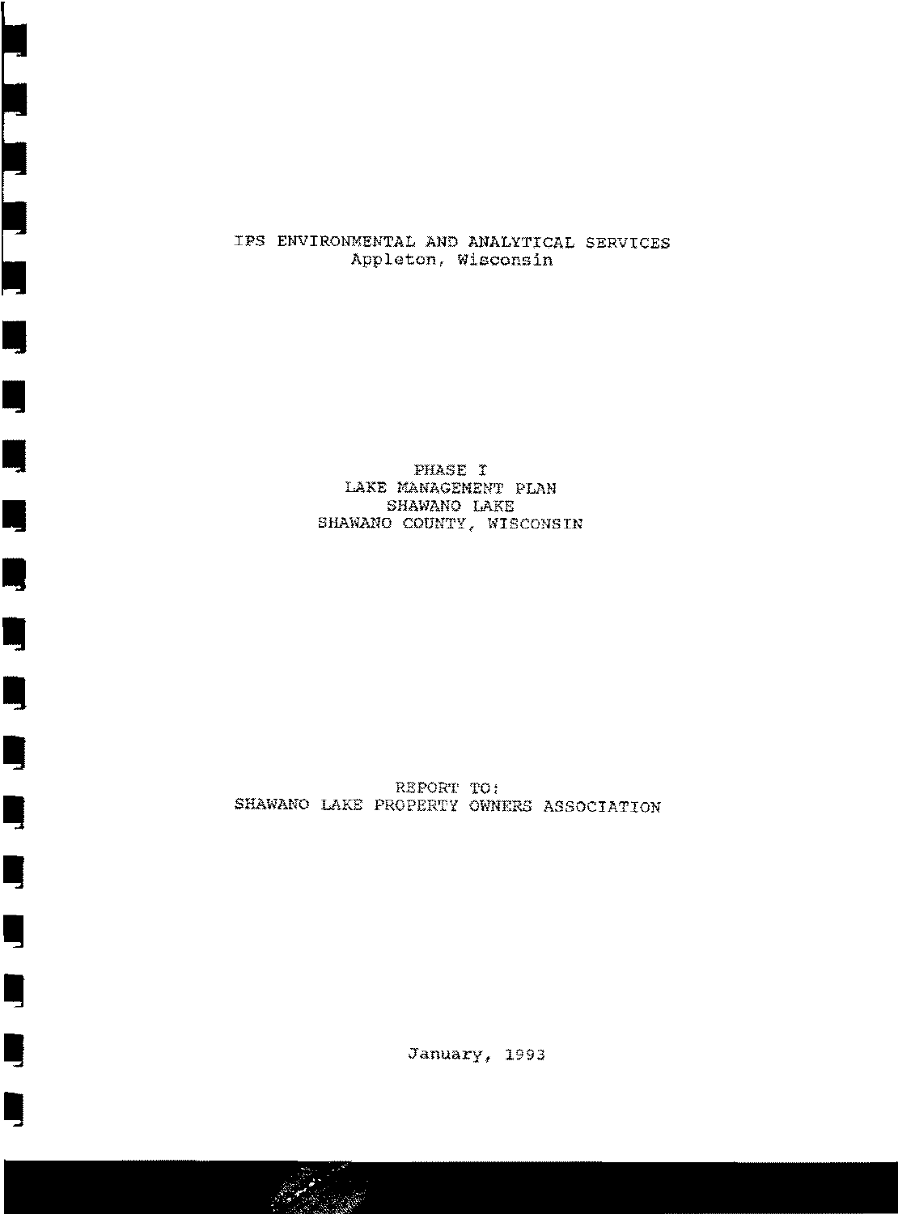IPS ENVIRONMENTAL AND ANALYTICAL SERVICES
Appleton, Wisconsin

# PHASE I
# LAKE MANAGEMENT PLAN
# SHAWANO LAKE
# SHAWANO COUNTY, WISCONSIN

REPORT TO:
SHAWANO LAKE PROPERTY OWNERS ASSOCIATION

January, 1993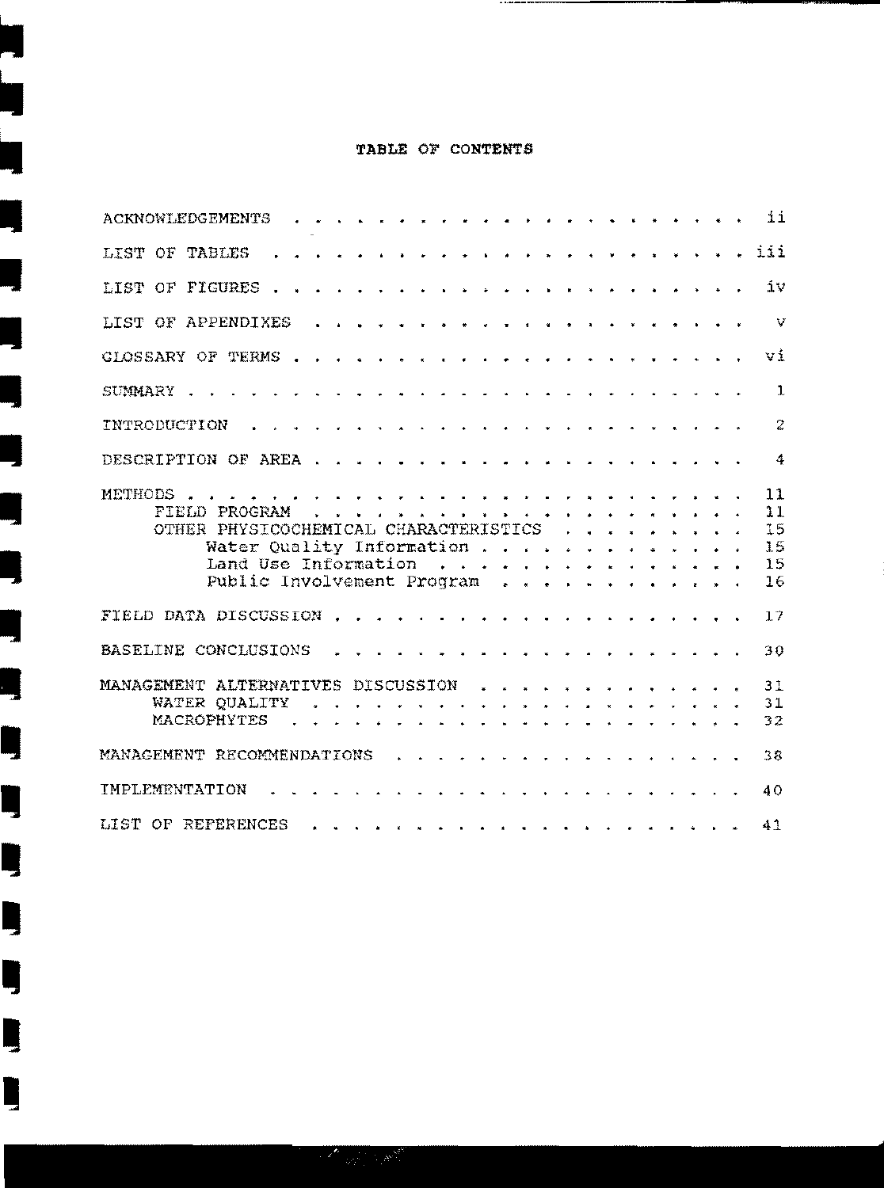# TABLE OF CONTENTS

| | |
|---|---|
| ACKNOWLEDGEMENTS | ii |
| LIST OF TABLES | iii |
| LIST OF FIGURES | iv |
| LIST OF APPENDIXES | v |
| GLOSSARY OF TERMS | vi |
| SUMMARY | 1 |
| INTRODUCTION | 2 |
| DESCRIPTION OF AREA | 4 |
| METHODS | 11 |
| FIELD PROGRAM | 11 |
| OTHER PHYSICOCHEMICAL CHARACTERISTICS | 15 |
| Water Quality Information | 15 |
| Land Use Information | 15 |
| Public Involvement Program | 16 |
| FIELD DATA DISCUSSION | 17 |
| BASELINE CONCLUSIONS | 30 |
| MANAGEMENT ALTERNATIVES DISCUSSION | 31 |
| WATER QUALITY | 31 |
| MACROPHYTES | 32 |
| MANAGEMENT RECOMMENDATIONS | 38 |
| IMPLEMENTATION | 40 |
| LIST OF REFERENCES | 41 |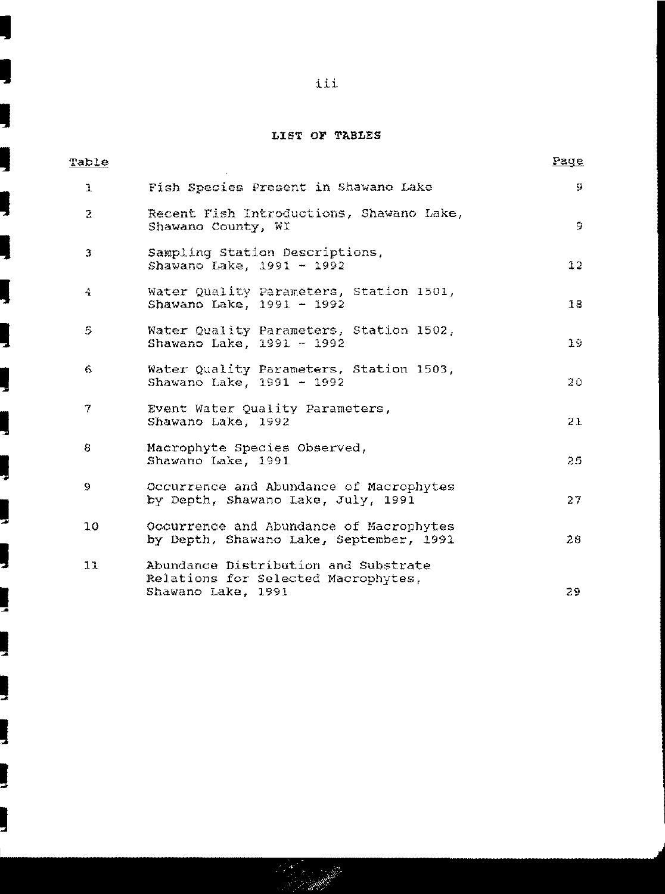## LIST OF TABLES

| Table | | Page |
|---|---|---|
| 1 | Fish Species Present in Shawano Lake | 9 |
| 2 | Recent Fish Introductions, Shawano Lake, Shawano County, WI | 9 |
| 3 | Sampling Station Descriptions, Shawano Lake, 1991 - 1992 | 12 |
| 4 | Water Quality Parameters, Station 1501, Shawano Lake, 1991 - 1992 | 18 |
| 5 | Water Quality Parameters, Station 1502, Shawano Lake, 1991 - 1992 | 19 |
| 6 | Water Quality Parameters, Station 1503, Shawano Lake, 1991 - 1992 | 20 |
| 7 | Event Water Quality Parameters, Shawano Lake, 1992 | 21 |
| 8 | Macrophyte Species Observed, Shawano Lake, 1991 | 25 |
| 9 | Occurrence and Abundance of Macrophytes by Depth, Shawano Lake, July, 1991 | 27 |
| 10 | Occurrence and Abundance of Macrophytes by Depth, Shawano Lake, September, 1991 | 28 |
| 11 | Abundance Distribution and Substrate Relations for Selected Macrophytes, Shawano Lake, 1991 | 29 |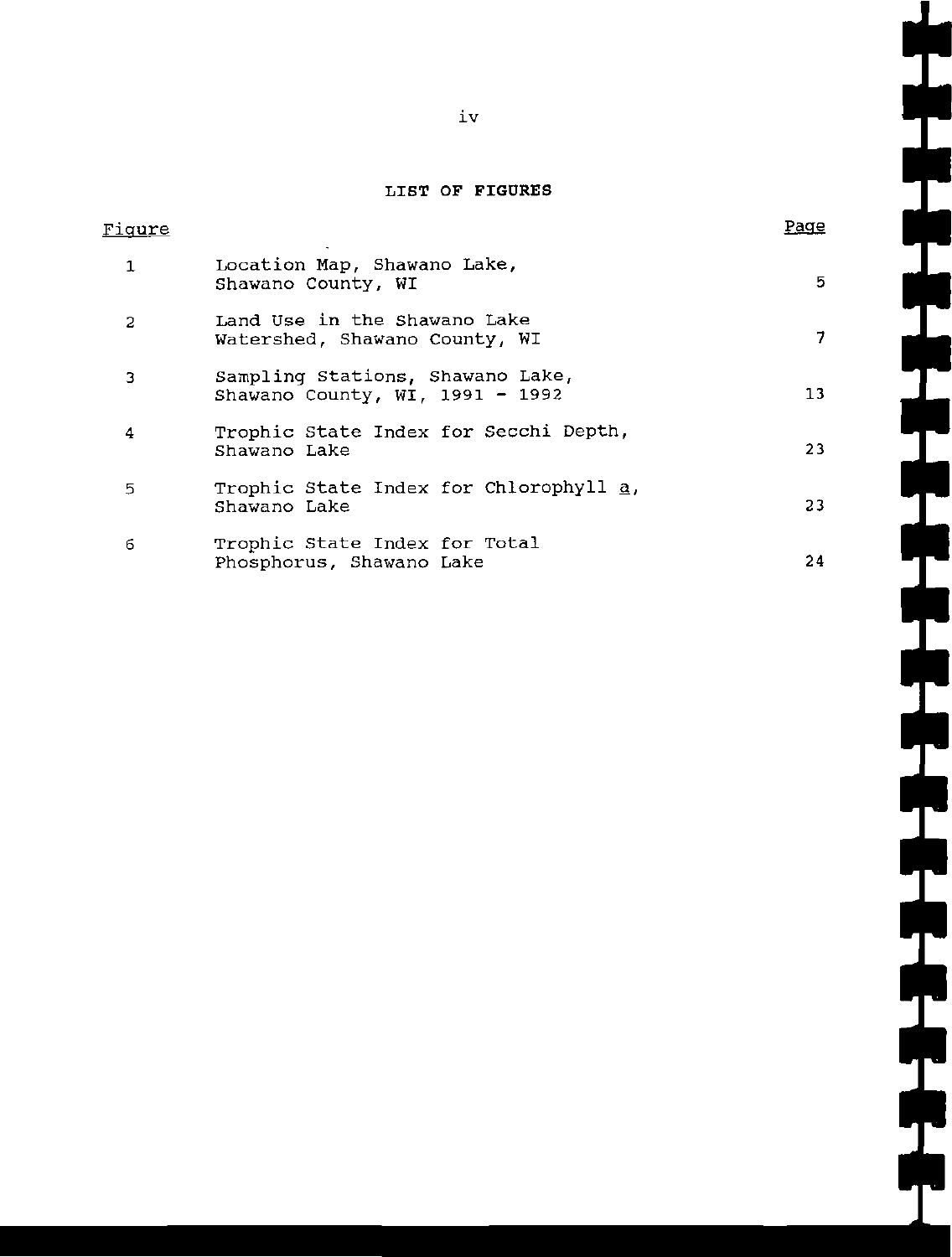## LIST OF FIGURES

| Figure | | Page |
|---|---|---|
| 1 | Location Map, Shawano Lake, Shawano County, WI | 5 |
| 2 | Land Use in the Shawano Lake Watershed, Shawano County, WI | 7 |
| 3 | Sampling Stations, Shawano Lake, Shawano County, WI, 1991 - 1992 | 13 |
| 4 | Trophic State Index for Secchi Depth, Shawano Lake | 23 |
| 5 | Trophic State Index for Chlorophyll a, Shawano Lake | 23 |
| 6 | Trophic State Index for Total Phosphorus, Shawano Lake | 24 |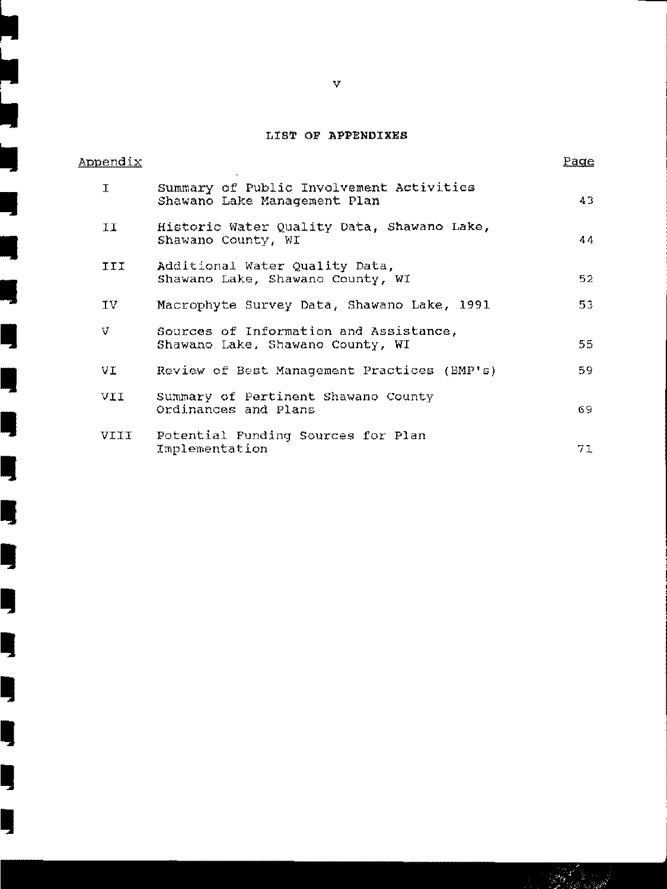## LIST OF APPENDIXES

| Appendix | | Page |
|---|---|---|
| I | Summary of Public Involvement Activities Shawano Lake Management Plan | 43 |
| II | Historic Water Quality Data, Shawano Lake, Shawano County, WI | 44 |
| III | Additional Water Quality Data, Shawano Lake, Shawano County, WI | 52 |
| IV | Macrophyte Survey Data, Shawano Lake, 1991 | 53 |
| V | Sources of Information and Assistance, Shawano Lake, Shawano County, WI | 55 |
| VI | Review of Best Management Practices (BMP's) | 59 |
| VII | Summary of Pertinent Shawano County Ordinances and Plans | 69 |
| VIII | Potential Funding Sources for Plan Implementation | 71 |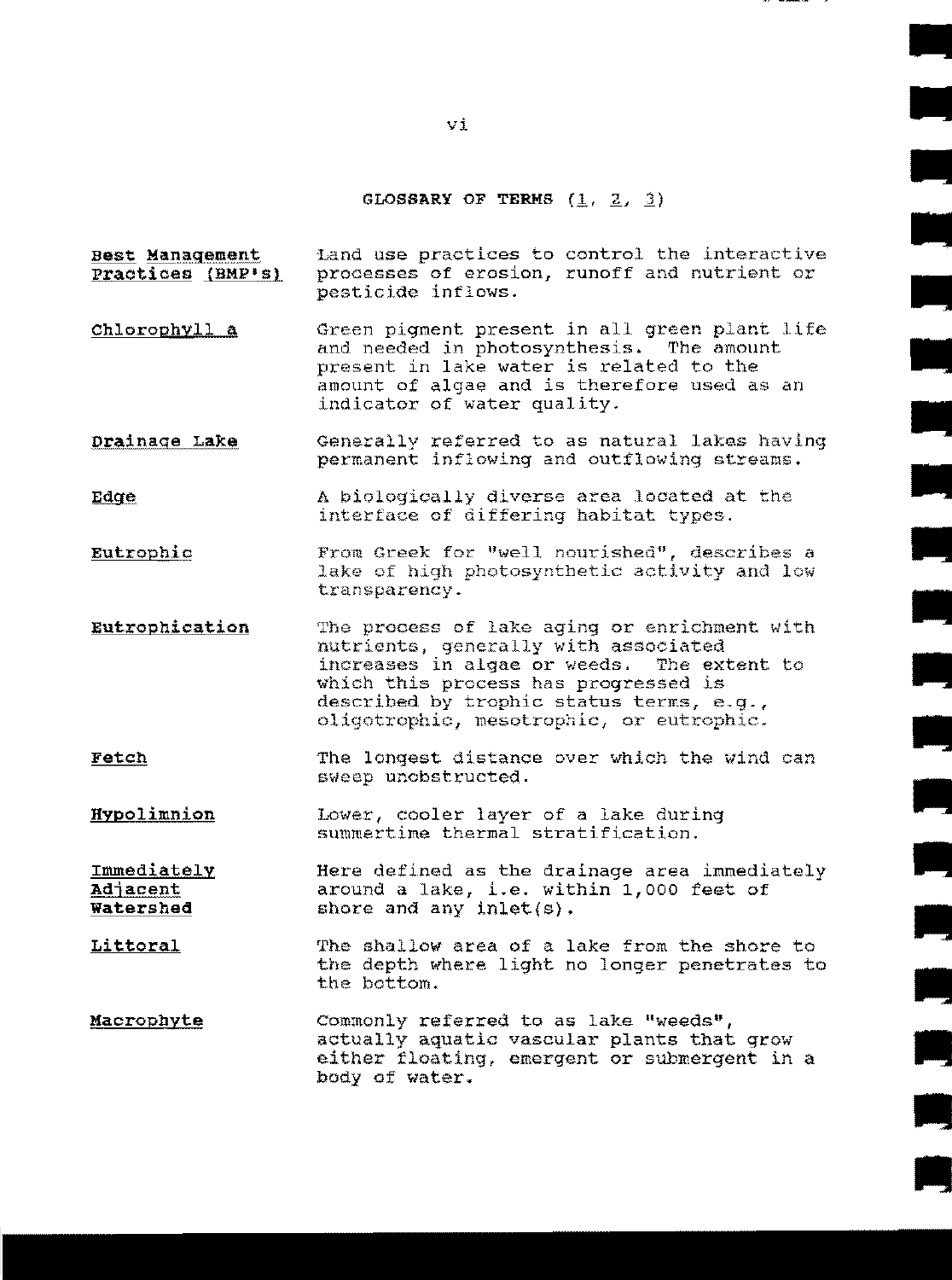## GLOSSARY OF TERMS (1, 2, 3)

| Term | Definition |
|---|---|
| **Best Management Practices (BMP's)** | Land use practices to control the interactive processes of erosion, runoff and nutrient or pesticide inflows. |
| **Chlorophyll a** | Green pigment present in all green plant life and needed in photosynthesis. The amount present in lake water is related to the amount of algae and is therefore used as an indicator of water quality. |
| **Drainage Lake** | Generally referred to as natural lakes having permanent inflowing and outflowing streams. |
| **Edge** | A biologically diverse area located at the interface of differing habitat types. |
| **Eutrophic** | From Greek for "well nourished", describes a lake of high photosynthetic activity and low transparency. |
| **Eutrophication** | The process of lake aging or enrichment with nutrients, generally with associated increases in algae or weeds. The extent to which this process has progressed is described by trophic status terms, e.g., oligotrophic, mesotrophic, or eutrophic. |
| **Fetch** | The longest distance over which the wind can sweep unobstructed. |
| **Hypolimnion** | Lower, cooler layer of a lake during summertime thermal stratification. |
| **Immediately Adjacent Watershed** | Here defined as the drainage area immediately around a lake, i.e. within 1,000 feet of shore and any inlet(s). |
| **Littoral** | The shallow area of a lake from the shore to the depth where light no longer penetrates to the bottom. |
| **Macrophyte** | Commonly referred to as lake "weeds", actually aquatic vascular plants that grow either floating, emergent or submergent in a body of water. |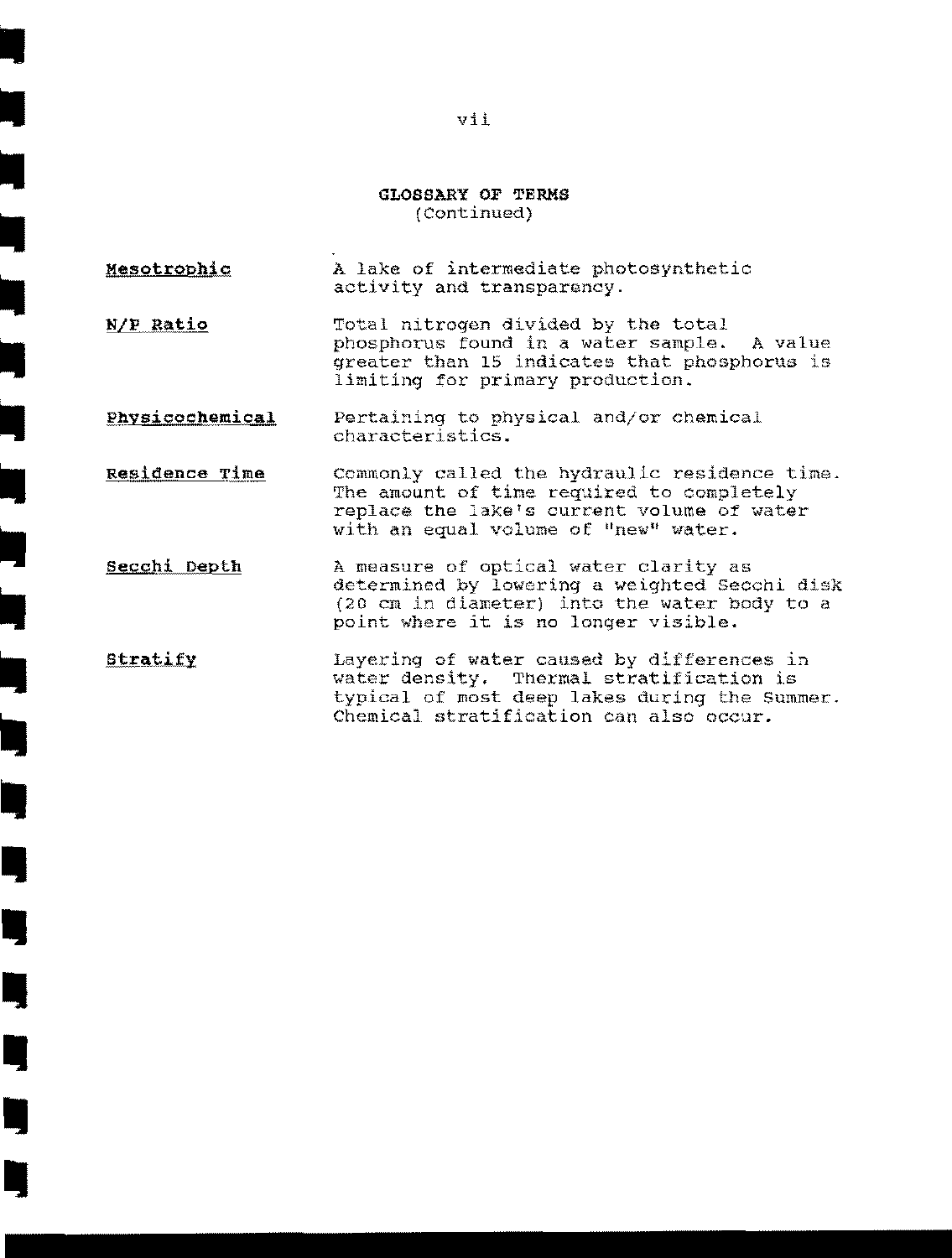## GLOSSARY OF TERMS
(Continued)

**Mesotrophic** — A lake of intermediate photosynthetic activity and transparency.

**N/P Ratio** — Total nitrogen divided by the total phosphorus found in a water sample. A value greater than 15 indicates that phosphorus is limiting for primary production.

**Physicochemical** — Pertaining to physical and/or chemical characteristics.

**Residence Time** — Commonly called the hydraulic residence time. The amount of time required to completely replace the lake's current volume of water with an equal volume of "new" water.

**Secchi Depth** — A measure of optical water clarity as determined by lowering a weighted Secchi disk (20 cm in diameter) into the water body to a point where it is no longer visible.

**Stratify** — Layering of water caused by differences in water density. Thermal stratification is typical of most deep lakes during the Summer. Chemical stratification can also occur.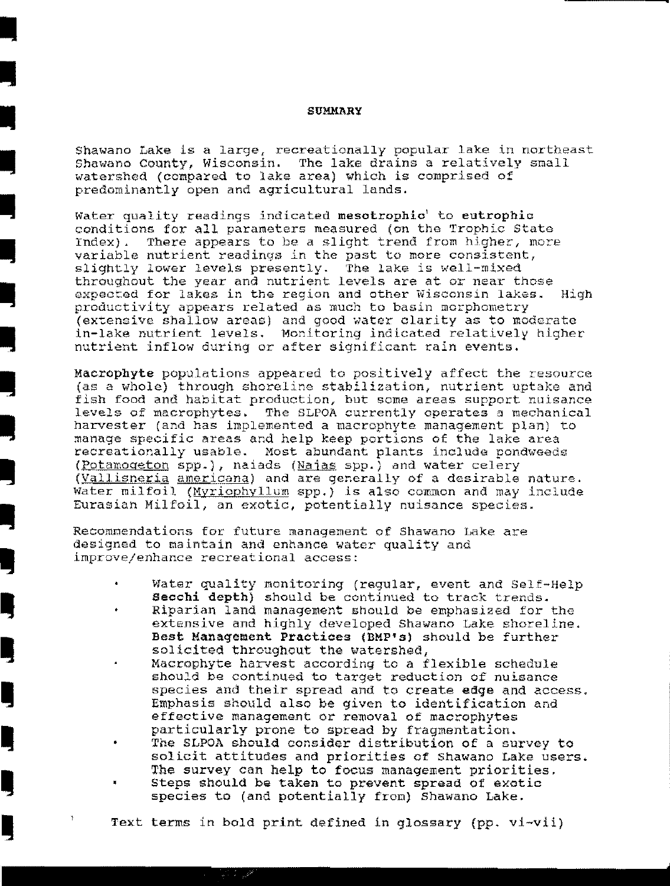# SUMMARY

Shawano Lake is a large, recreationally popular lake in northeast Shawano County, Wisconsin. The lake drains a relatively small watershed (compared to lake area) which is comprised of predominantly open and agricultural lands.

Water quality readings indicated **mesotrophic**[1] to **eutrophic** conditions for all parameters measured (on the Trophic State Index). There appears to be a slight trend from higher, more variable nutrient readings in the past to more consistent, slightly lower levels presently. The lake is well-mixed throughout the year and nutrient levels are at or near those expected for lakes in the region and other Wisconsin lakes. High productivity appears related as much to basin morphometry (extensive shallow areas) and good water clarity as to moderate in-lake nutrient levels. Monitoring indicated relatively higher nutrient inflow during or after significant rain events.

**Macrophyte** populations appeared to positively affect the resource (as a whole) through shoreline stabilization, nutrient uptake and fish food and habitat production, but some areas support nuisance levels of macrophytes. The SLPOA currently operates a mechanical harvester (and has implemented a macrophyte management plan) to manage specific areas and help keep portions of the lake area recreationally usable. Most abundant plants include pondweeds (Potamogeton spp.), naiads (Najas spp.) and water celery (Vallisneria americana) and are generally of a desirable nature. Water milfoil (Myriophyllum spp.) is also common and may include Eurasian Milfoil, an exotic, potentially nuisance species.

Recommendations for future management of Shawano Lake are designed to maintain and enhance water quality and improve/enhance recreational access:

- Water quality monitoring (regular, event and Self-Help **Secchi depth**) should be continued to track trends.
- Riparian land management should be emphasized for the extensive and highly developed Shawano Lake shoreline. **Best Management Practices (BMP's)** should be further solicited throughout the watershed,
- Macrophyte harvest according to a flexible schedule should be continued to target reduction of nuisance species and their spread and to create **edge** and access. Emphasis should also be given to identification and effective management or removal of macrophytes particularly prone to spread by fragmentation.
- The SLPOA should consider distribution of a survey to solicit attitudes and priorities of Shawano Lake users. The survey can help to focus management priorities.
- Steps should be taken to prevent spread of exotic species to (and potentially from) Shawano Lake.

[1] Text terms in bold print defined in glossary (pp. vi-vii)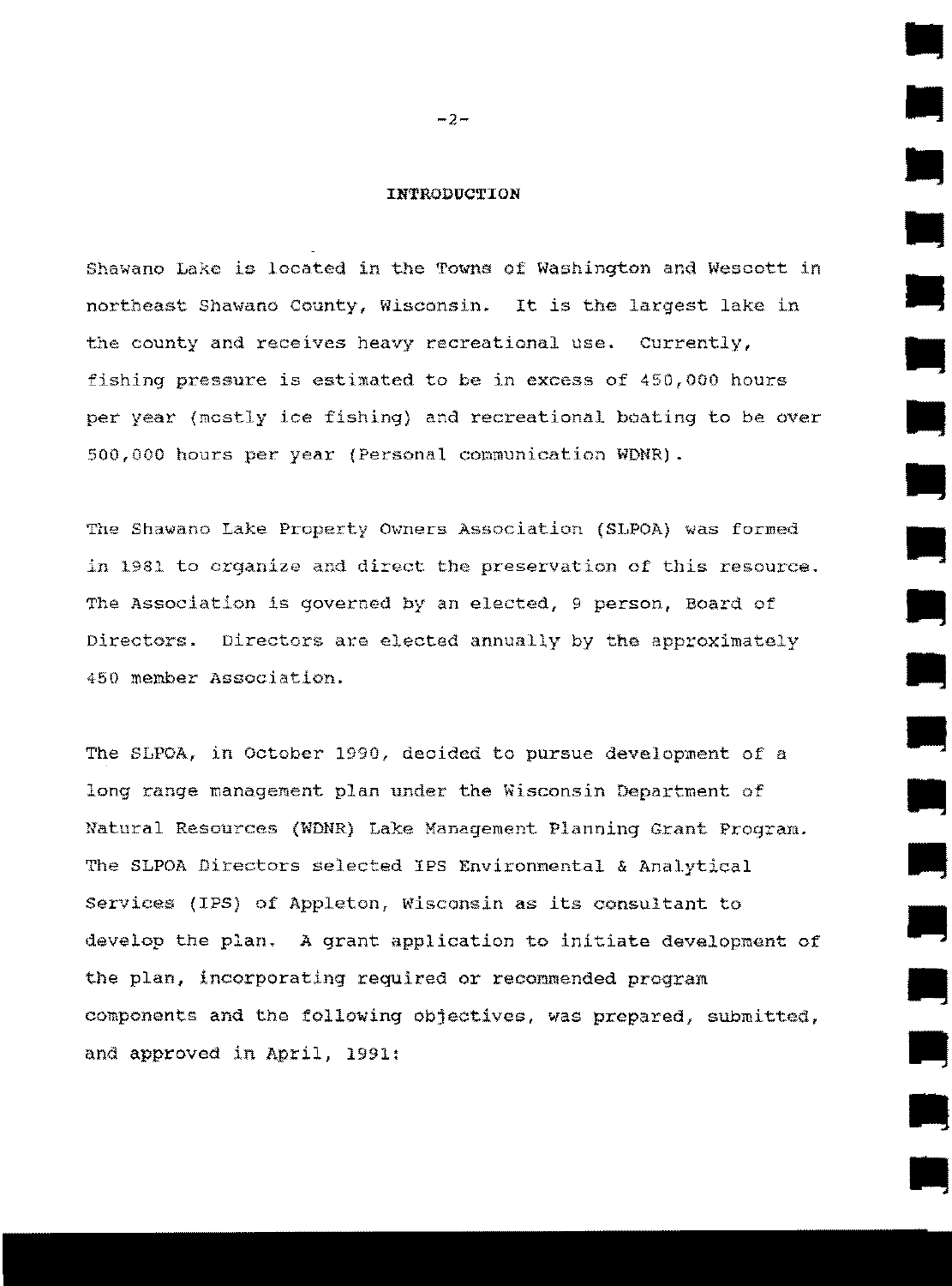## INTRODUCTION

Shawano Lake is located in the Towns of Washington and Wescott in northeast Shawano County, Wisconsin. It is the largest lake in the county and receives heavy recreational use. Currently, fishing pressure is estimated to be in excess of 450,000 hours per year (mostly ice fishing) and recreational boating to be over 500,000 hours per year (Personal communication WDNR).

The Shawano Lake Property Owners Association (SLPOA) was formed in 1981 to organize and direct the preservation of this resource. The Association is governed by an elected, 9 person, Board of Directors. Directors are elected annually by the approximately 450 member Association.

The SLPOA, in October 1990, decided to pursue development of a long range management plan under the Wisconsin Department of Natural Resources (WDNR) Lake Management Planning Grant Program. The SLPOA Directors selected IPS Environmental & Analytical Services (IPS) of Appleton, Wisconsin as its consultant to develop the plan. A grant application to initiate development of the plan, incorporating required or recommended program components and the following objectives, was prepared, submitted, and approved in April, 1991: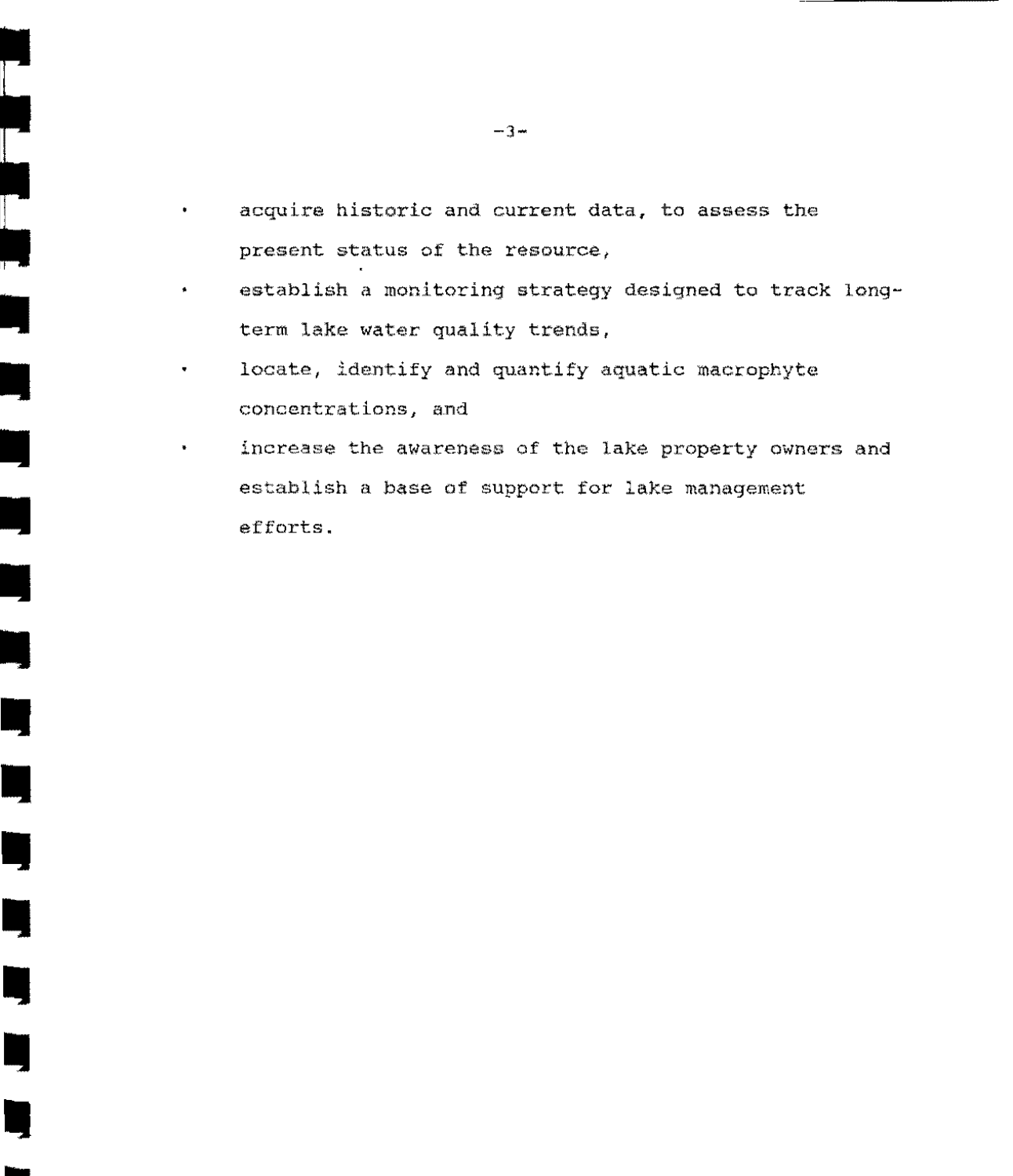- acquire historic and current data, to assess the present status of the resource,
- establish a monitoring strategy designed to track long-term lake water quality trends,
- locate, identify and quantify aquatic macrophyte concentrations, and
- increase the awareness of the lake property owners and establish a base of support for lake management efforts.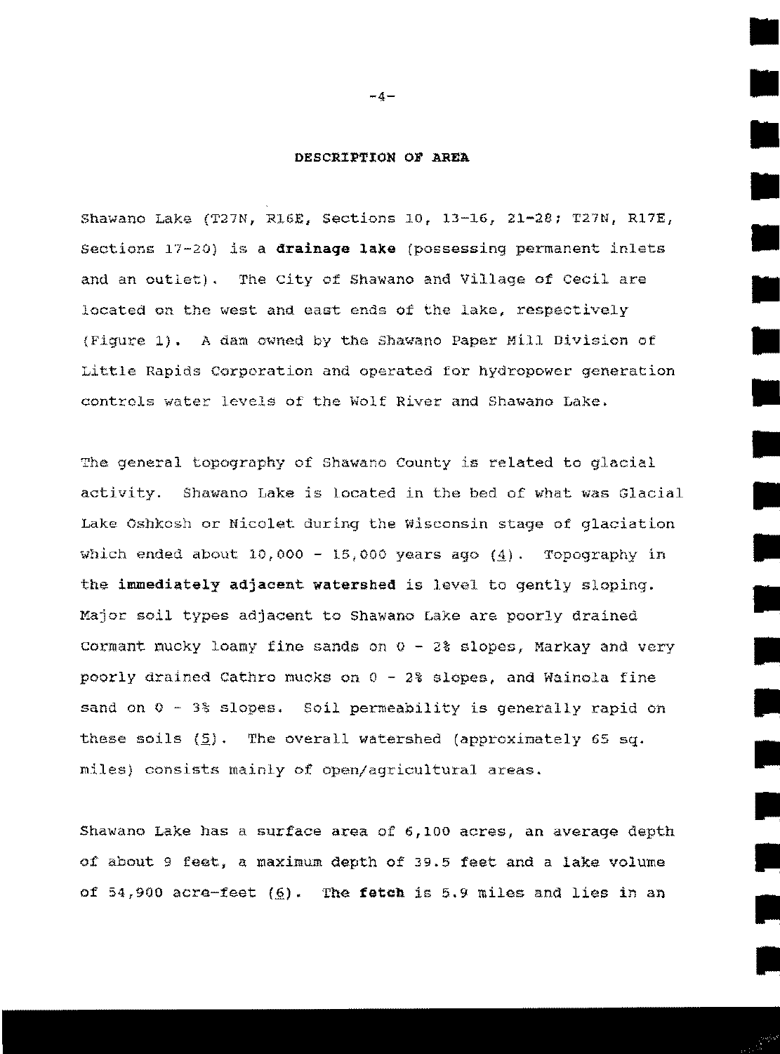## DESCRIPTION OF AREA

Shawano Lake (T27N, R16E, Sections 10, 13-16, 21-28; T27N, R17E, Sections 17-20) is a **drainage lake** (possessing permanent inlets and an outlet). The City of Shawano and Village of Cecil are located on the west and east ends of the lake, respectively (Figure 1). A dam owned by the Shawano Paper Mill Division of Little Rapids Corporation and operated for hydropower generation controls water levels of the Wolf River and Shawano Lake.

The general topography of Shawano County is related to glacial activity. Shawano Lake is located in the bed of what was Glacial Lake Oshkosh or Nicolet during the Wisconsin stage of glaciation which ended about 10,000 - 15,000 years ago (4). Topography in **the immediately adjacent watershed** is level to gently sloping. Major soil types adjacent to Shawano Lake are poorly drained Cormant mucky loamy fine sands on 0 - 2% slopes, Markay and very poorly drained Cathro mucks on 0 - 2% slopes, and Wainola fine sand on 0 - 3% slopes. Soil permeability is generally rapid on these soils (5). The overall watershed (approximately 65 sq. miles) consists mainly of open/agricultural areas.

Shawano Lake has a surface area of 6,100 acres, an average depth of about 9 feet, a maximum depth of 39.5 feet and a lake volume of 54,900 acre-feet (6). **The fetch** is 5.9 miles and lies in an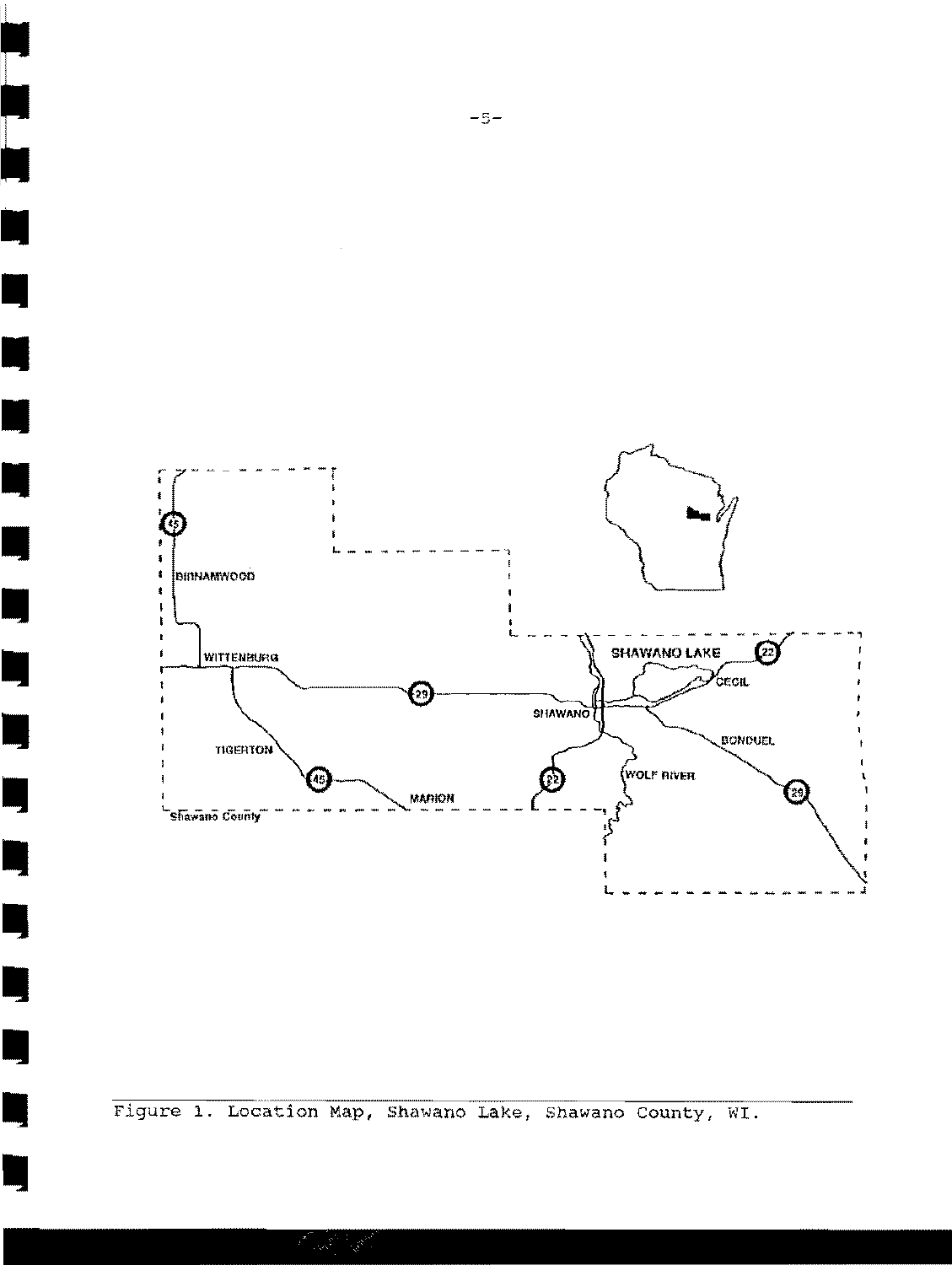Figure 1. Location Map, Shawano Lake, Shawano County, WI.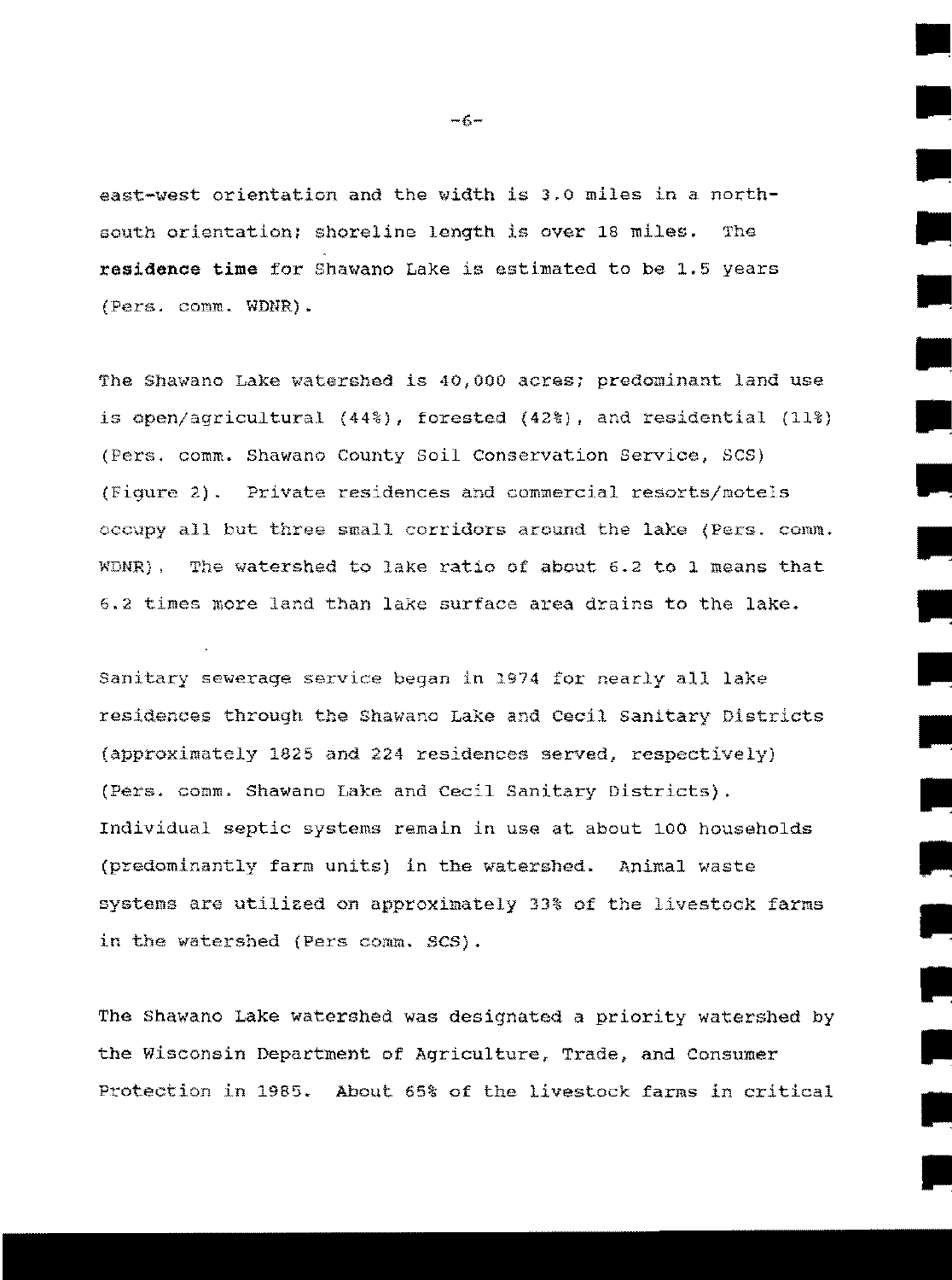east-west orientation and the width is 3.0 miles in a north-south orientation; shoreline length is over 18 miles. The **residence time** for Shawano Lake is estimated to be 1.5 years (Pers. comm. WDNR).

The Shawano Lake watershed is 40,000 acres; predominant land use is open/agricultural (44%), forested (42%), and residential (11%) (Pers. comm. Shawano County Soil Conservation Service, SCS) (Figure 2). Private residences and commercial resorts/motels occupy all but three small corridors around the lake (Pers. comm. WDNR). The watershed to lake ratio of about 6.2 to 1 means that 6.2 times more land than lake surface area drains to the lake.

Sanitary sewerage service began in 1974 for nearly all lake residences through the Shawano Lake and Cecil Sanitary Districts (approximately 1825 and 224 residences served, respectively) (Pers. comm. Shawano Lake and Cecil Sanitary Districts). Individual septic systems remain in use at about 100 households (predominantly farm units) in the watershed. Animal waste systems are utilized on approximately 33% of the livestock farms in the watershed (Pers comm. SCS).

The Shawano Lake watershed was designated a priority watershed by the Wisconsin Department of Agriculture, Trade, and Consumer Protection in 1985. About 65% of the livestock farms in critical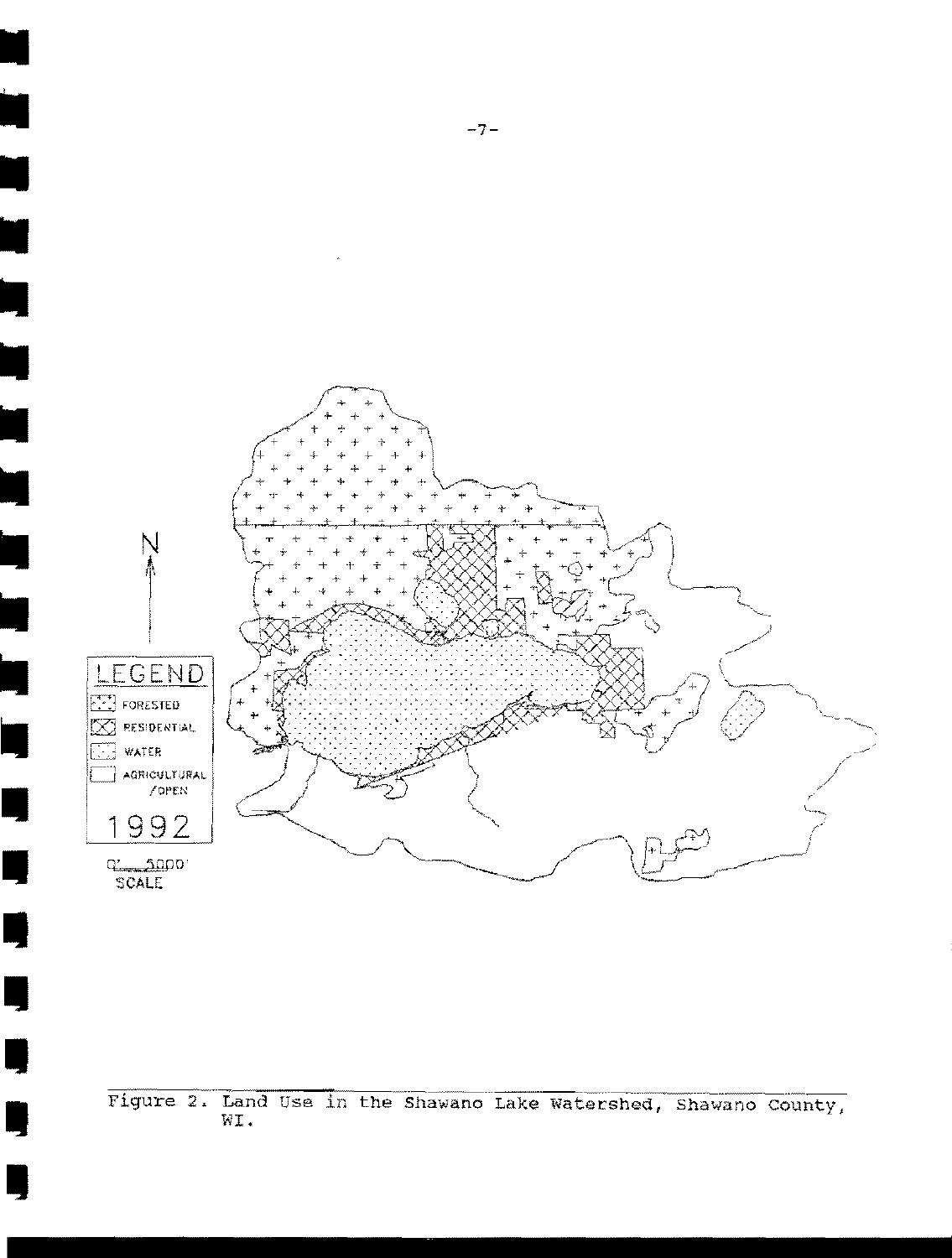Figure 2. Land Use in the Shawano Lake Watershed, Shawano County, WI.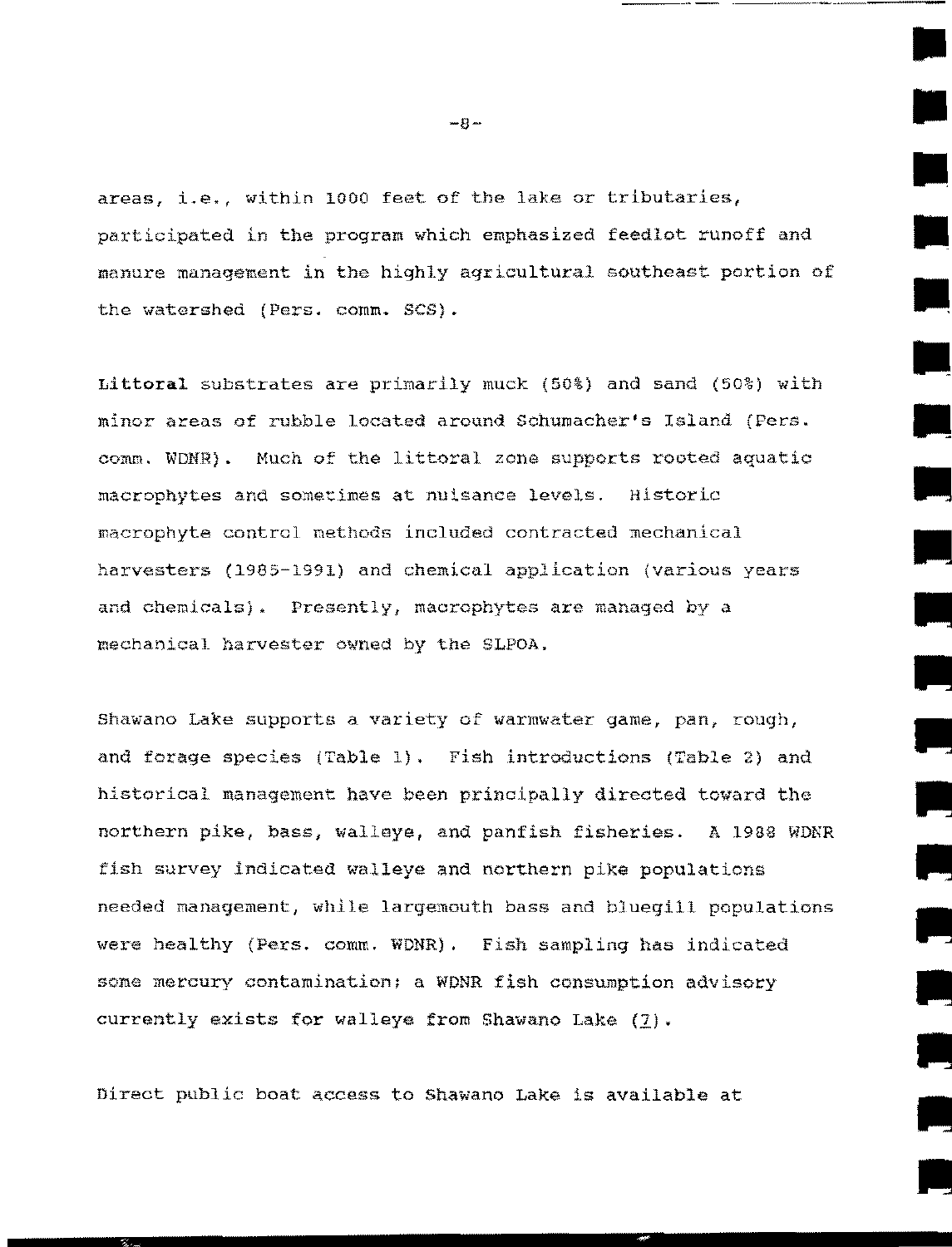areas, i.e., within 1000 feet of the lake or tributaries, participated in the program which emphasized feedlot runoff and manure management in the highly agricultural southeast portion of the watershed (Pers. comm. SCS).

**Littoral** substrates are primarily muck (50%) and sand (50%) with minor areas of rubble located around Schumacher's Island (Pers. comm. WDNR). Much of the littoral zone supports rooted aquatic macrophytes and sometimes at nuisance levels. Historic macrophyte control methods included contracted mechanical harvesters (1985-1991) and chemical application (various years and chemicals). Presently, macrophytes are managed by a mechanical harvester owned by the SLPOA.

Shawano Lake supports a variety of warmwater game, pan, rough, and forage species (Table 1). Fish introductions (Table 2) and historical management have been principally directed toward the northern pike, bass, walleye, and panfish fisheries. A 1988 WDNR fish survey indicated walleye and northern pike populations needed management, while largemouth bass and bluegill populations were healthy (Pers. comm. WDNR). Fish sampling has indicated some mercury contamination; a WDNR fish consumption advisory currently exists for walleye from Shawano Lake (7).

Direct public boat access to Shawano Lake is available at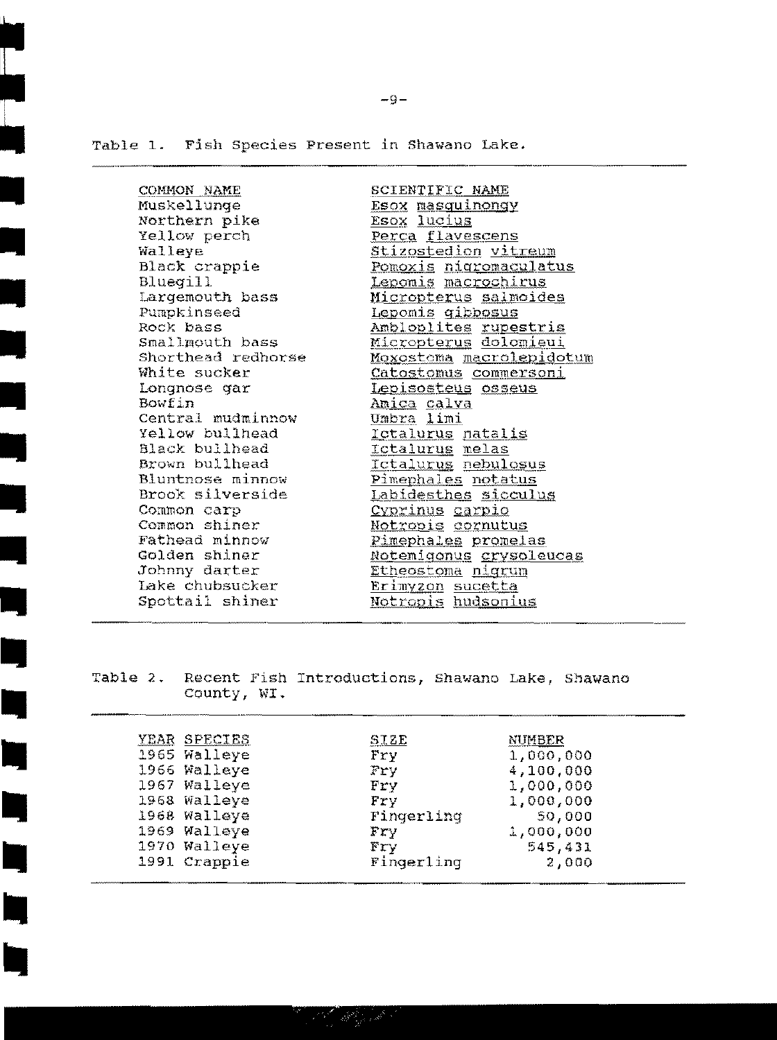Table 1. Fish Species Present in Shawano Lake.

| COMMON NAME | SCIENTIFIC NAME |
|---|---|
| Muskellunge | *Esox masquinongy* |
| Northern pike | *Esox lucius* |
| Yellow perch | *Perca flavescens* |
| Walleye | *Stizostedion vitreum* |
| Black crappie | *Pomoxis nigromaculatus* |
| Bluegill | *Lepomis macrochirus* |
| Largemouth bass | *Micropterus salmoides* |
| Pumpkinseed | *Lepomis gibbosus* |
| Rock bass | *Ambloplites rupestris* |
| Smallmouth bass | *Micropterus dolomieui* |
| Shorthead redhorse | *Moxostoma macrolepidotum* |
| White sucker | *Catostomus commersoni* |
| Longnose gar | *Lepisosteus osseus* |
| Bowfin | *Amica calva* |
| Central mudminnow | *Umbra limi* |
| Yellow bullhead | *Ictalurus natalis* |
| Black bullhead | *Ictalurus melas* |
| Brown bullhead | *Ictalurus nebulosus* |
| Bluntnose minnow | *Pimephales notatus* |
| Brook silverside | *Labidesthes sicculus* |
| Common carp | *Cyprinus carpio* |
| Common shiner | *Notropis cornutus* |
| Fathead minnow | *Pimephales promelas* |
| Golden shiner | *Notemigonus crysoleucas* |
| Johnny darter | *Etheostoma nigrum* |
| Lake chubsucker | *Erimyzon sucetta* |
| Spottail shiner | *Notropis hudsonius* |

Table 2. Recent Fish Introductions, Shawano Lake, Shawano County, WI.

| YEAR | SPECIES | SIZE | NUMBER |
|---|---|---|---|
| 1965 | Walleye | Fry | 1,000,000 |
| 1966 | Walleye | Fry | 4,100,000 |
| 1967 | Walleye | Fry | 1,000,000 |
| 1968 | Walleye | Fry | 1,000,000 |
| 1968 | Walleye | Fingerling | 50,000 |
| 1969 | Walleye | Fry | 1,000,000 |
| 1970 | Walleye | Fry | 545,431 |
| 1991 | Crappie | Fingerling | 2,000 |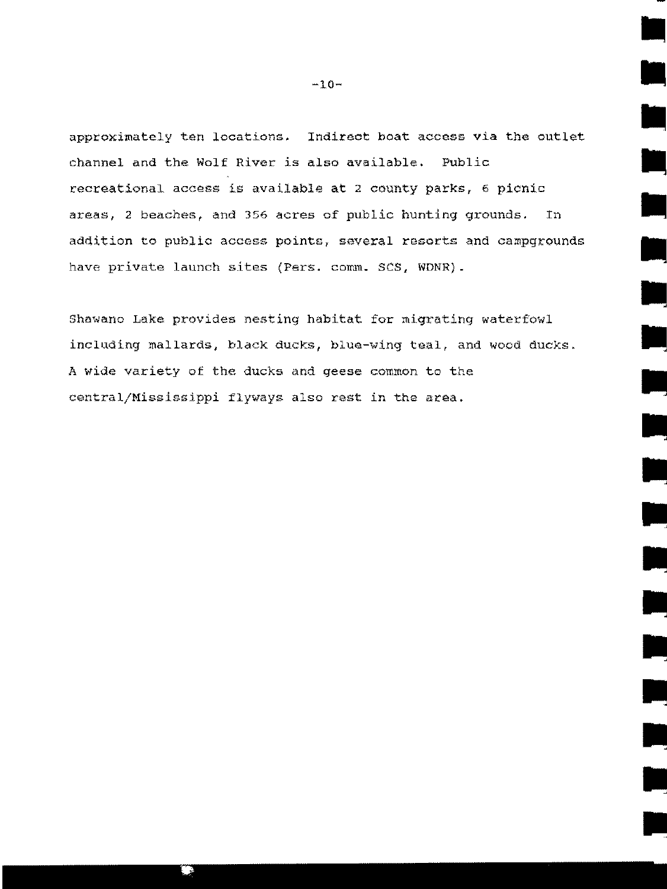approximately ten locations. Indirect boat access via the outlet channel and the Wolf River is also available. Public recreational access is available at 2 county parks, 6 picnic areas, 2 beaches, and 356 acres of public hunting grounds. In addition to public access points, several resorts and campgrounds have private launch sites (Pers. comm. SCS, WDNR).

Shawano Lake provides nesting habitat for migrating waterfowl including mallards, black ducks, blue-wing teal, and wood ducks. A wide variety of the ducks and geese common to the central/Mississippi flyways also rest in the area.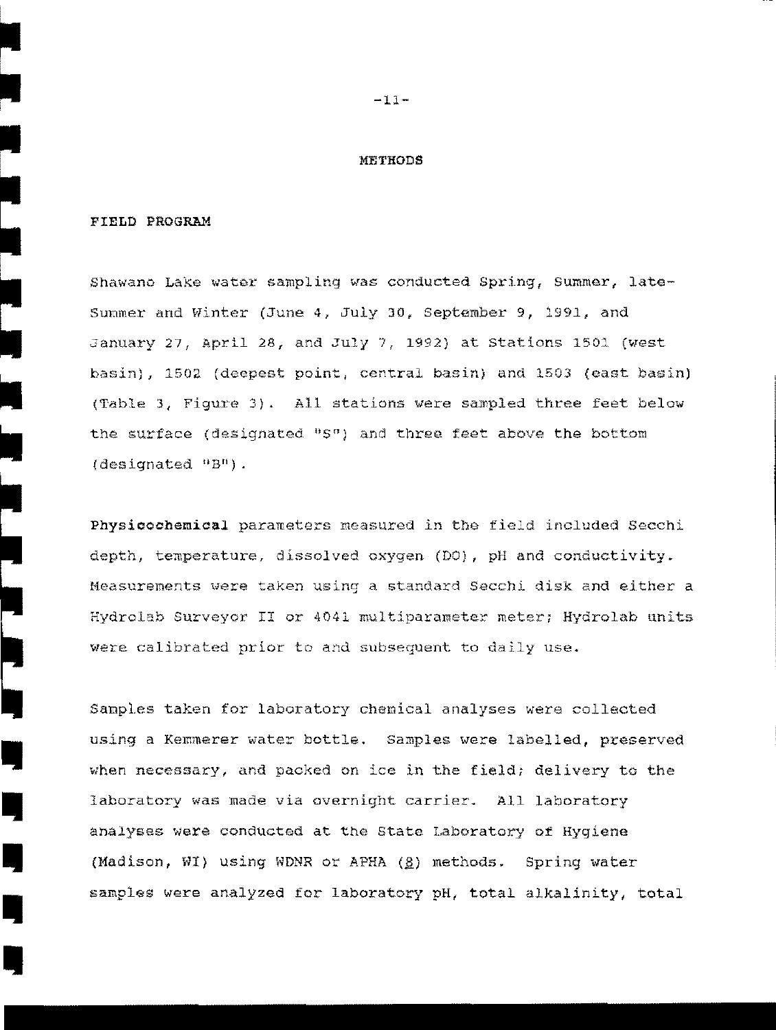# METHODS

## FIELD PROGRAM

Shawano Lake water sampling was conducted Spring, Summer, late-Summer and Winter (June 4, July 30, September 9, 1991, and January 27, April 28, and July 7, 1992) at Stations 1501 (west basin), 1502 (deepest point, central basin) and 1503 (east basin) (Table 3, Figure 3). All stations were sampled three feet below the surface (designated "S") and three feet above the bottom (designated "B").

**Physicochemical** parameters measured in the field included Secchi depth, temperature, dissolved oxygen (DO), pH and conductivity. Measurements were taken using a standard Secchi disk and either a Hydrolab Surveyor II or 4041 multiparameter meter; Hydrolab units were calibrated prior to and subsequent to daily use.

Samples taken for laboratory chemical analyses were collected using a Kemmerer water bottle. Samples were labelled, preserved when necessary, and packed on ice in the field; delivery to the laboratory was made via overnight carrier. All laboratory analyses were conducted at the State Laboratory of Hygiene (Madison, WI) using WDNR or APHA (8) methods. Spring water samples were analyzed for laboratory pH, total alkalinity, total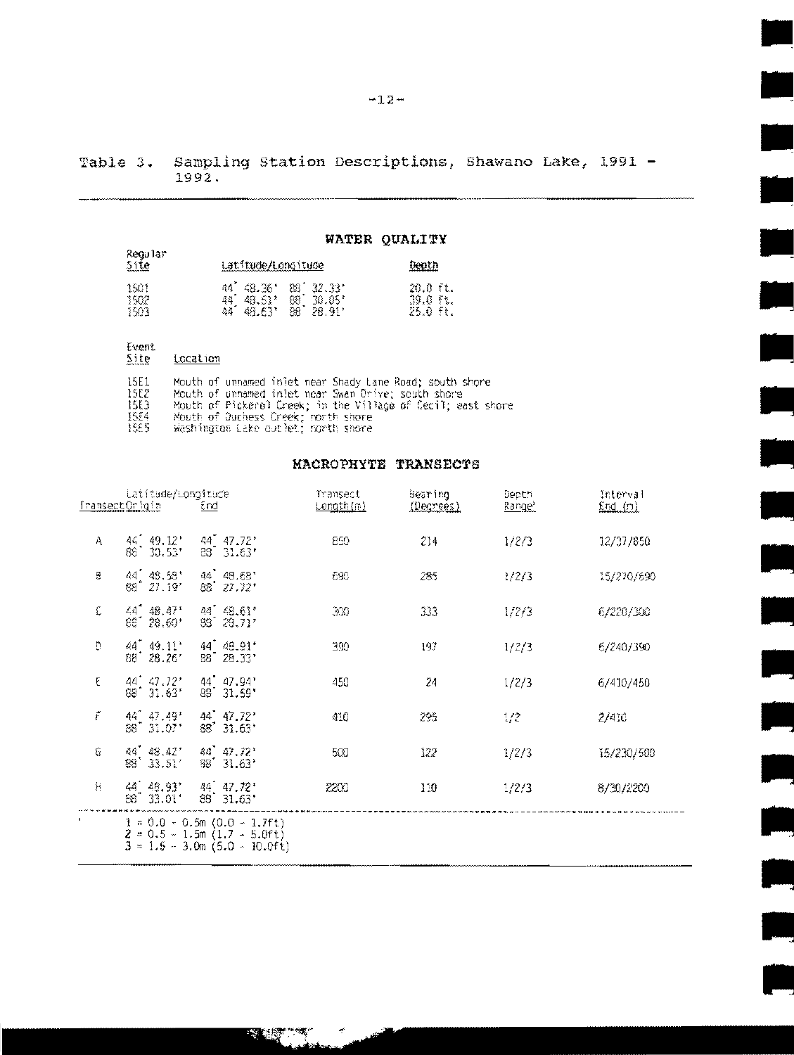Table 3. Sampling Station Descriptions, Shawano Lake, 1991 - 1992.

## WATER QUALITY

| Regular Site | Latitude/Longitude | Depth |
|---|---|---|
| 1SO1 | 44° 48.36' 88° 32.33' | 20.0 ft. |
| 1SO2 | 44° 48.51' 88° 30.05' | 39.0 ft. |
| 1SO3 | 44° 48.63' 88° 28.91' | 25.0 ft. |

| Event Site | Location |
|---|---|
| 1SE1 | Mouth of unnamed inlet near Shady Lane Road; south shore |
| 1SE2 | Mouth of unnamed inlet near Swan Drive; south shore |
| 1SE3 | Mouth of Pickerel Creek; in the Village of Cecil; east shore |
| 1SE4 | Mouth of Duchess Creek; north shore |
| 1SE5 | Washington Lake outlet; north shore |

## MACROPHYTE TRANSECTS

| Transect | Latitude/Longitude Origin | Latitude/Longitude End | Transect Length (m) | Bearing (Degrees) | Depth Range[1] | Interval End (m) |
|---|---|---|---|---|---|---|
| A | 44° 49.12' 88° 30.53' | 44° 47.72' 88° 31.63' | 850 | 214 | 1/2/3 | 12/37/850 |
| B | 44° 48.59' 88° 27.19' | 44° 48.68' 88° 27.72' | 690 | 285 | 1/2/3 | 15/270/690 |
| C | 44° 48.47' 88° 28.60' | 44° 48.61' 88° 28.71' | 300 | 333 | 1/2/3 | 6/220/300 |
| D | 44° 49.11' 88° 28.26' | 44° 48.91' 88° 28.33' | 390 | 197 | 1/2/3 | 6/240/390 |
| E | 44° 47.72' 88° 31.63' | 44° 47.94' 88° 31.59' | 450 | 24 | 1/2/3 | 6/410/450 |
| F | 44° 47.49' 88° 31.07' | 44° 47.72' 88° 31.63' | 410 | 295 | 1/2 | 2/410 |
| G | 44° 48.42' 88° 33.51' | 44° 47.72' 88° 31.63' | 500 | 122 | 1/2/3 | 15/230/500 |
| H | 44° 48.93' 88° 33.01' | 44° 47.72' 88° 31.63' | 2200 | 110 | 1/2/3 | 8/30/2200 |

[1] 1 = 0.0 - 0.5m (0.0 - 1.7ft)
2 = 0.5 - 1.5m (1.7 - 5.0ft)
3 = 1.5 - 3.0m (5.0 - 10.0ft)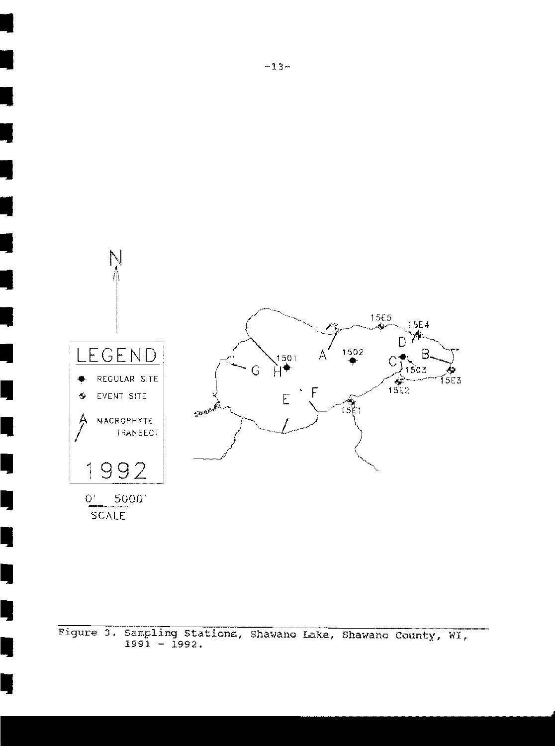N

LEGEND

REGULAR SITE

EVENT SITE

MACROPHYTE TRANSECT

1992

0' 5000'

SCALE

1501 1502 1503

15E1 15E2 15E3 15E4 15E5

A B C D E F G H

Figure 3. Sampling Stations, Shawano Lake, Shawano County, WI, 1991 - 1992.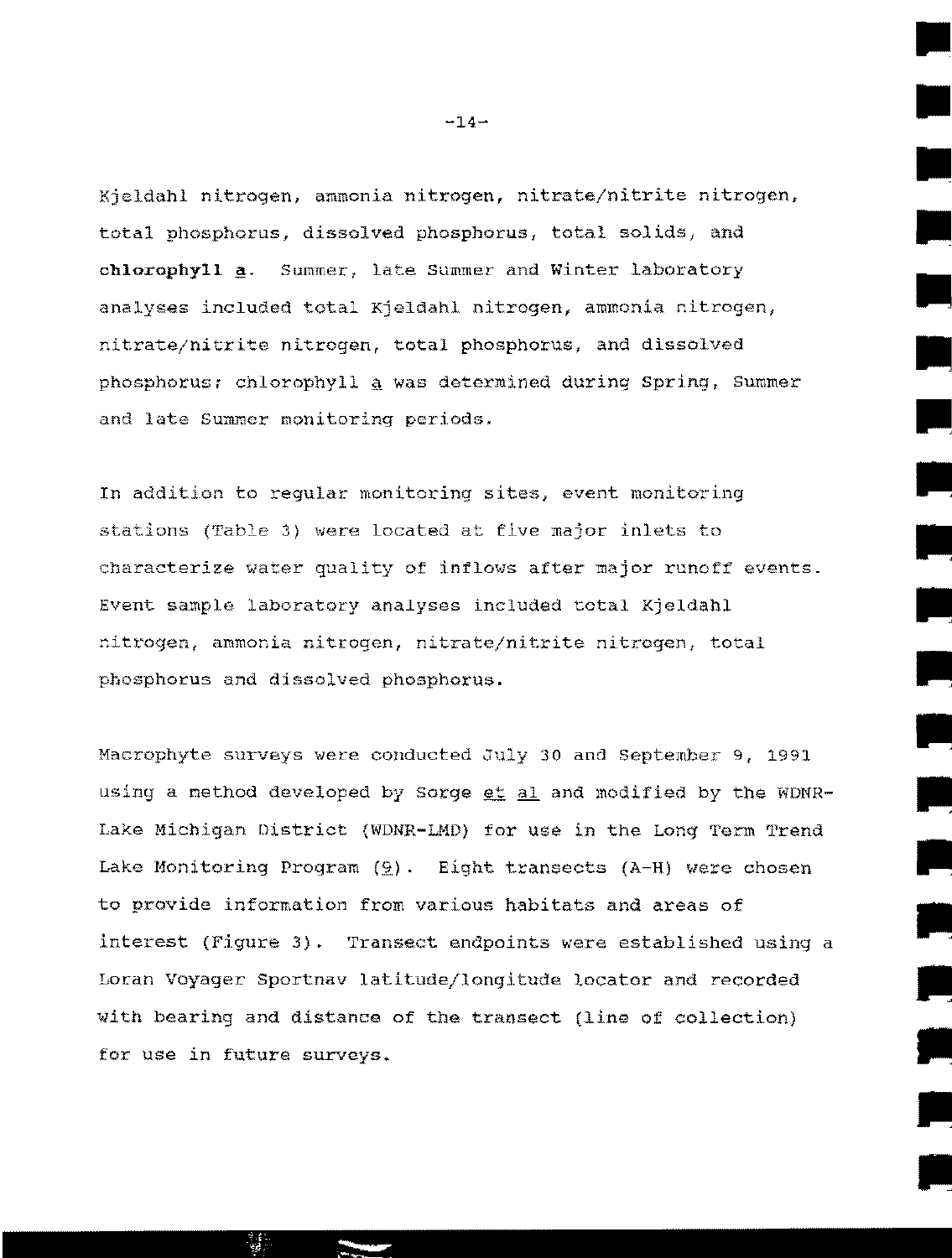Kjeldahl nitrogen, ammonia nitrogen, nitrate/nitrite nitrogen, total phosphorus, dissolved phosphorus, total solids, and **chlorophyll a**. Summer, late Summer and Winter laboratory analyses included total Kjeldahl nitrogen, ammonia nitrogen, nitrate/nitrite nitrogen, total phosphorus, and dissolved phosphorus; chlorophyll a was determined during Spring, Summer and late Summer monitoring periods.

In addition to regular monitoring sites, event monitoring stations (Table 3) were located at five major inlets to characterize water quality of inflows after major runoff events. Event sample laboratory analyses included total Kjeldahl nitrogen, ammonia nitrogen, nitrate/nitrite nitrogen, total phosphorus and dissolved phosphorus.

Macrophyte surveys were conducted July 30 and September 9, 1991 using a method developed by Sorge et al and modified by the WDNR-Lake Michigan District (WDNR-LMD) for use in the Long Term Trend Lake Monitoring Program (9). Eight transects (A-H) were chosen to provide information from various habitats and areas of interest (Figure 3). Transect endpoints were established using a Loran Voyager Sportnav latitude/longitude locator and recorded with bearing and distance of the transect (line of collection) for use in future surveys.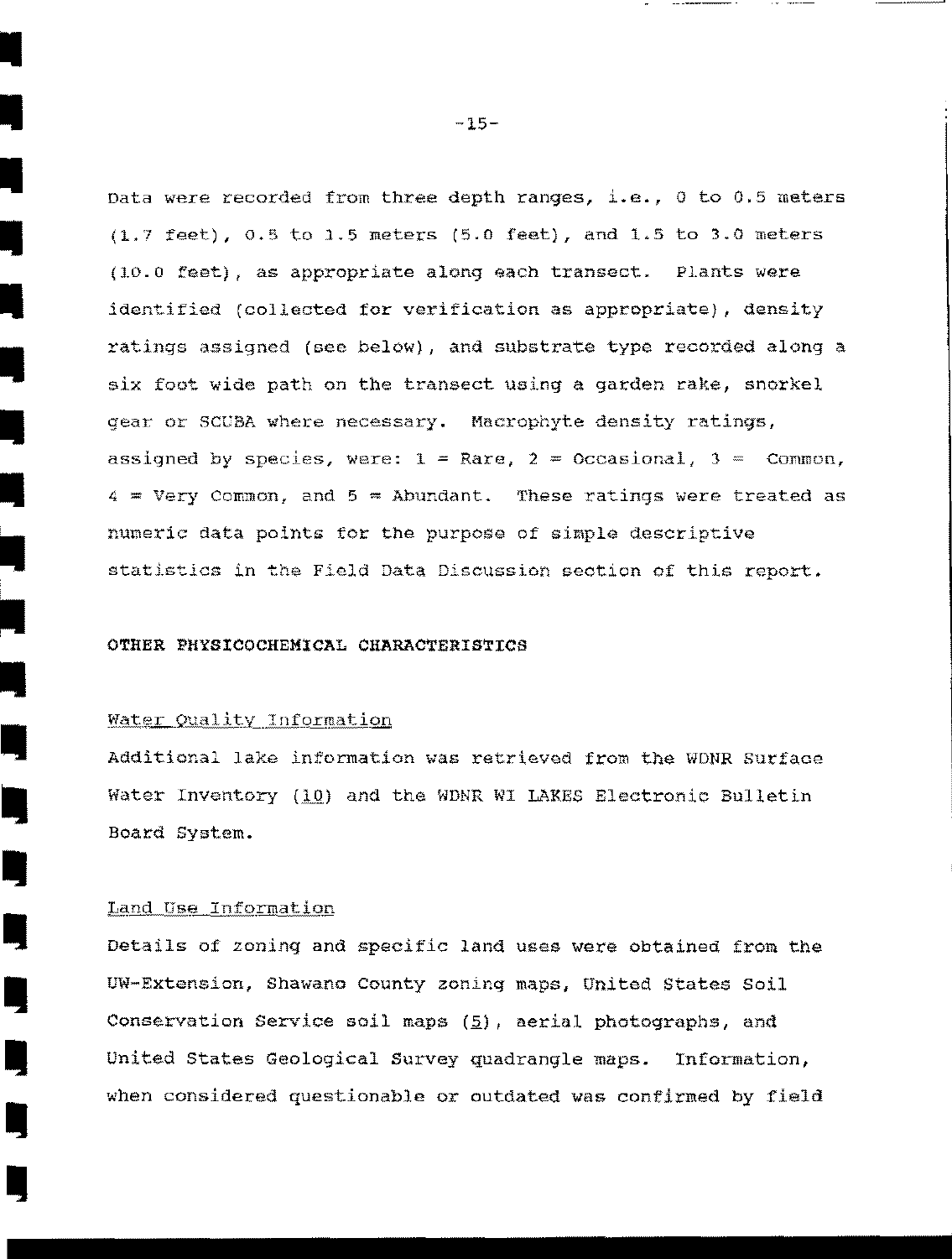Data were recorded from three depth ranges, i.e., 0 to 0.5 meters (1.7 feet), 0.5 to 1.5 meters (5.0 feet), and 1.5 to 3.0 meters (10.0 feet), as appropriate along each transect. Plants were identified (collected for verification as appropriate), density ratings assigned (see below), and substrate type recorded along a six foot wide path on the transect using a garden rake, snorkel gear or SCUBA where necessary. Macrophyte density ratings, assigned by species, were: 1 = Rare, 2 = Occasional, 3 = Common, 4 = Very Common, and 5 = Abundant. These ratings were treated as numeric data points for the purpose of simple descriptive statistics in the Field Data Discussion section of this report.

**OTHER PHYSICOCHEMICAL CHARACTERISTICS**

Water Quality Information

Additional lake information was retrieved from the WDNR Surface Water Inventory (10) and the WDNR WI LAKES Electronic Bulletin Board System.

Land Use Information

Details of zoning and specific land uses were obtained from the UW-Extension, Shawano County zoning maps, United States Soil Conservation Service soil maps (5), aerial photographs, and United States Geological Survey quadrangle maps. Information, when considered questionable or outdated was confirmed by field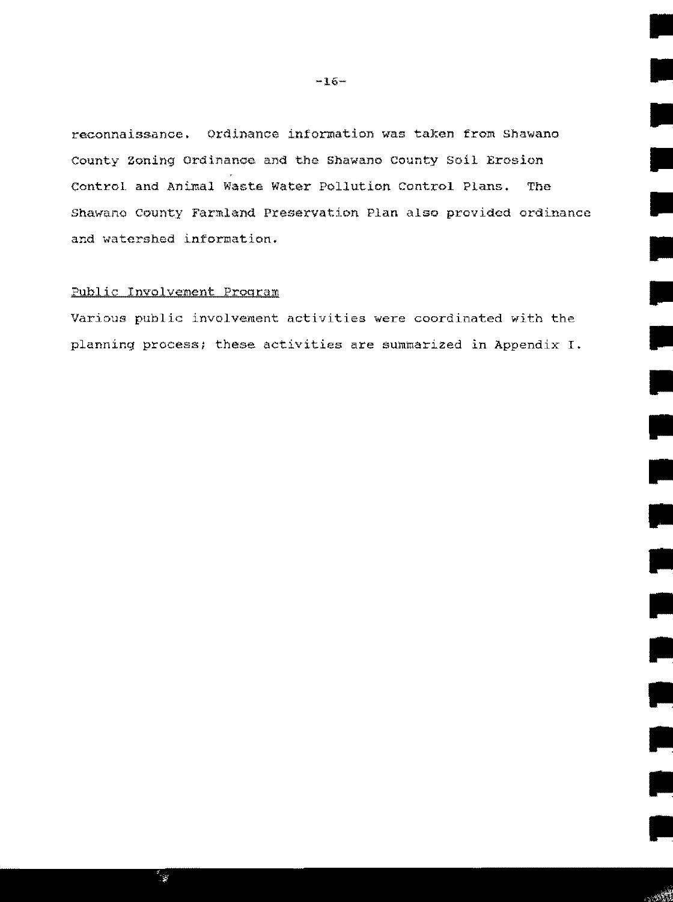reconnaissance. Ordinance information was taken from Shawano County Zoning Ordinance and the Shawano County Soil Erosion Control and Animal Waste Water Pollution Control Plans. The Shawano County Farmland Preservation Plan also provided ordinance and watershed information.

Public Involvement Program

Various public involvement activities were coordinated with the planning process; these activities are summarized in Appendix I.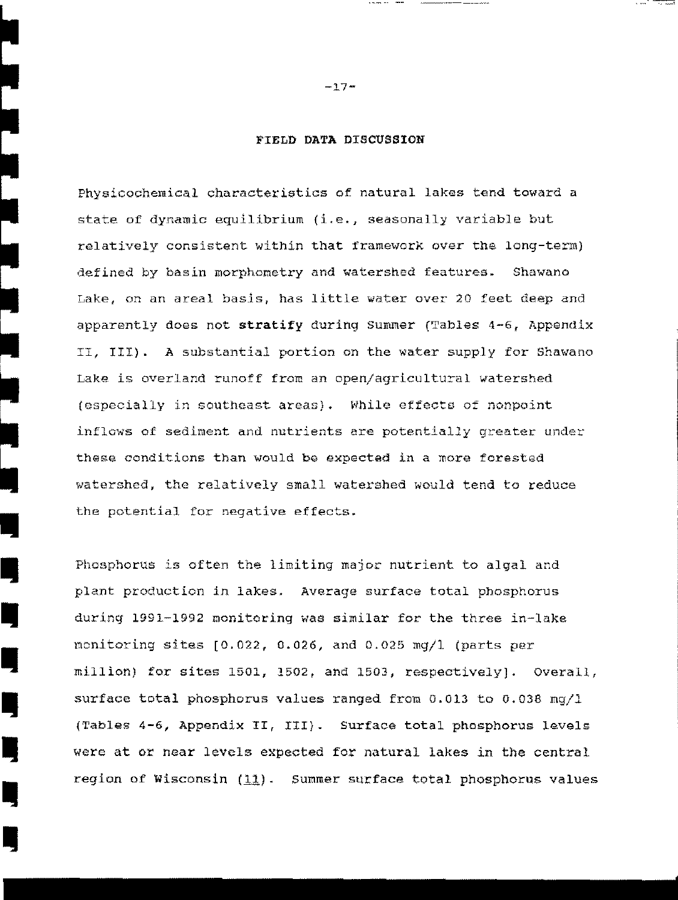## FIELD DATA DISCUSSION

Physicochemical characteristics of natural lakes tend toward a state of dynamic equilibrium (i.e., seasonally variable but relatively consistent within that framework over the long-term) defined by basin morphometry and watershed features. Shawano Lake, on an areal basis, has little water over 20 feet deep and apparently does not **stratify** during Summer (Tables 4-6, Appendix II, III). A substantial portion on the water supply for Shawano Lake is overland runoff from an open/agricultural watershed (especially in southeast areas). While effects of nonpoint inflows of sediment and nutrients are potentially greater under these conditions than would be expected in a more forested watershed, the relatively small watershed would tend to reduce the potential for negative effects.

Phosphorus is often the limiting major nutrient to algal and plant production in lakes. Average surface total phosphorus during 1991-1992 monitoring was similar for the three in-lake monitoring sites [0.022, 0.026, and 0.025 mg/l (parts per million) for sites 1501, 1502, and 1503, respectively]. Overall, surface total phosphorus values ranged from 0.013 to 0.038 mg/l (Tables 4-6, Appendix II, III). Surface total phosphorus levels were at or near levels expected for natural lakes in the central region of Wisconsin (11). Summer surface total phosphorus values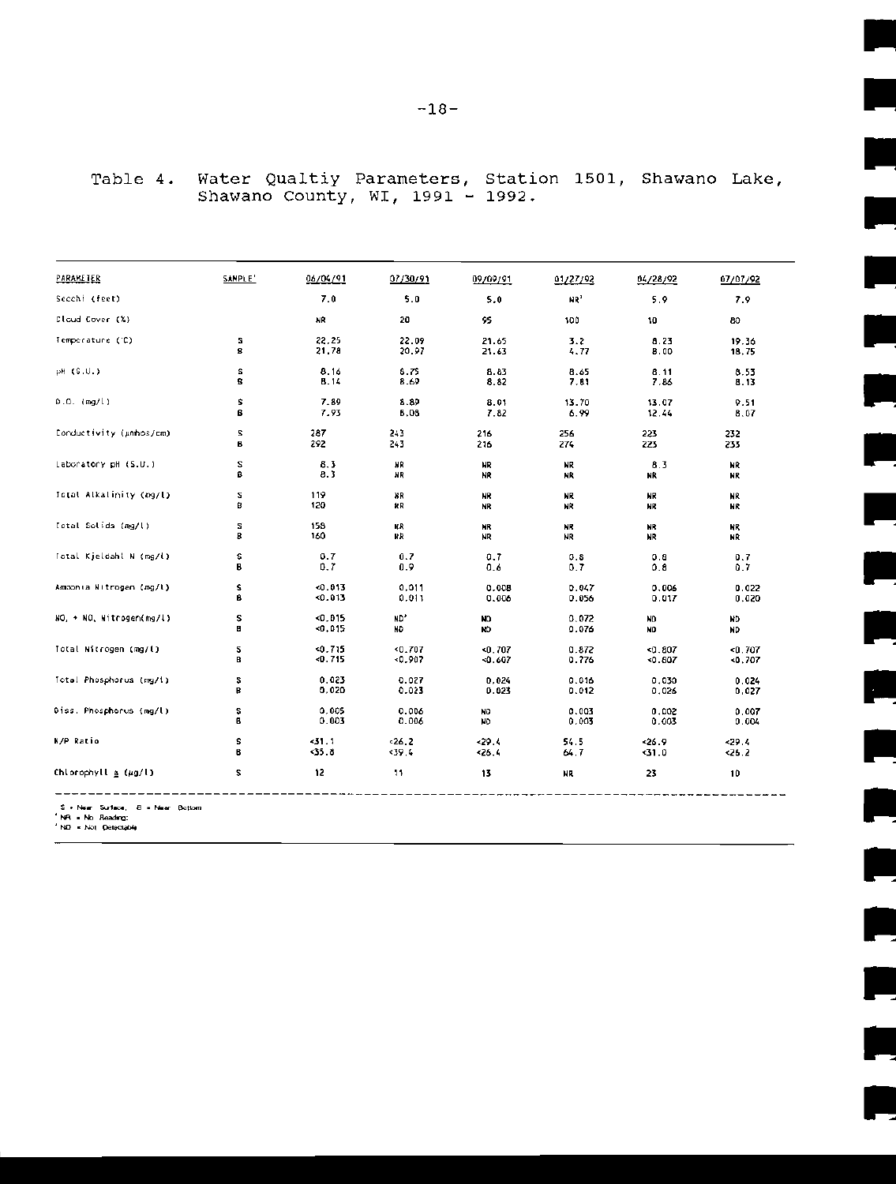Table 4. Water Qualtiy Parameters, Station 1501, Shawano Lake, Shawano County, WI, 1991 - 1992.

| PARAMETER | SAMPLE[1] | 06/04/91 | 07/30/91 | 09/09/91 | 01/27/92 | 04/28/92 | 07/07/92 |
|---|---|---|---|---|---|---|---|
| Secchi (feet) | | 7.0 | 5.0 | 5.0 | NR[2] | 5.9 | 7.9 |
| Cloud Cover (%) | | NR | 20 | 95 | 100 | 10 | 80 |
| Temperature (°C) | S | 22.25 | 22.09 | 21.65 | 3.2 | 8.23 | 19.36 |
| | B | 21.78 | 20.97 | 21.63 | 4.77 | 8.00 | 18.75 |
| pH (S.U.) | S | 8.16 | 8.75 | 8.83 | 8.65 | 8.11 | 8.53 |
| | B | 8.14 | 8.69 | 8.82 | 7.81 | 7.86 | 8.13 |
| D.O. (mg/l) | S | 7.89 | 8.89 | 8.01 | 13.70 | 13.07 | 9.51 |
| | B | 7.93 | 8.08 | 7.82 | 6.99 | 12.44 | 8.07 |
| Conductivity (µmhos/cm) | S | 287 | 243 | 216 | 256 | 223 | 232 |
| | B | 292 | 243 | 216 | 274 | 225 | 235 |
| Laboratory pH (S.U.) | S | 8.3 | NR | NR | NR | 8.3 | NR |
| | B | 8.3 | NR | NR | NR | NR | NR |
| Total Alkalinity (mg/l) | S | 119 | NR | NR | NR | NR | NR |
| | B | 120 | NR | NR | NR | NR | NR |
| Total Solids (mg/l) | S | 158 | NR | NR | NR | NR | NR |
| | B | 160 | NR | NR | NR | NR | NR |
| Total Kjeldahl N (mg/l) | S | 0.7 | 0.7 | 0.7 | 0.8 | 0.8 | 0.7 |
| | B | 0.7 | 0.9 | 0.6 | 0.7 | 0.8 | 0.7 |
| Ammonia Nitrogen (mg/l) | S | <0.013 | 0.011 | 0.008 | 0.047 | 0.006 | 0.022 |
| | B | <0.013 | 0.011 | 0.006 | 0.056 | 0.017 | 0.020 |
| $NO_2 + NO_3$ Nitrogen(mg/l) | S | <0.015 | ND[3] | ND | 0.072 | ND | ND |
| | B | <0.015 | ND | ND | 0.076 | ND | ND |
| Total Nitrogen (mg/l) | S | <0.715 | <0.707 | <0.707 | 0.872 | <0.807 | <0.707 |
| | B | <0.715 | <0.907 | <0.607 | 0.776 | <0.807 | <0.707 |
| Total Phosphorus (mg/l) | S | 0.023 | 0.027 | 0.024 | 0.016 | 0.030 | 0.024 |
| | B | 0.020 | 0.023 | 0.023 | 0.012 | 0.026 | 0.027 |
| Diss. Phosphorus (mg/l) | S | 0.005 | 0.006 | ND | 0.003 | 0.002 | 0.007 |
| | B | 0.003 | 0.006 | ND | 0.003 | 0.003 | 0.004 |
| N/P Ratio | S | <31.1 | <26.2 | <29.4 | 54.5 | <26.9 | <29.4 |
| | B | <35.8 | <39.4 | <26.4 | 64.7 | <31.0 | <26.2 |
| Chlorophyll a (µg/l) | S | 12 | 11 | 13 | NR | 23 | 10 |

[1] S = Near Surface, B = Near Bottom
[2] NR = No Reading;
[3] ND = Not Detectable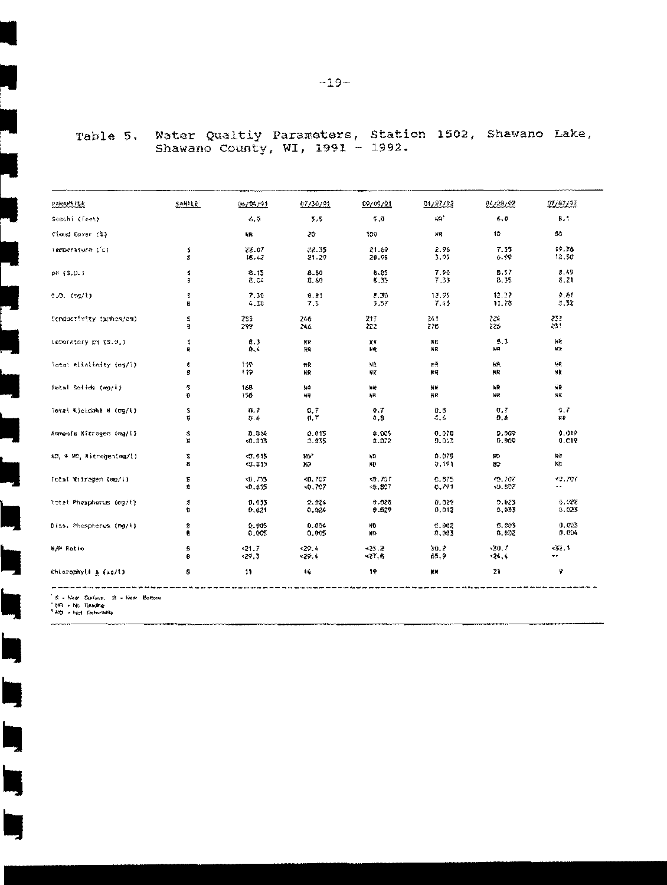Table 5. Water Qualtiy Parameters, Station 1502, Shawano Lake, Shawano County, WI, 1991 - 1992.

| PARAMETER | SAMPLE[1] | 06/04/91 | 07/30/91 | 09/09/91 | 01/27/92 | 04/28/92 | 07/07/92 |
|---|---|---|---|---|---|---|---|
| Secchi (feet) | | 6.3 | 5.5 | 5.0 | NR[2] | 6.0 | 8.1 |
| Cloud Cover (%) | | NR | 20 | 100 | NR | 10 | 50 |
| Temperature (°C) | S | 22.07 | 22.35 | 21.69 | 2.95 | 7.35 | 19.76 |
| | B | 18.42 | 21.29 | 20.95 | 3.95 | 6.90 | 18.50 |
| pH (S.U.) | S | 8.15 | 8.80 | 8.85 | 7.90 | 8.57 | 8.45 |
| | B | 8.04 | 8.60 | 8.35 | 7.33 | 8.35 | 8.21 |
| D.O. (mg/l) | S | 7.30 | 8.81 | 8.30 | 12.95 | 12.37 | 9.61 |
| | B | 4.30 | 7.5 | 5.57 | 7.43 | 11.78 | 8.52 |
| Conductivity (µmhos/cm) | S | 253 | 246 | 217 | 241 | 224 | 232 |
| | B | 299 | 246 | 222 | 278 | 226 | 231 |
| Laboratory pH (S.U.) | S | 8.3 | NR | NR | NR | 8.3 | NR |
| | B | 8.4 | NR | NR | NR | NR | NR |
| Total Alkalinity (mg/l) | S | 119 | NR | NR | NR | NR | NR |
| | B | 119 | NR | NR | NR | NR | NR |
| Total Solids (mg/l) | S | 168 | NR | NR | NR | NR | NR |
| | B | 150 | NR | NR | NR | NR | NR |
| Total Kjeldahl N (mg/l) | S | 0.7 | 0.7 | 0.7 | 0.8 | 0.7 | 0.7 |
| | B | 0.6 | 0.7 | 0.8 | 0.6 | 0.8 | NR |
| Ammonia Nitrogen (mg/l) | S | 0.014 | 0.015 | 0.005 | 0.070 | 0.009 | 0.019 |
| | B | <0.013 | 0.035 | 0.022 | 0.043 | 0.009 | 0.019 |
| $NO_2$ + $NO_3$ Nitrogen(mg/l) | S | <0.015 | ND[3] | ND | 0.075 | ND | NR |
| | B | <0.015 | ND | ND | 0.191 | ND | NR |
| Total Nitrogen (mg/l) | S | <0.715 | <0.707 | <0.707 | 0.875 | <0.707 | <0.707 |
| | B | <0.615 | <0.707 | <0.807 | 0.791 | <0.807 | -- |
| Total Phosphorus (mg/l) | S | 0.033 | 0.024 | 0.028 | 0.029 | 0.023 | 0.022 |
| | B | 0.021 | 0.024 | 0.029 | 0.012 | 0.033 | 0.023 |
| Diss. Phosphorus (mg/l) | S | 0.005 | 0.004 | ND | 0.002 | 0.003 | 0.003 |
| | B | 0.005 | 0.005 | ND | 0.003 | 0.002 | 0.004 |
| N/P Ratio | S | <21.7 | <29.4 | <25.2 | 30.2 | <30.7 | <32.1 |
| | B | <29.3 | <29.4 | <27.8 | 65.9 | <24.4 | -- |
| Chlorophyll a (µg/l) | S | 11 | 16 | 19 | NR | 21 | 9 |

[1] S = Near Surface, B = Near Bottom
[2] NR = No Reading
[3] ND = Not Detectable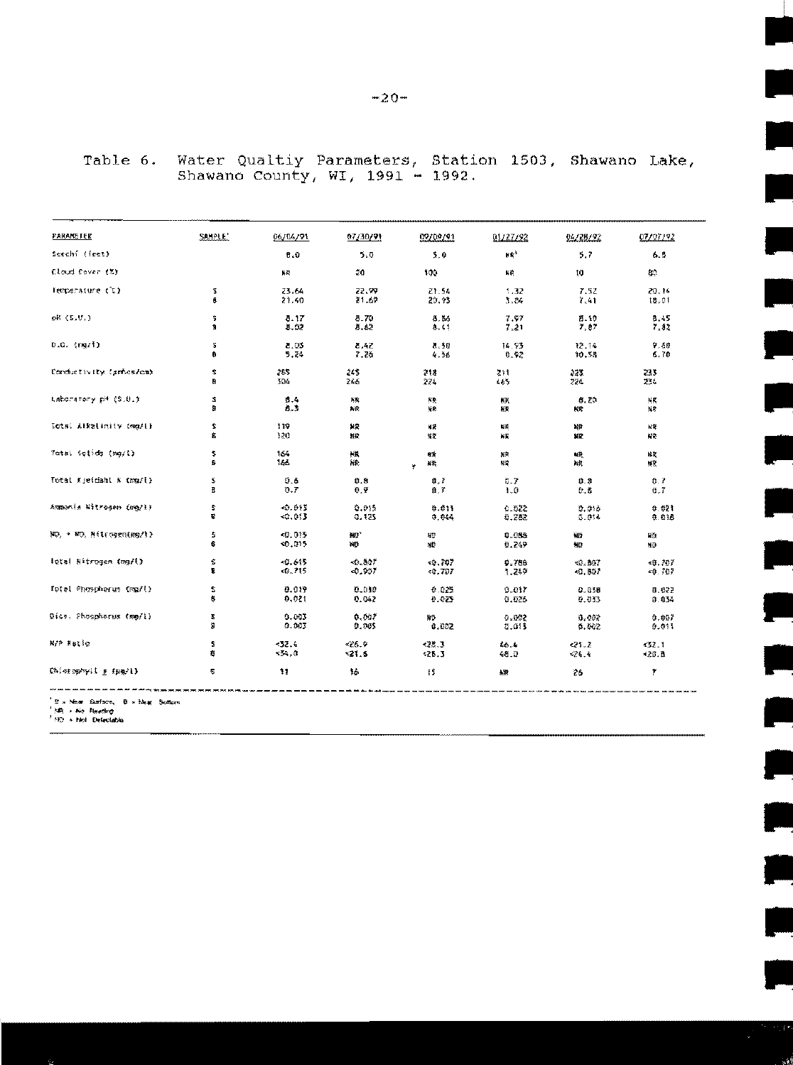Table 6. Water Qualtiy Parameters, Station 1503, Shawano Lake, Shawano County, WI, 1991 - 1992.

| PARAMETER | SAMPLE[1] | 06/04/91 | 07/30/91 | 09/09/91 | 01/27/92 | 04/28/92 | 07/07/92 |
|---|---|---|---|---|---|---|---|
| Secchi (feet) | | 8.0 | 5.0 | 5.0 | NR[2] | 5.7 | 6.5 |
| Cloud Cover (%) | | NR | 20 | 100 | NR | 10 | 80 |
| Temperature (°C) | S | 23.64 | 22.99 | 21.54 | 1.32 | 7.52 | 20.14 |
| | B | 21.40 | 21.69 | 20.93 | 3.04 | 7.41 | 18.01 |
| pH (S.U.) | S | 8.17 | 8.70 | 8.86 | 7.97 | 8.10 | 8.45 |
| | B | 8.02 | 8.62 | 8.41 | 7.21 | 7.87 | 7.82 |
| D.O. (mg/l) | S | 8.05 | 8.42 | 8.50 | 14.93 | 12.14 | 9.60 |
| | B | 5.24 | 7.26 | 4.36 | 8.92 | 10.58 | 6.70 |
| Conductivity (µmhos/cm) | S | 265 | 245 | 218 | 211 | 223 | 233 |
| | B | 306 | 246 | 224 | 465 | 226 | 234 |
| Laboratory pH (S.U.) | S | 8.4 | NR | NR | NR | 8.20 | NR |
| | B | 8.3 | NR | NR | NR | NR | NR |
| Total Alkalinity (mg/l) | S | 119 | NR | NR | NR | NR | NR |
| | B | 120 | NR | NR | NR | NR | NR |
| Total Solids (mg/l) | S | 164 | NR | NR | NR | NR | NR |
| | B | 166 | NR | NR | NR | NR | NR |
| Total Kjeldahl N (mg/l) | S | 0.6 | 0.8 | 0.7 | 0.7 | 0.8 | 0.7 |
| | B | 0.7 | 0.9 | 0.7 | 1.0 | 0.8 | 0.7 |
| Ammonia Nitrogen (mg/l) | S | <0.013 | 0.015 | 0.011 | 0.022 | 0.016 | 0.021 |
| | B | <0.013 | 0.125 | 0.044 | 0.282 | 0.014 | 0.018 |
| $NO_2$ + $NO_3$ Nitrogen(mg/l) | S | <0.015 | ND[3] | ND | 0.088 | ND | ND |
| | B | <0.015 | ND | ND | 0.269 | ND | ND |
| Total Nitrogen (mg/l) | S | <0.615 | <0.807 | <0.707 | 0.788 | <0.807 | <0.707 |
| | B | <0.715 | <0.907 | <0.707 | 1.269 | <0.807 | <0.707 |
| Total Phosphorus (mg/l) | S | 0.019 | 0.030 | 0.025 | 0.017 | 0.038 | 0.022 |
| | B | 0.021 | 0.042 | 0.025 | 0.026 | 0.033 | 0.034 |
| Diss. Phosphorus (mg/l) | S | 0.003 | 0.007 | ND | 0.002 | 0.002 | 0.007 |
| | B | 0.003 | 0.005 | 0.002 | 0.013 | 0.002 | 0.011 |
| N/P Ratio | S | <32.4 | <26.9 | <28.3 | 46.4 | <21.2 | <32.1 |
| | B | <34.0 | <21.6 | <28.3 | 48.0 | <24.4 | <20.8 |
| Chlorophyll *a* (µg/l) | S | 11 | 16 | 15 | NR | 26 | 7 |

[1] S = Near Surface, B = Near Bottom
[2] NR = No Reading
[3] ND = Not Detectable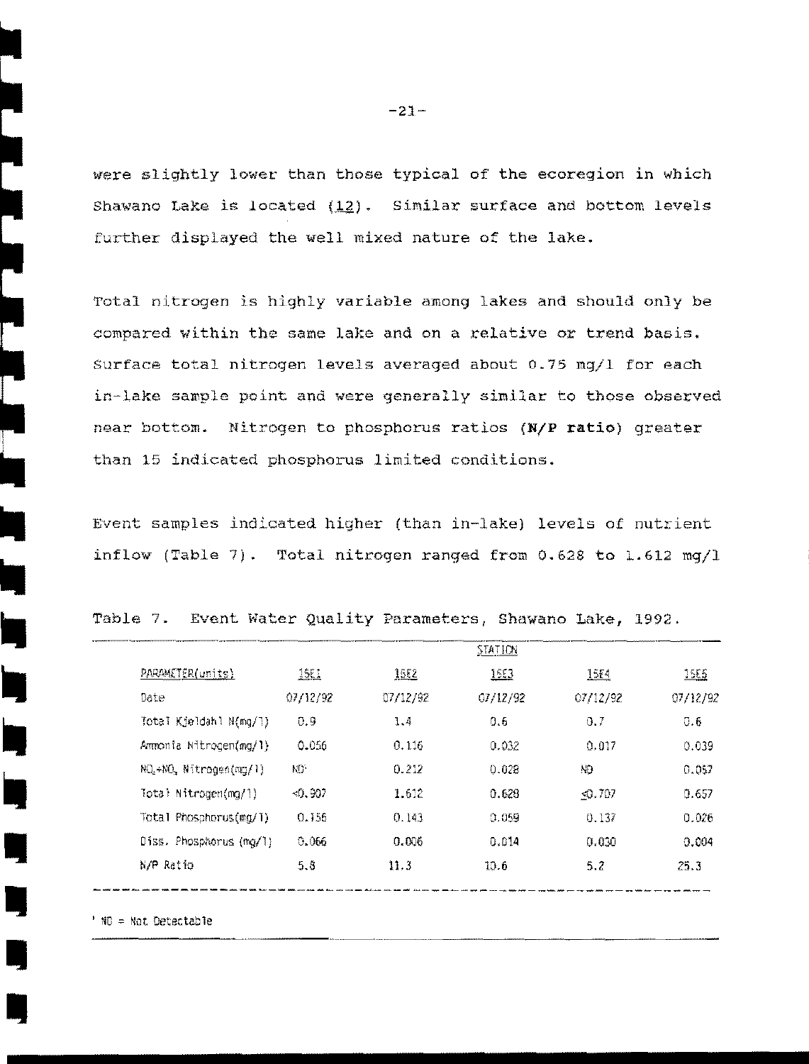were slightly lower than those typical of the ecoregion in which Shawano Lake is located (12). Similar surface and bottom levels further displayed the well mixed nature of the lake.

Total nitrogen is highly variable among lakes and should only be compared within the same lake and on a relative or trend basis. Surface total nitrogen levels averaged about 0.75 mg/l for each in-lake sample point and were generally similar to those observed near bottom. Nitrogen to phosphorus ratios (**N/P ratio**) greater than 15 indicated phosphorus limited conditions.

Event samples indicated higher (than in-lake) levels of nutrient inflow (Table 7). Total nitrogen ranged from 0.628 to 1.612 mg/l

Table 7. Event Water Quality Parameters, Shawano Lake, 1992.

| | STATION | | | | |
|---|---|---|---|---|---|
| PARAMETER(units) | 15E1 | 15E2 | 15E3 | 15E4 | 15E5 |
| Date | 07/12/92 | 07/12/92 | 07/12/92 | 07/12/92 | 07/12/92 |
| Total Kjeldahl N(mg/l) | 0.9 | 1.4 | 0.6 | 0.7 | 0.6 |
| Ammonia Nitrogen(mg/l) | 0.056 | 0.116 | 0.032 | 0.017 | 0.039 |
| $NO_2$+$NO_3$ Nitrogen(mg/l) | ND[1] | 0.212 | 0.028 | ND | 0.057 |
| Total Nitrogen(mg/l) | <0.907 | 1.612 | 0.628 | ≤0.707 | 0.657 |
| Total Phosphorus(mg/l) | 0.156 | 0.143 | 0.059 | 0.137 | 0.026 |
| Diss. Phosphorus (mg/l) | 0.066 | 0.006 | 0.014 | 0.030 | 0.004 |
| N/P Ratio | 5.8 | 11.3 | 10.6 | 5.2 | 25.3 |

[1] ND = Not Detectable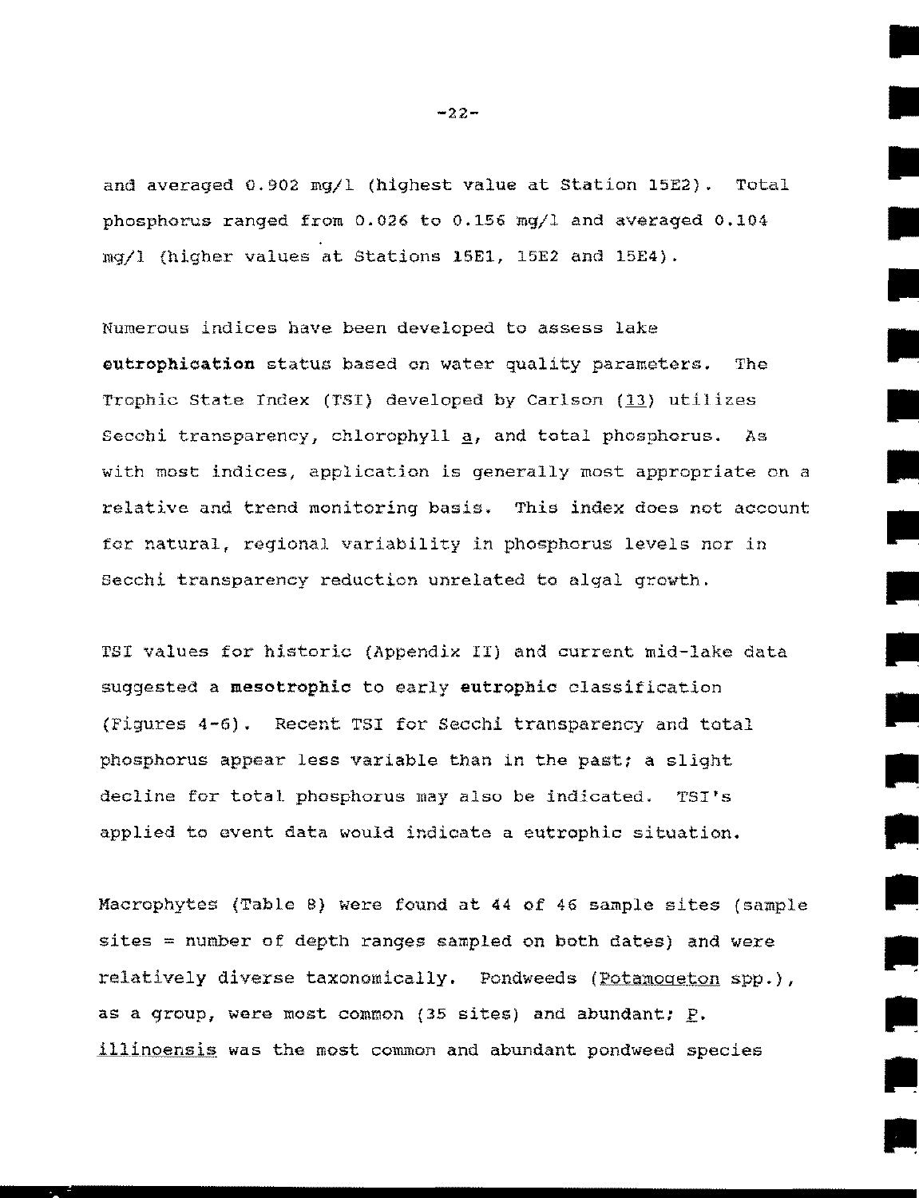and averaged 0.902 mg/l (highest value at Station 15E2). Total phosphorus ranged from 0.026 to 0.156 mg/l and averaged 0.104 mg/l (higher values at Stations 15E1, 15E2 and 15E4).

Numerous indices have been developed to assess lake **eutrophication** status based on water quality parameters. The Trophic State Index (TSI) developed by Carlson (13) utilizes Secchi transparency, chlorophyll a, and total phosphorus. As with most indices, application is generally most appropriate on a relative and trend monitoring basis. This index does not account for natural, regional variability in phosphorus levels nor in Secchi transparency reduction unrelated to algal growth.

TSI values for historic (Appendix II) and current mid-lake data suggested a **mesotrophic** to early **eutrophic** classification (Figures 4-6). Recent TSI for Secchi transparency and total phosphorus appear less variable than in the past; a slight decline for total phosphorus may also be indicated. TSI's applied to event data would indicate a eutrophic situation.

Macrophytes (Table 8) were found at 44 of 46 sample sites (sample sites = number of depth ranges sampled on both dates) and were relatively diverse taxonomically. Pondweeds (*Potamogeton* spp.), as a group, were most common (35 sites) and abundant; *P. illinoensis* was the most common and abundant pondweed species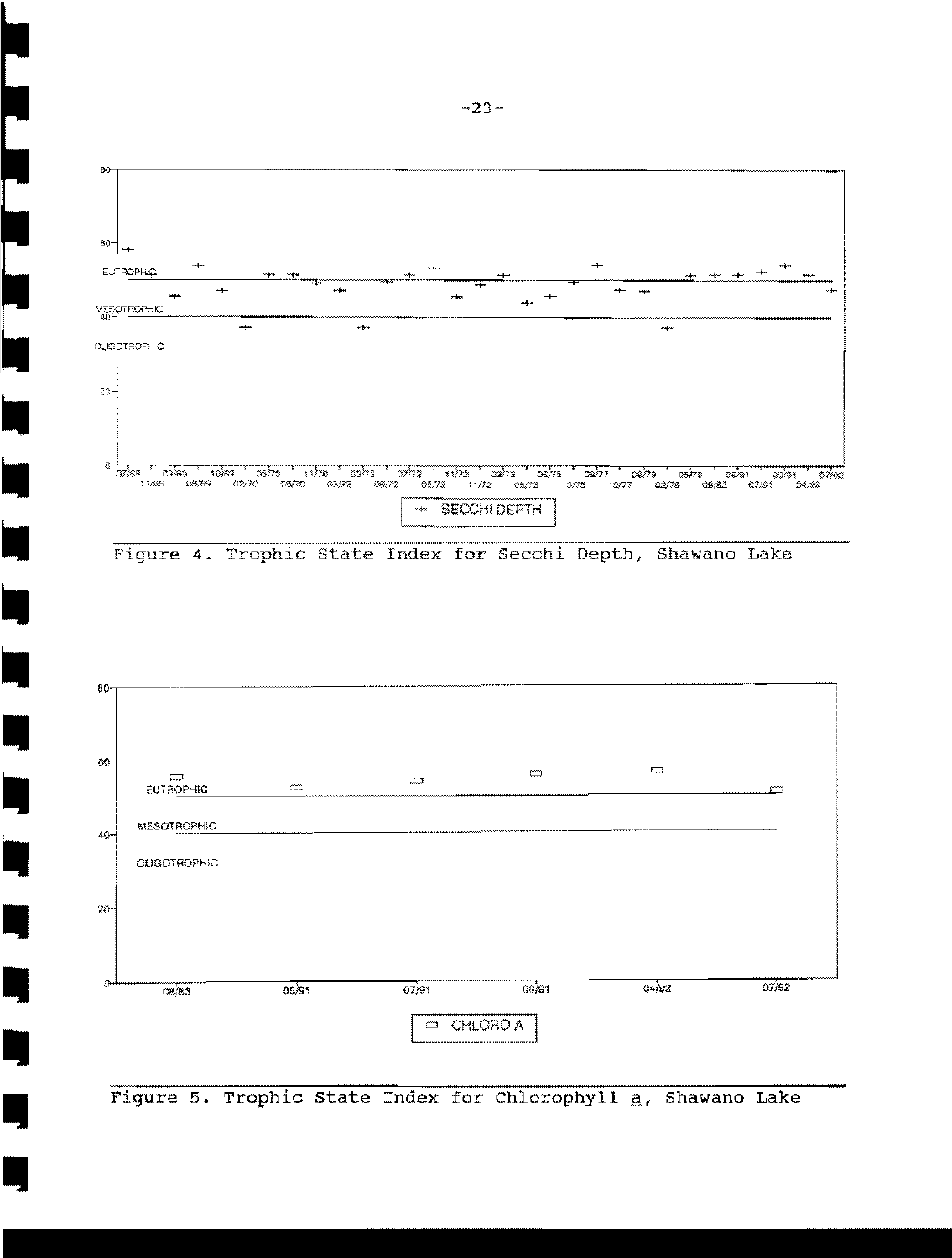Figure 4. Trophic State Index for Secchi Depth, Shawano Lake

Figure 5. Trophic State Index for Chlorophyll a, Shawano Lake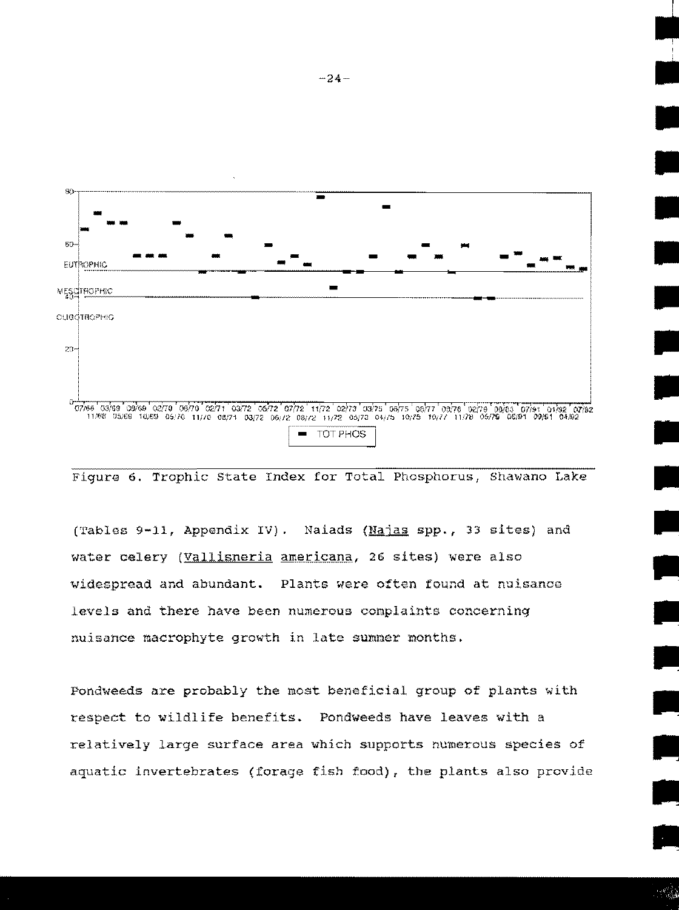Figure 6. Trophic State Index for Total Phosphorus, Shawano Lake

(Tables 9-11, Appendix IV). Naiads (Najas spp., 33 sites) and water celery (Vallisneria americana, 26 sites) were also widespread and abundant. Plants were often found at nuisance levels and there have been numerous complaints concerning nuisance macrophyte growth in late summer months.

Pondweeds are probably the most beneficial group of plants with respect to wildlife benefits. Pondweeds have leaves with a relatively large surface area which supports numerous species of aquatic invertebrates (forage fish food), the plants also provide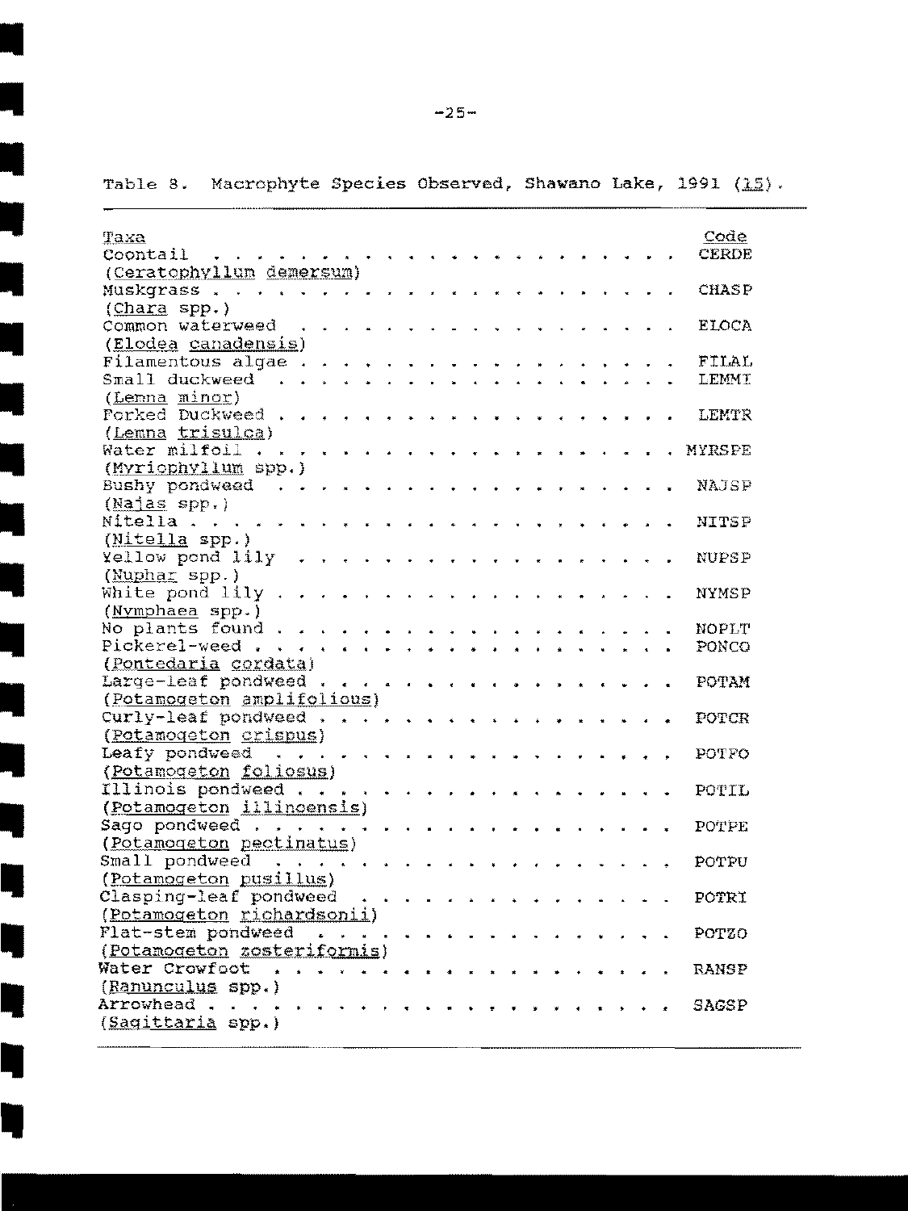Table 8. Macrophyte Species Observed, Shawano Lake, 1991 (15).

| Taxa | Code |
|---|---|
| Coontail (*Ceratophyllum demersum*) | CERDE |
| Muskgrass (*Chara* spp.) | CHASP |
| Common waterweed (*Elodea canadensis*) | ELOCA |
| Filamentous algae | FILAL |
| Small duckweed (*Lemna minor*) | LEMMI |
| Forked Duckweed (*Lemna trisulca*) | LEMTR |
| Water milfoil (*Myriophyllum* spp.) | MYRSPE |
| Bushy pondweed (*Najas* spp.) | NAJSP |
| Nitella (*Nitella* spp.) | NITSP |
| Yellow pond lily (*Nuphar* spp.) | NUPSP |
| White pond lily (*Nymphaea* spp.) | NYMSP |
| No plants found | NOPLT |
| Pickerel-weed (*Pontedaria cordata*) | PONCO |
| Large-leaf pondweed (*Potamogeton amplifolious*) | POTAM |
| Curly-leaf pondweed (*Potamogeton crispus*) | POTCR |
| Leafy pondweed (*Potamogeton foliosus*) | POTFO |
| Illinois pondweed (*Potamogeton illinoensis*) | POTIL |
| Sago pondweed (*Potamogeton pectinatus*) | POTPE |
| Small pondweed (*Potamogeton pusillus*) | POTPU |
| Clasping-leaf pondweed (*Potamogeton richardsonii*) | POTRI |
| Flat-stem pondweed (*Potamogeton zosteriformis*) | POTZO |
| Water Crowfoot (*Ranunculus* spp.) | RANSP |
| Arrowhead (*Sagittaria* spp.) | SAGSP |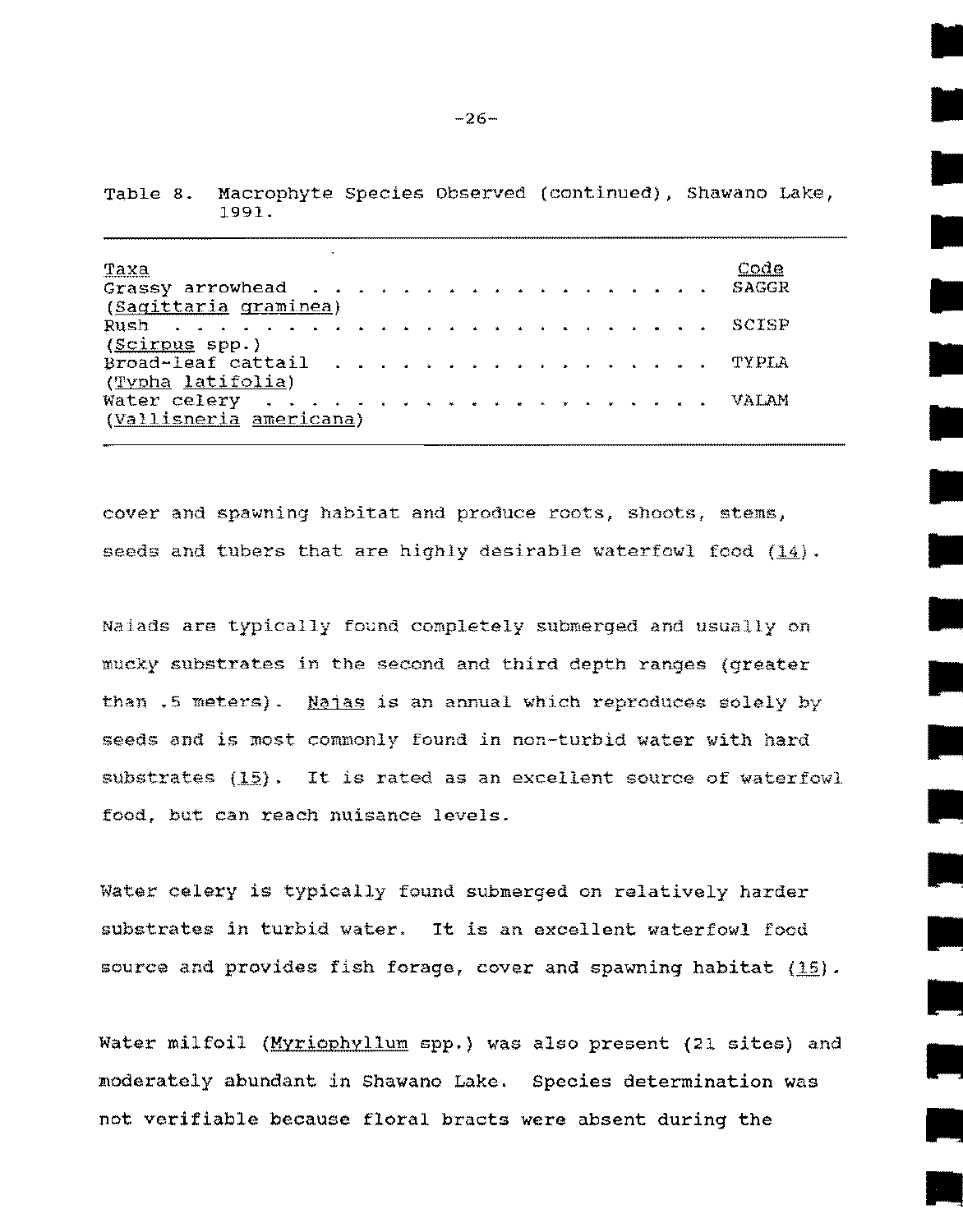Table 8. Macrophyte Species Observed (continued), Shawano Lake, 1991.

| Taxa | Code |
|---|---|
| Grassy arrowhead (*Sagittaria graminea*) | SAGGR |
| Rush (*Scirpus* spp.) | SCISP |
| Broad-leaf cattail (*Typha latifolia*) | TYPLA |
| Water celery (*Vallisneria americana*) | VALAM |

cover and spawning habitat and produce roots, shoots, stems, seeds and tubers that are highly desirable waterfowl food (14).

Naiads are typically found completely submerged and usually on mucky substrates in the second and third depth ranges (greater than .5 meters). *Najas* is an annual which reproduces solely by seeds and is most commonly found in non-turbid water with hard substrates (15). It is rated as an excellent source of waterfowl food, but can reach nuisance levels.

Water celery is typically found submerged on relatively harder substrates in turbid water. It is an excellent waterfowl food source and provides fish forage, cover and spawning habitat (15).

Water milfoil (*Myriophyllum* spp.) was also present (21 sites) and moderately abundant in Shawano Lake. Species determination was not verifiable because floral bracts were absent during the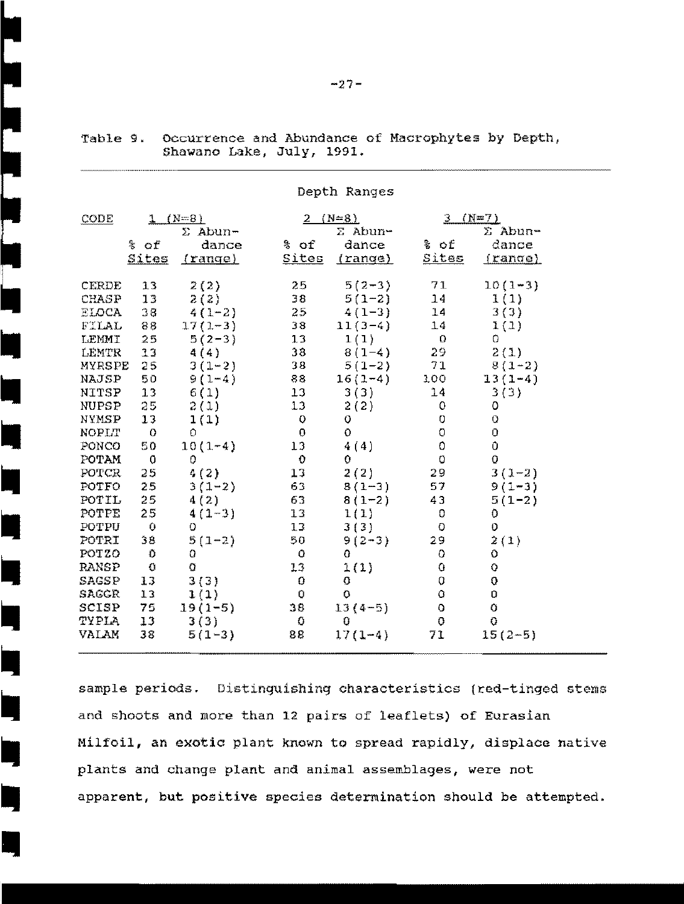Table 9. Occurrence and Abundance of Macrophytes by Depth, Shawano Lake, July, 1991.

| CODE | Depth Ranges 1 (N=8) | | 2 (N=8) | | 3 (N=7) | |
|---|---|---|---|---|---|---|
| | % of Sites | Σ Abundance (range) | % of Sites | Σ Abundance (range) | % of Sites | Σ Abundance (range) |
| CERDE | 13 | 2(2) | 25 | 5(2-3) | 71 | 10(1-3) |
| CHASP | 13 | 2(2) | 38 | 5(1-2) | 14 | 1(1) |
| ELOCA | 38 | 4(1-2) | 25 | 4(1-3) | 14 | 3(3) |
| FILAL | 88 | 17(1-3) | 38 | 11(3-4) | 14 | 1(1) |
| LEMMI | 25 | 5(2-3) | 13 | 1(1) | 0 | 0 |
| LEMTR | 13 | 4(4) | 38 | 8(1-4) | 29 | 2(1) |
| MYRSPE | 25 | 3(1-2) | 38 | 5(1-2) | 71 | 8(1-2) |
| NAJSP | 50 | 9(1-4) | 88 | 16(1-4) | 100 | 13(1-4) |
| NITSP | 13 | 6(1) | 13 | 3(3) | 14 | 3(3) |
| NUPSP | 25 | 2(1) | 13 | 2(2) | 0 | 0 |
| NYMSP | 13 | 1(1) | 0 | 0 | 0 | 0 |
| NOPLT | 0 | 0 | 0 | 0 | 0 | 0 |
| PONCO | 50 | 10(1-4) | 13 | 4(4) | 0 | 0 |
| POTAM | 0 | 0 | 0 | 0 | 0 | 0 |
| POTCR | 25 | 4(2) | 13 | 2(2) | 29 | 3(1-2) |
| POTFO | 25 | 3(1-2) | 63 | 8(1-3) | 57 | 9(1-3) |
| POTIL | 25 | 4(2) | 63 | 8(1-2) | 43 | 5(1-2) |
| POTPE | 25 | 4(1-3) | 13 | 1(1) | 0 | 0 |
| POTPU | 0 | 0 | 13 | 3(3) | 0 | 0 |
| POTRI | 38 | 5(1-2) | 50 | 9(2-3) | 29 | 2(1) |
| POTZO | 0 | 0 | 0 | 0 | 0 | 0 |
| RANSP | 0 | 0 | 13 | 1(1) | 0 | 0 |
| SAGSP | 13 | 3(3) | 0 | 0 | 0 | 0 |
| SAGGR | 13 | 1(1) | 0 | 0 | 0 | 0 |
| SCISP | 75 | 19(1-5) | 38 | 13(4-5) | 0 | 0 |
| TYPLA | 13 | 3(3) | 0 | 0 | 0 | 0 |
| VALAM | 38 | 5(1-3) | 88 | 17(1-4) | 71 | 15(2-5) |

sample periods. Distinguishing characteristics (red-tinged stems and shoots and more than 12 pairs of leaflets) of Eurasian Milfoil, an exotic plant known to spread rapidly, displace native plants and change plant and animal assemblages, were not apparent, but positive species determination should be attempted.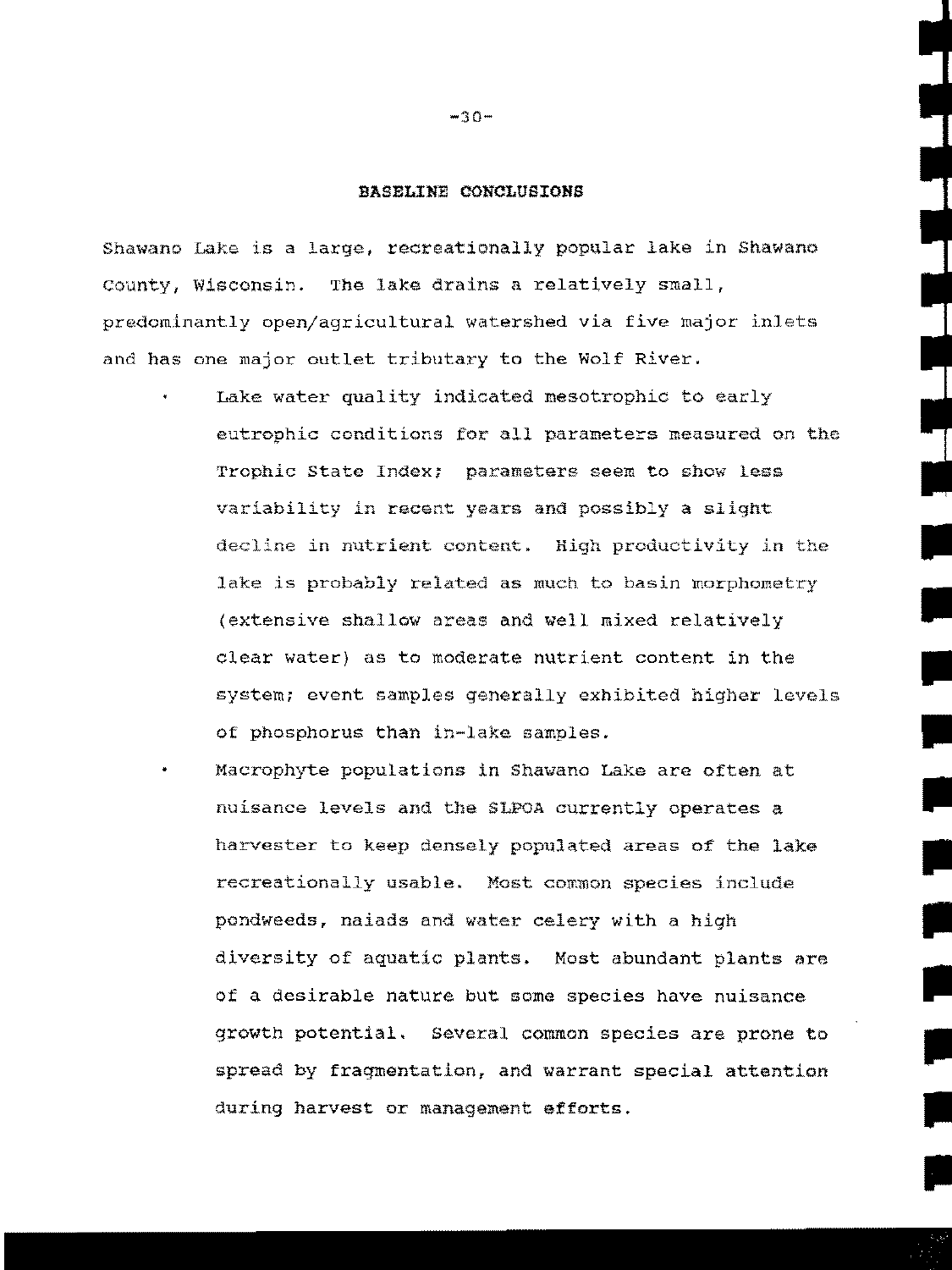## BASELINE CONCLUSIONS

Shawano Lake is a large, recreationally popular lake in Shawano County, Wisconsin. The lake drains a relatively small, predominantly open/agricultural watershed via five major inlets and has one major outlet tributary to the Wolf River.

- Lake water quality indicated mesotrophic to early eutrophic conditions for all parameters measured on the Trophic State Index; parameters seem to show less variability in recent years and possibly a slight decline in nutrient content. High productivity in the lake is probably related as much to basin morphometry (extensive shallow areas and well mixed relatively clear water) as to moderate nutrient content in the system; event samples generally exhibited higher levels of phosphorus than in-lake samples.
- Macrophyte populations in Shawano Lake are often at nuisance levels and the SLPOA currently operates a harvester to keep densely populated areas of the lake recreationally usable. Most common species include pondweeds, naiads and water celery with a high diversity of aquatic plants. Most abundant plants are of a desirable nature but some species have nuisance growth potential. Several common species are prone to spread by fragmentation, and warrant special attention during harvest or management efforts.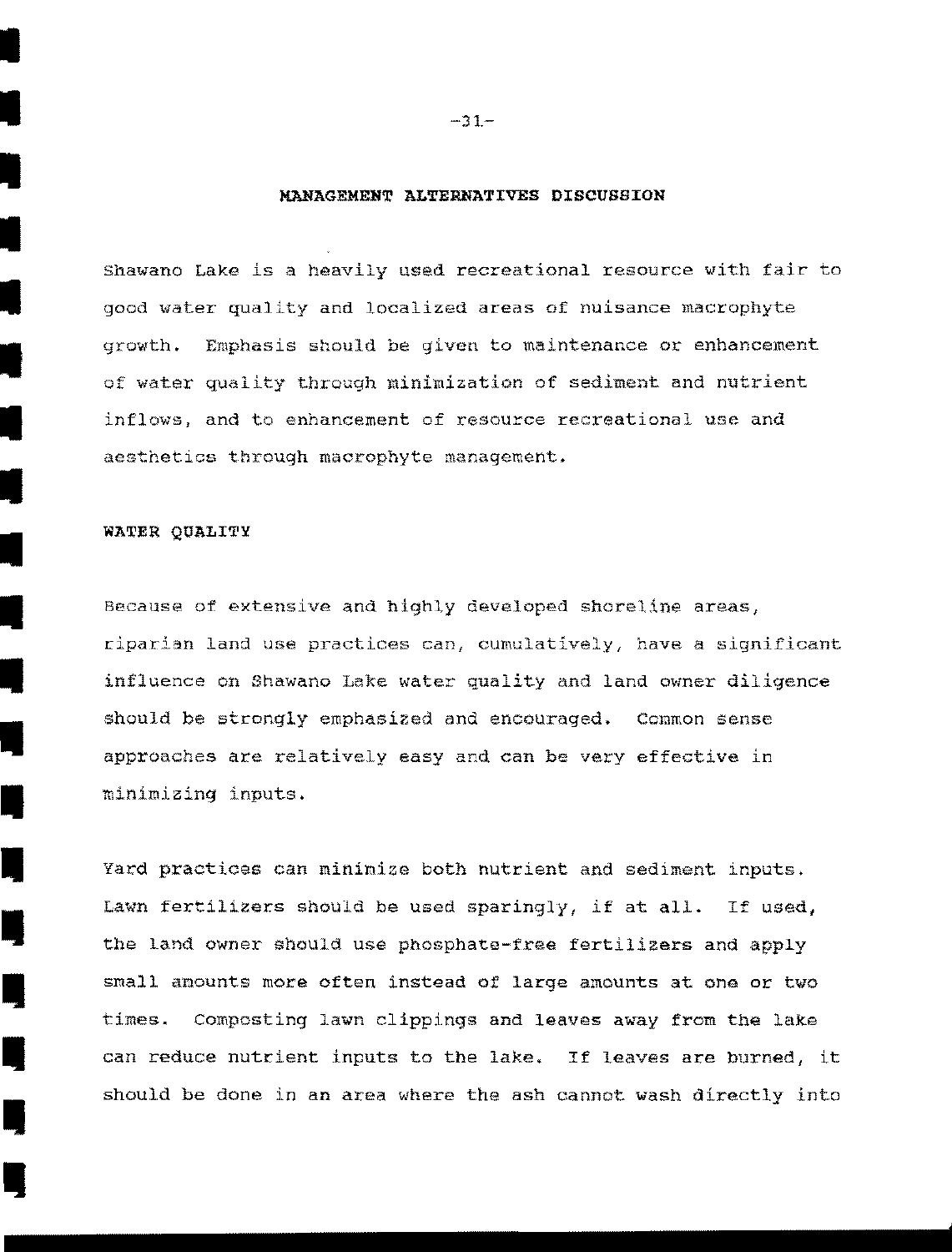## MANAGEMENT ALTERNATIVES DISCUSSION

Shawano Lake is a heavily used recreational resource with fair to good water quality and localized areas of nuisance macrophyte growth. Emphasis should be given to maintenance or enhancement of water quality through minimization of sediment and nutrient inflows, and to enhancement of resource recreational use and aesthetics through macrophyte management.

### WATER QUALITY

Because of extensive and highly developed shoreline areas, riparian land use practices can, cumulatively, have a significant influence on Shawano Lake water quality and land owner diligence should be strongly emphasized and encouraged. Common sense approaches are relatively easy and can be very effective in minimizing inputs.

Yard practices can minimize both nutrient and sediment inputs. Lawn fertilizers should be used sparingly, if at all. If used, the land owner should use phosphate-free fertilizers and apply small amounts more often instead of large amounts at one or two times. Composting lawn clippings and leaves away from the lake can reduce nutrient inputs to the lake. If leaves are burned, it should be done in an area where the ash cannot wash directly into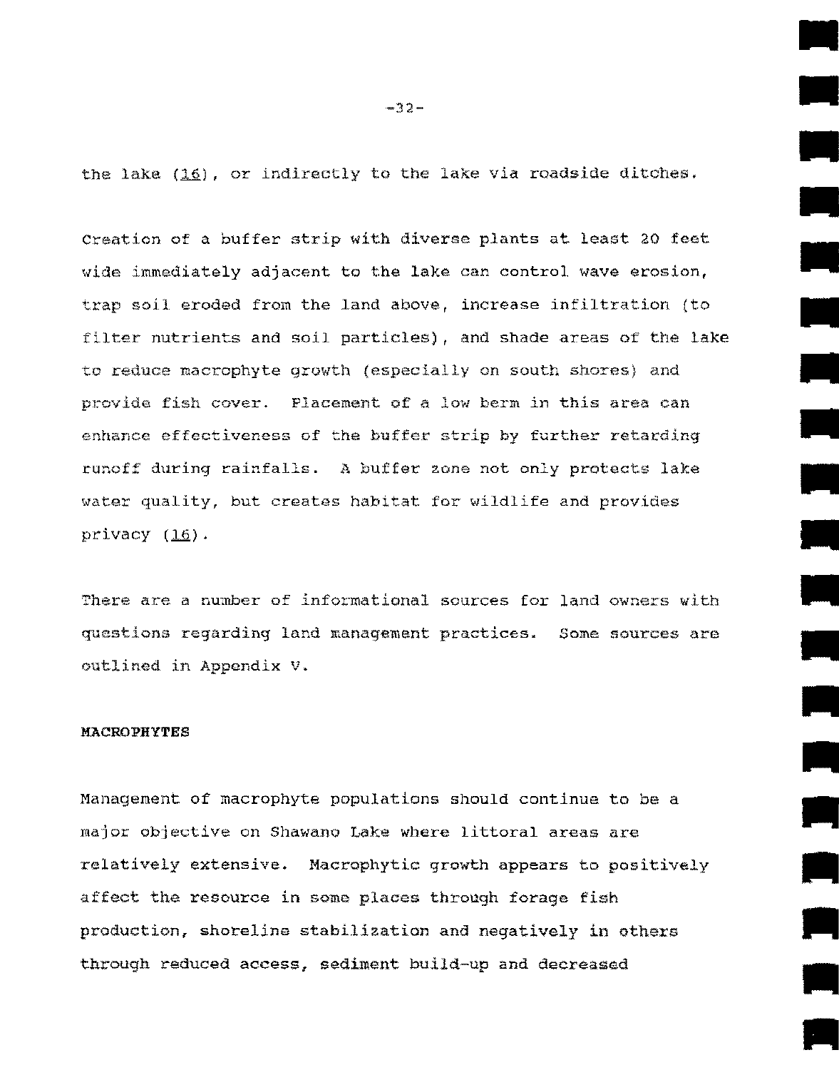the lake (16), or indirectly to the lake via roadside ditches.

Creation of a buffer strip with diverse plants at least 20 feet wide immediately adjacent to the lake can control wave erosion, trap soil eroded from the land above, increase infiltration (to filter nutrients and soil particles), and shade areas of the lake to reduce macrophyte growth (especially on south shores) and provide fish cover. Placement of a low berm in this area can enhance effectiveness of the buffer strip by further retarding runoff during rainfalls. A buffer zone not only protects lake water quality, but creates habitat for wildlife and provides privacy (16).

There are a number of informational sources for land owners with questions regarding land management practices. Some sources are outlined in Appendix V.

**MACROPHYTES**

Management of macrophyte populations should continue to be a major objective on Shawano Lake where littoral areas are relatively extensive. Macrophytic growth appears to positively affect the resource in some places through forage fish production, shoreline stabilization and negatively in others through reduced access, sediment build-up and decreased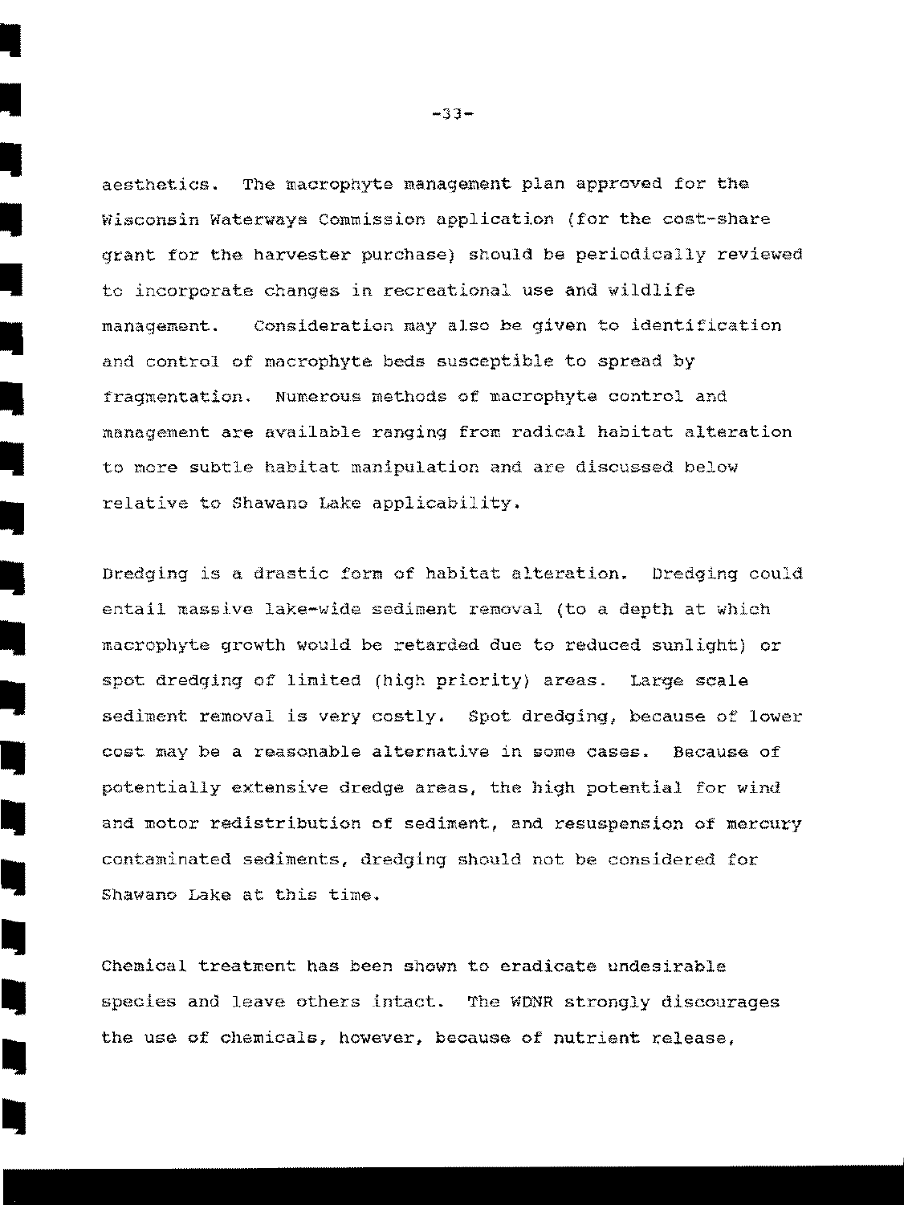aesthetics. The macrophyte management plan approved for the Wisconsin Waterways Commission application (for the cost-share grant for the harvester purchase) should be periodically reviewed to incorporate changes in recreational use and wildlife management. Consideration may also be given to identification and control of macrophyte beds susceptible to spread by fragmentation. Numerous methods of macrophyte control and management are available ranging from radical habitat alteration to more subtle habitat manipulation and are discussed below relative to Shawano Lake applicability.

Dredging is a drastic form of habitat alteration. Dredging could entail massive lake-wide sediment removal (to a depth at which macrophyte growth would be retarded due to reduced sunlight) or spot dredging of limited (high priority) areas. Large scale sediment removal is very costly. Spot dredging, because of lower cost may be a reasonable alternative in some cases. Because of potentially extensive dredge areas, the high potential for wind and motor redistribution of sediment, and resuspension of mercury contaminated sediments, dredging should not be considered for Shawano Lake at this time.

Chemical treatment has been shown to eradicate undesirable species and leave others intact. The WDNR strongly discourages the use of chemicals, however, because of nutrient release,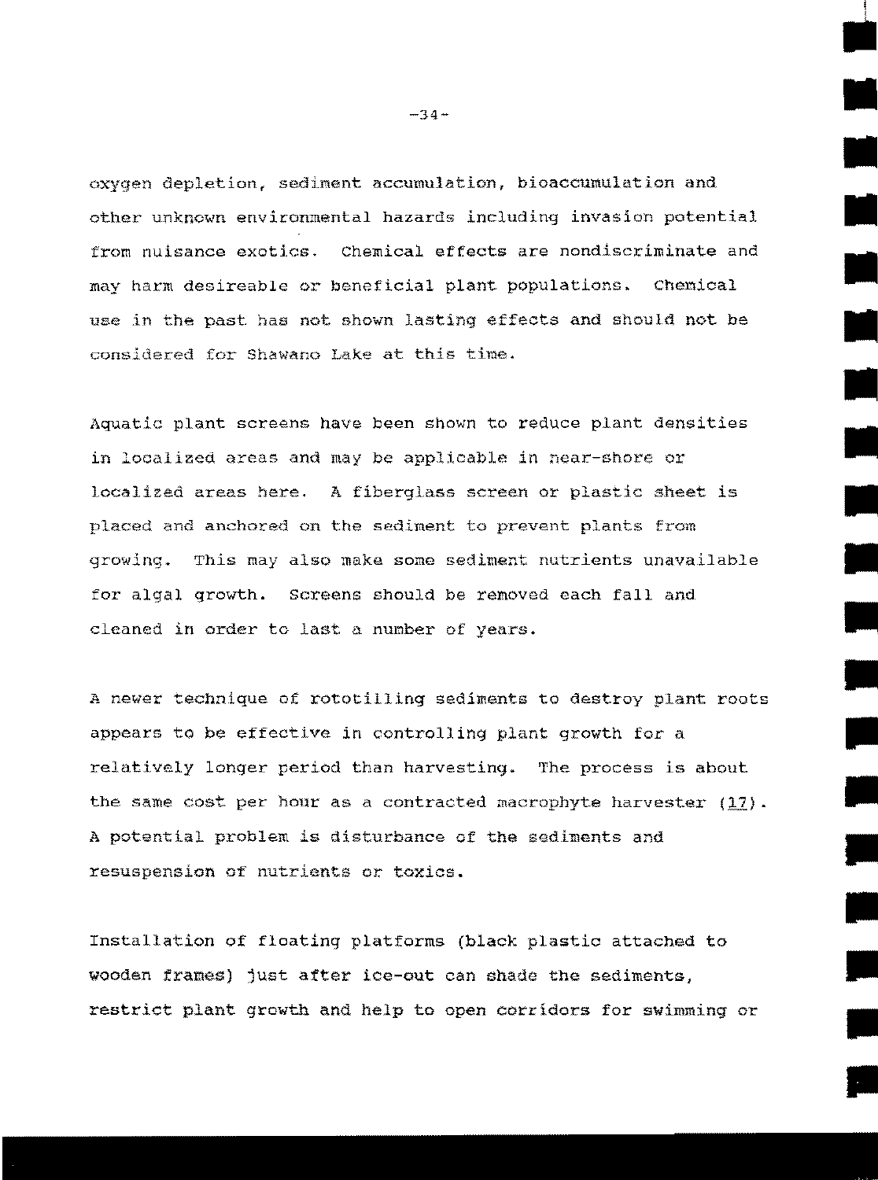oxygen depletion, sediment accumulation, bioaccumulation and other unknown environmental hazards including invasion potential from nuisance exotics. Chemical effects are nondiscriminate and may harm desireable or beneficial plant populations. Chemical use in the past has not shown lasting effects and should not be considered for Shawano Lake at this time.

Aquatic plant screens have been shown to reduce plant densities in localized areas and may be applicable in near-shore or localized areas here. A fiberglass screen or plastic sheet is placed and anchored on the sediment to prevent plants from growing. This may also make some sediment nutrients unavailable for algal growth. Screens should be removed each fall and cleaned in order to last a number of years.

A newer technique of rototilling sediments to destroy plant roots appears to be effective in controlling plant growth for a relatively longer period than harvesting. The process is about the same cost per hour as a contracted macrophyte harvester (17). A potential problem is disturbance of the sediments and resuspension of nutrients or toxics.

Installation of floating platforms (black plastic attached to wooden frames) just after ice-out can shade the sediments, restrict plant growth and help to open corridors for swimming or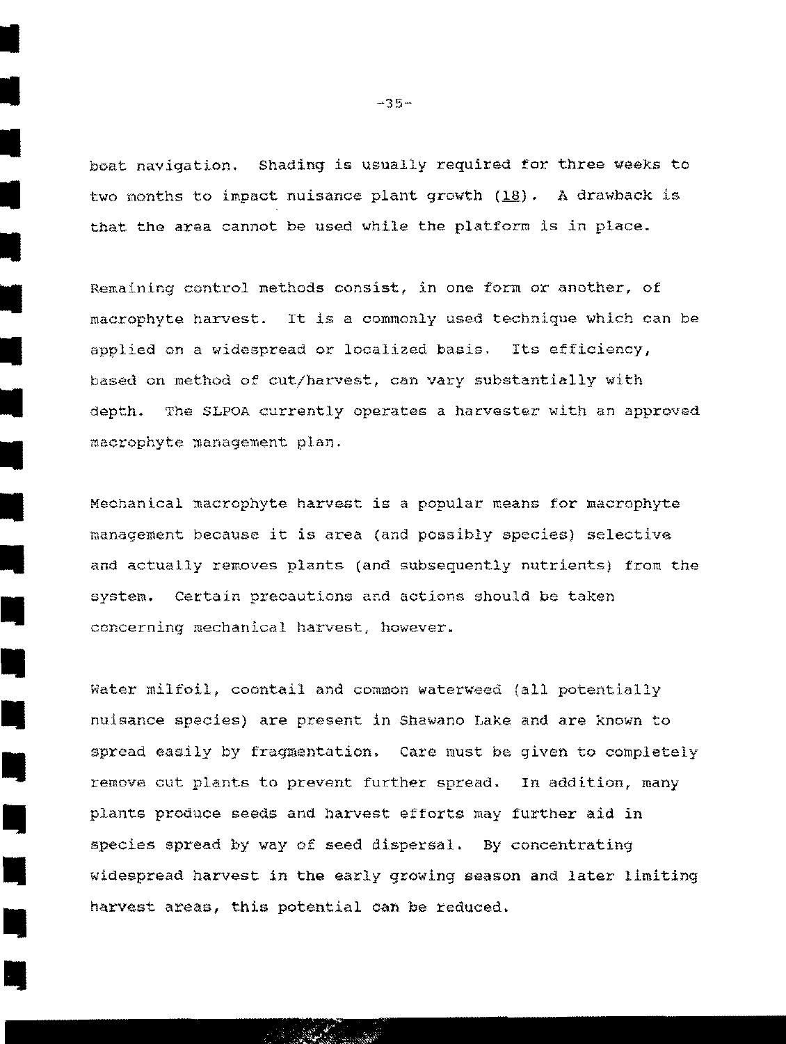boat navigation. Shading is usually required for three weeks to two months to impact nuisance plant growth (18). A drawback is that the area cannot be used while the platform is in place.

Remaining control methods consist, in one form or another, of macrophyte harvest. It is a commonly used technique which can be applied on a widespread or localized basis. Its efficiency, based on method of cut/harvest, can vary substantially with depth. The SLPOA currently operates a harvester with an approved macrophyte management plan.

Mechanical macrophyte harvest is a popular means for macrophyte management because it is area (and possibly species) selective and actually removes plants (and subsequently nutrients) from the system. Certain precautions and actions should be taken concerning mechanical harvest, however.

Water milfoil, coontail and common waterweed (all potentially nuisance species) are present in Shawano Lake and are known to spread easily by fragmentation. Care must be given to completely remove cut plants to prevent further spread. In addition, many plants produce seeds and harvest efforts may further aid in species spread by way of seed dispersal. By concentrating widespread harvest in the early growing season and later limiting harvest areas, this potential can be reduced.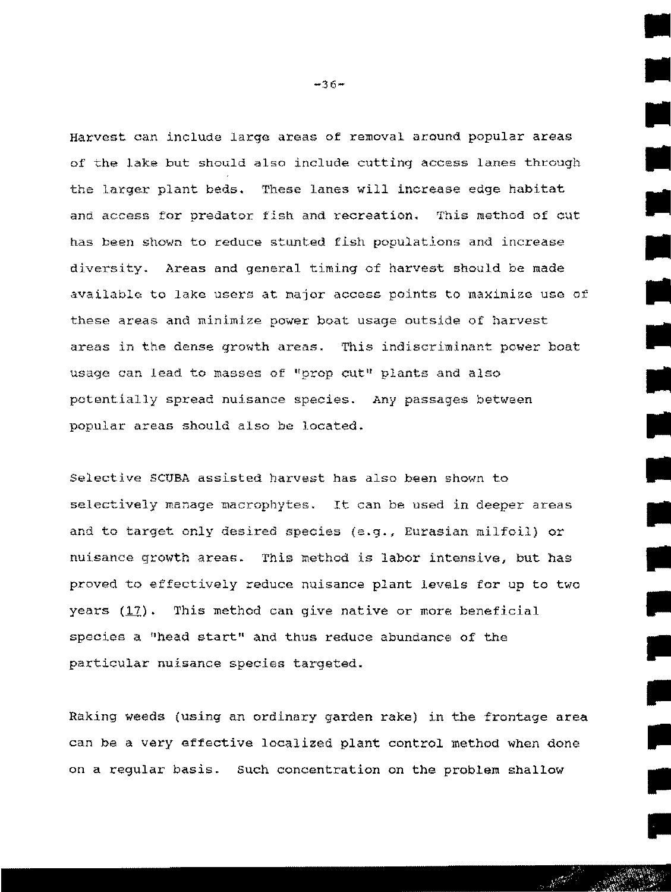Harvest can include large areas of removal around popular areas of the lake but should also include cutting access lanes through the larger plant beds. These lanes will increase edge habitat and access for predator fish and recreation. This method of cut has been shown to reduce stunted fish populations and increase diversity. Areas and general timing of harvest should be made available to lake users at major access points to maximize use of these areas and minimize power boat usage outside of harvest areas in the dense growth areas. This indiscriminant power boat usage can lead to masses of "prop cut" plants and also potentially spread nuisance species. Any passages between popular areas should also be located.

Selective SCUBA assisted harvest has also been shown to selectively manage macrophytes. It can be used in deeper areas and to target only desired species (e.g., Eurasian milfoil) or nuisance growth areas. This method is labor intensive, but has proved to effectively reduce nuisance plant levels for up to two years (17). This method can give native or more beneficial species a "head start" and thus reduce abundance of the particular nuisance species targeted.

Raking weeds (using an ordinary garden rake) in the frontage area can be a very effective localized plant control method when done on a regular basis. Such concentration on the problem shallow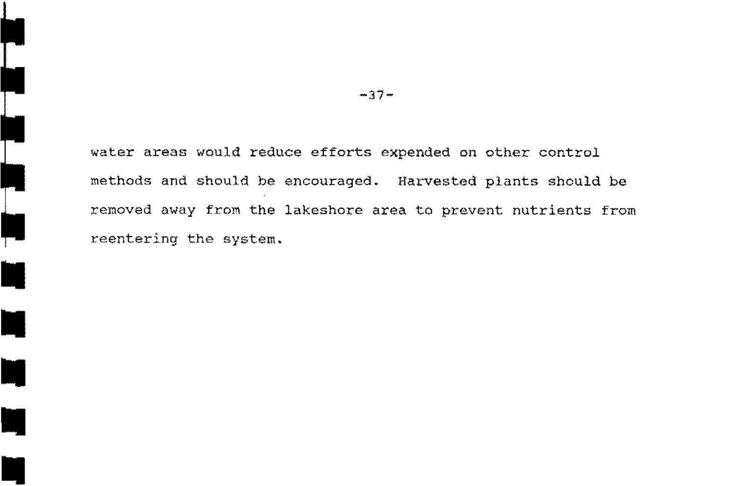water areas would reduce efforts expended on other control methods and should be encouraged. Harvested plants should be removed away from the lakeshore area to prevent nutrients from reentering the system.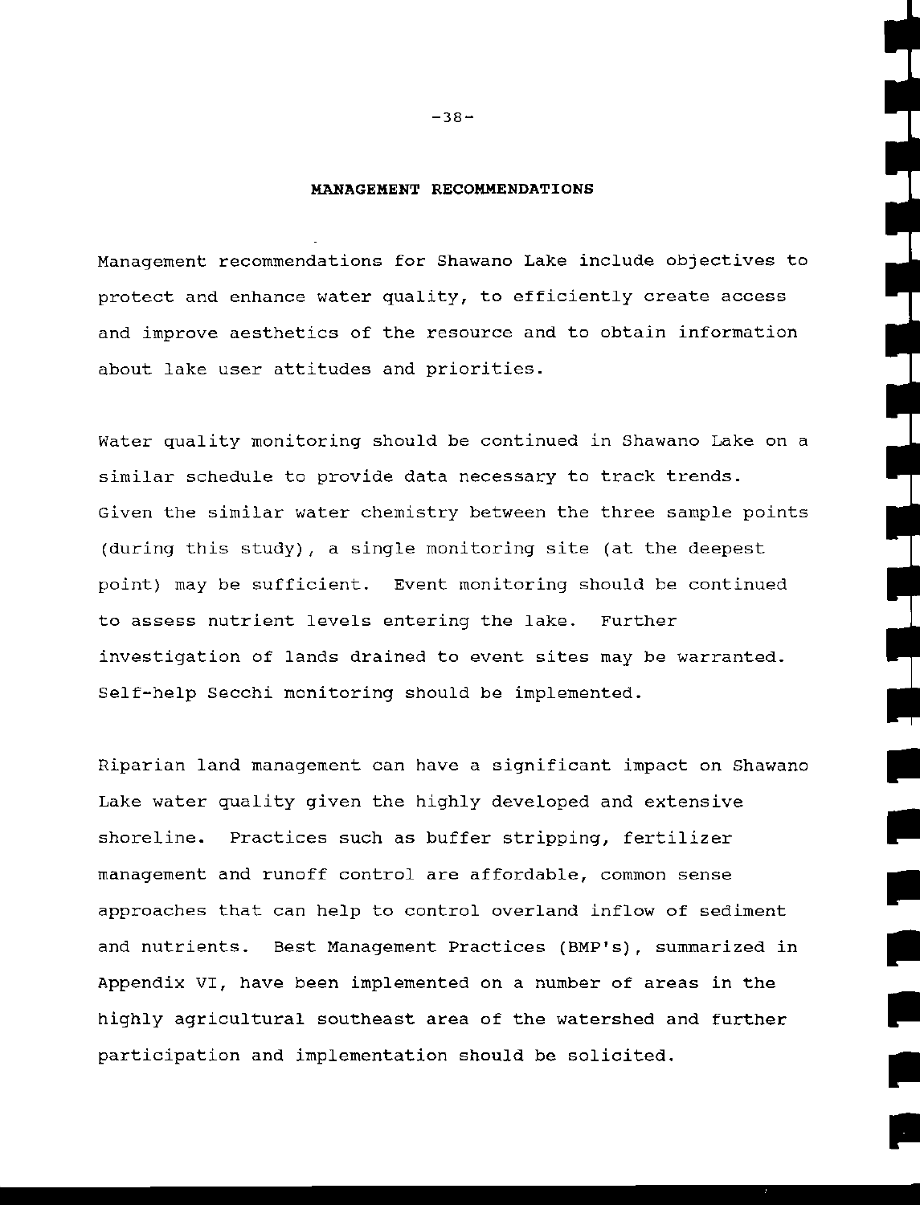## MANAGEMENT RECOMMENDATIONS

Management recommendations for Shawano Lake include objectives to protect and enhance water quality, to efficiently create access and improve aesthetics of the resource and to obtain information about lake user attitudes and priorities.

Water quality monitoring should be continued in Shawano Lake on a similar schedule to provide data necessary to track trends. Given the similar water chemistry between the three sample points (during this study), a single monitoring site (at the deepest point) may be sufficient. Event monitoring should be continued to assess nutrient levels entering the lake. Further investigation of lands drained to event sites may be warranted. Self-help Secchi monitoring should be implemented.

Riparian land management can have a significant impact on Shawano Lake water quality given the highly developed and extensive shoreline. Practices such as buffer stripping, fertilizer management and runoff control are affordable, common sense approaches that can help to control overland inflow of sediment and nutrients. Best Management Practices (BMP's), summarized in Appendix VI, have been implemented on a number of areas in the highly agricultural southeast area of the watershed and further participation and implementation should be solicited.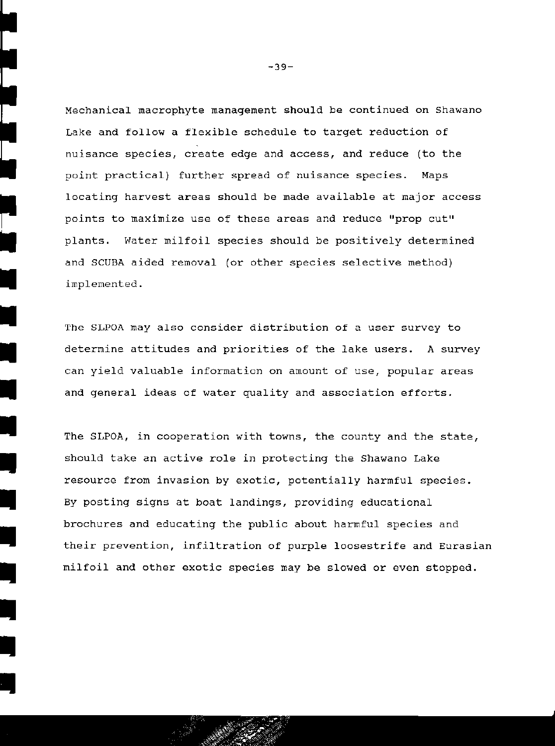Mechanical macrophyte management should be continued on Shawano Lake and follow a flexible schedule to target reduction of nuisance species, create edge and access, and reduce (to the point practical) further spread of nuisance species. Maps locating harvest areas should be made available at major access points to maximize use of these areas and reduce "prop cut" plants. Water milfoil species should be positively determined and SCUBA aided removal (or other species selective method) implemented.

The SLPOA may also consider distribution of a user survey to determine attitudes and priorities of the lake users. A survey can yield valuable information on amount of use, popular areas and general ideas of water quality and association efforts.

The SLPOA, in cooperation with towns, the county and the state, should take an active role in protecting the Shawano Lake resource from invasion by exotic, potentially harmful species. By posting signs at boat landings, providing educational brochures and educating the public about harmful species and their prevention, infiltration of purple loosestrife and Eurasian milfoil and other exotic species may be slowed or even stopped.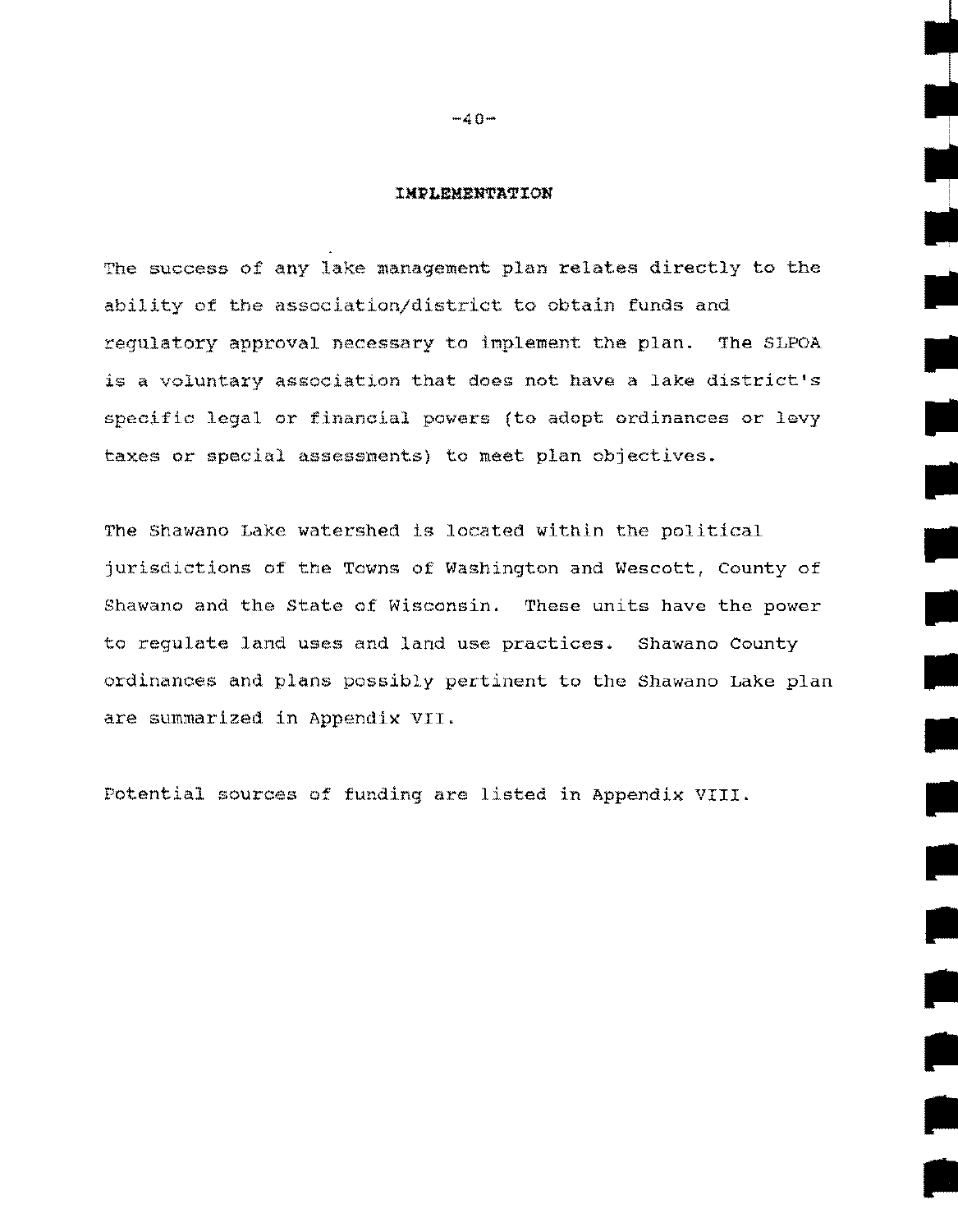## IMPLEMENTATION

The success of any lake management plan relates directly to the ability of the association/district to obtain funds and regulatory approval necessary to implement the plan. The SLPOA is a voluntary association that does not have a lake district's specific legal or financial powers (to adopt ordinances or levy taxes or special assessments) to meet plan objectives.

The Shawano Lake watershed is located within the political jurisdictions of the Towns of Washington and Wescott, County of Shawano and the State of Wisconsin. These units have the power to regulate land uses and land use practices. Shawano County ordinances and plans possibly pertinent to the Shawano Lake plan are summarized in Appendix VII.

Potential sources of funding are listed in Appendix VIII.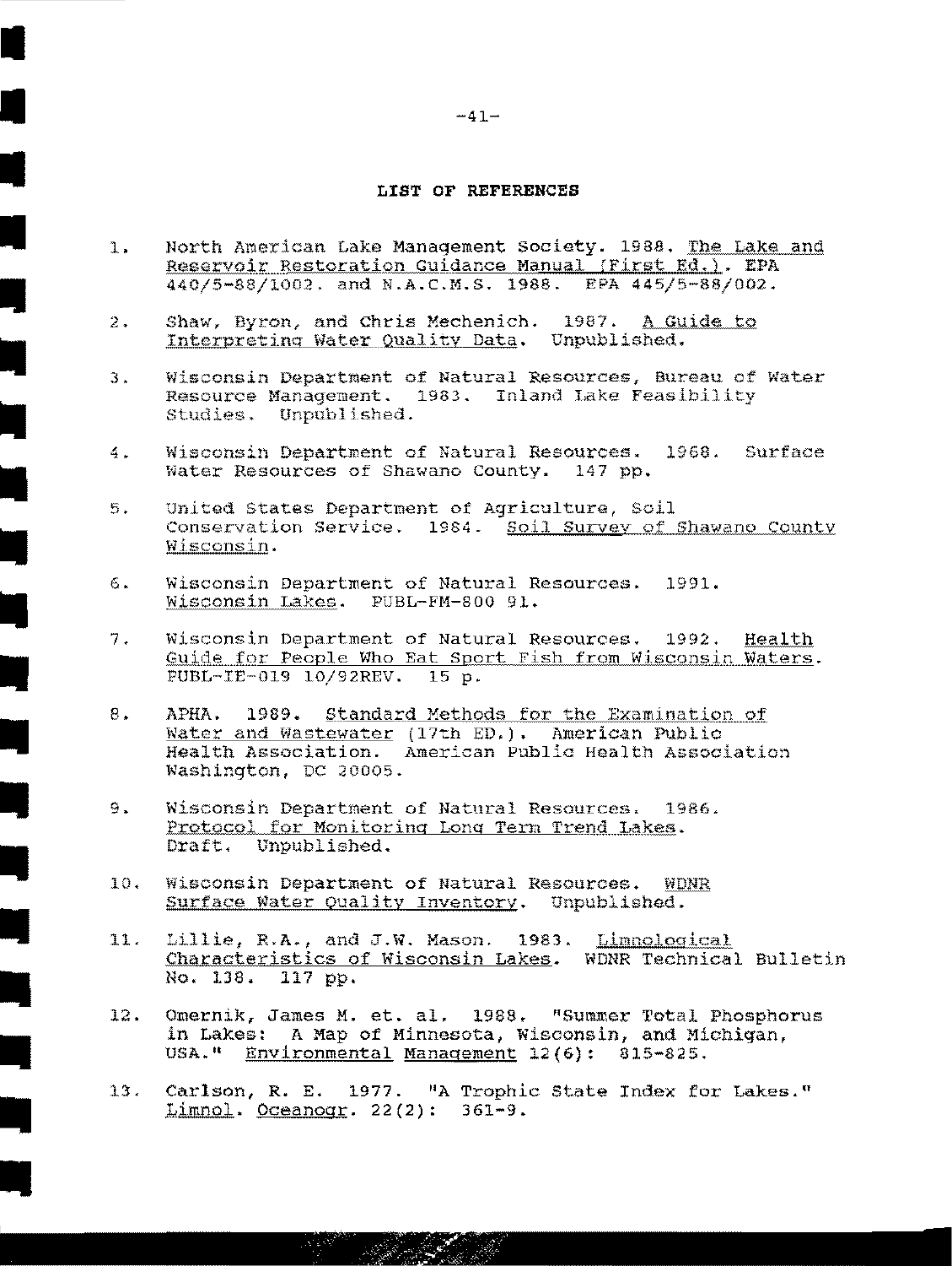## LIST OF REFERENCES

1. North American Lake Management Society. 1988. The Lake and Reservoir Restoration Guidance Manual (First Ed.). EPA 440/5-88/1002. and N.A.C.M.S. 1988. EPA 445/5-88/002.

2. Shaw, Byron, and Chris Mechenich. 1987. A Guide to Interpreting Water Quality Data. Unpublished.

3. Wisconsin Department of Natural Resources, Bureau of Water Resource Management. 1983. Inland Lake Feasibility Studies. Unpublished.

4. Wisconsin Department of Natural Resources. 1968. Surface Water Resources of Shawano County. 147 pp.

5. United States Department of Agriculture, Soil Conservation Service. 1984. Soil Survey of Shawano County Wisconsin.

6. Wisconsin Department of Natural Resources. 1991. Wisconsin Lakes. PUBL-FM-800 91.

7. Wisconsin Department of Natural Resources. 1992. Health Guide for People Who Eat Sport Fish from Wisconsin Waters. PUBL-IE-019 10/92REV. 15 p.

8. APHA. 1989. Standard Methods for the Examination of Water and Wastewater (17th ED.). American Public Health Association. American Public Health Association Washington, DC 20005.

9. Wisconsin Department of Natural Resources. 1986. Protocol for Monitoring Long Term Trend Lakes. Draft. Unpublished.

10. Wisconsin Department of Natural Resources. WDNR Surface Water Quality Inventory. Unpublished.

11. Lillie, R.A., and J.W. Mason. 1983. Limnological Characteristics of Wisconsin Lakes. WDNR Technical Bulletin No. 138. 117 pp.

12. Omernik, James M. et. al. 1988. "Summer Total Phosphorus in Lakes: A Map of Minnesota, Wisconsin, and Michigan, USA." Environmental Management 12(6): 815-825.

13. Carlson, R. E. 1977. "A Trophic State Index for Lakes." Limnol. Oceanogr. 22(2): 361-9.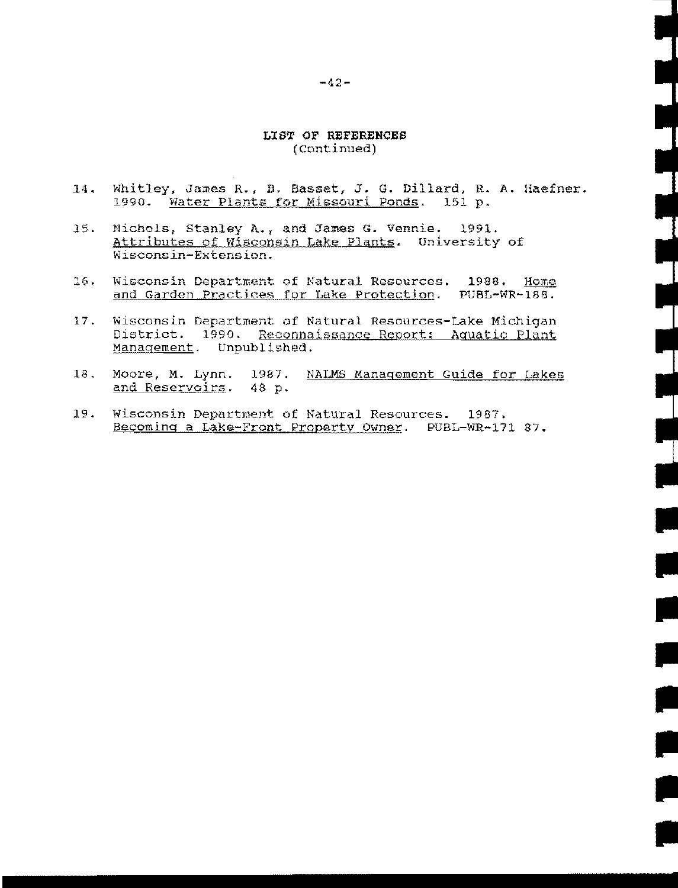## LIST OF REFERENCES
(Continued)

14. Whitley, James R., B. Basset, J. G. Dillard, R. A. Haefner. 1990. Water Plants for Missouri Ponds. 151 p.

15. Nichols, Stanley A., and James G. Vennie. 1991. Attributes of Wisconsin Lake Plants. University of Wisconsin-Extension.

16. Wisconsin Department of Natural Resources. 1988. Home and Garden Practices for Lake Protection. PUBL-WR-188.

17. Wisconsin Department of Natural Resources-Lake Michigan District. 1990. Reconnaissance Report: Aquatic Plant Management. Unpublished.

18. Moore, M. Lynn. 1987. NALMS Management Guide for Lakes and Reservoirs. 48 p.

19. Wisconsin Department of Natural Resources. 1987. Becoming a Lake-Front Property Owner. PUBL-WR-171 87.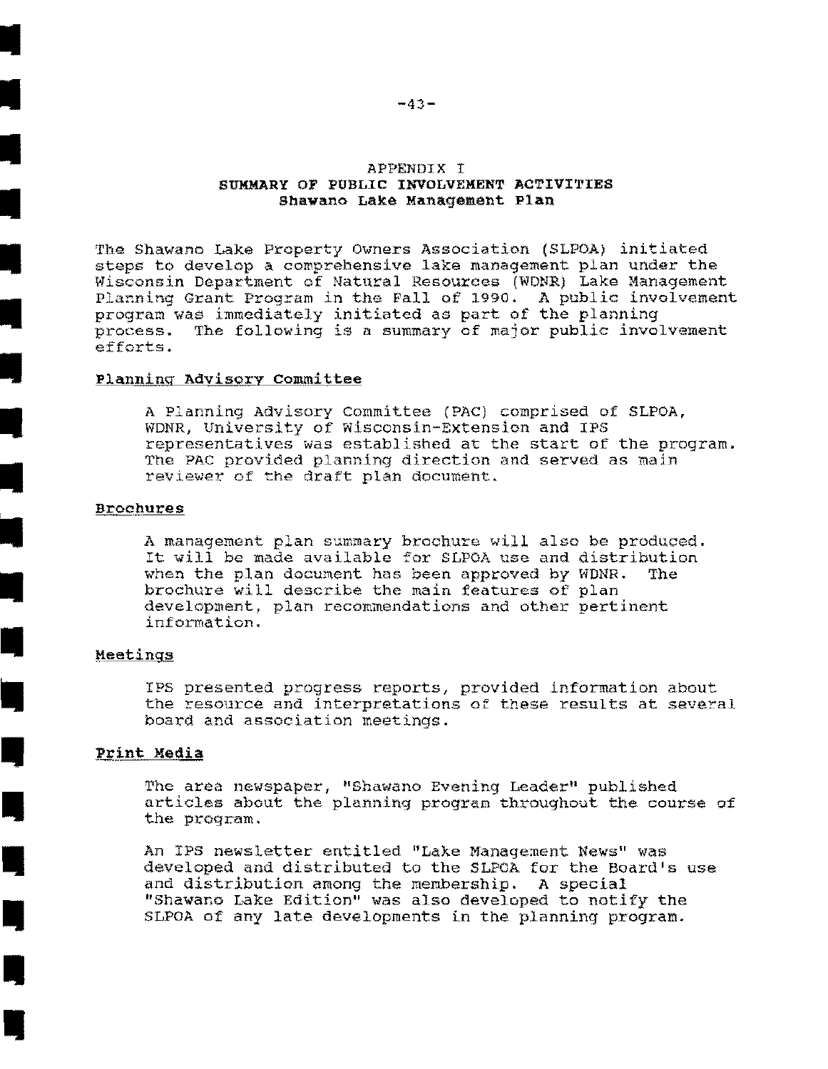# APPENDIX I
## SUMMARY OF PUBLIC INVOLVEMENT ACTIVITIES
### Shawano Lake Management Plan

The Shawano Lake Property Owners Association (SLPOA) initiated steps to develop a comprehensive lake management plan under the Wisconsin Department of Natural Resources (WDNR) Lake Management Planning Grant Program in the Fall of 1990. A public involvement program was immediately initiated as part of the planning process. The following is a summary of major public involvement efforts.

#### Planning Advisory Committee

A Planning Advisory Committee (PAC) comprised of SLPOA, WDNR, University of Wisconsin-Extension and IPS representatives was established at the start of the program. The PAC provided planning direction and served as main reviewer of the draft plan document.

#### Brochures

A management plan summary brochure will also be produced. It will be made available for SLPOA use and distribution when the plan document has been approved by WDNR. The brochure will describe the main features of plan development, plan recommendations and other pertinent information.

#### Meetings

IPS presented progress reports, provided information about the resource and interpretations of these results at several board and association meetings.

#### Print Media

The area newspaper, "Shawano Evening Leader" published articles about the planning program throughout the course of the program.

An IPS newsletter entitled "Lake Management News" was developed and distributed to the SLPOA for the Board's use and distribution among the membership. A special "Shawano Lake Edition" was also developed to notify the SLPOA of any late developments in the planning program.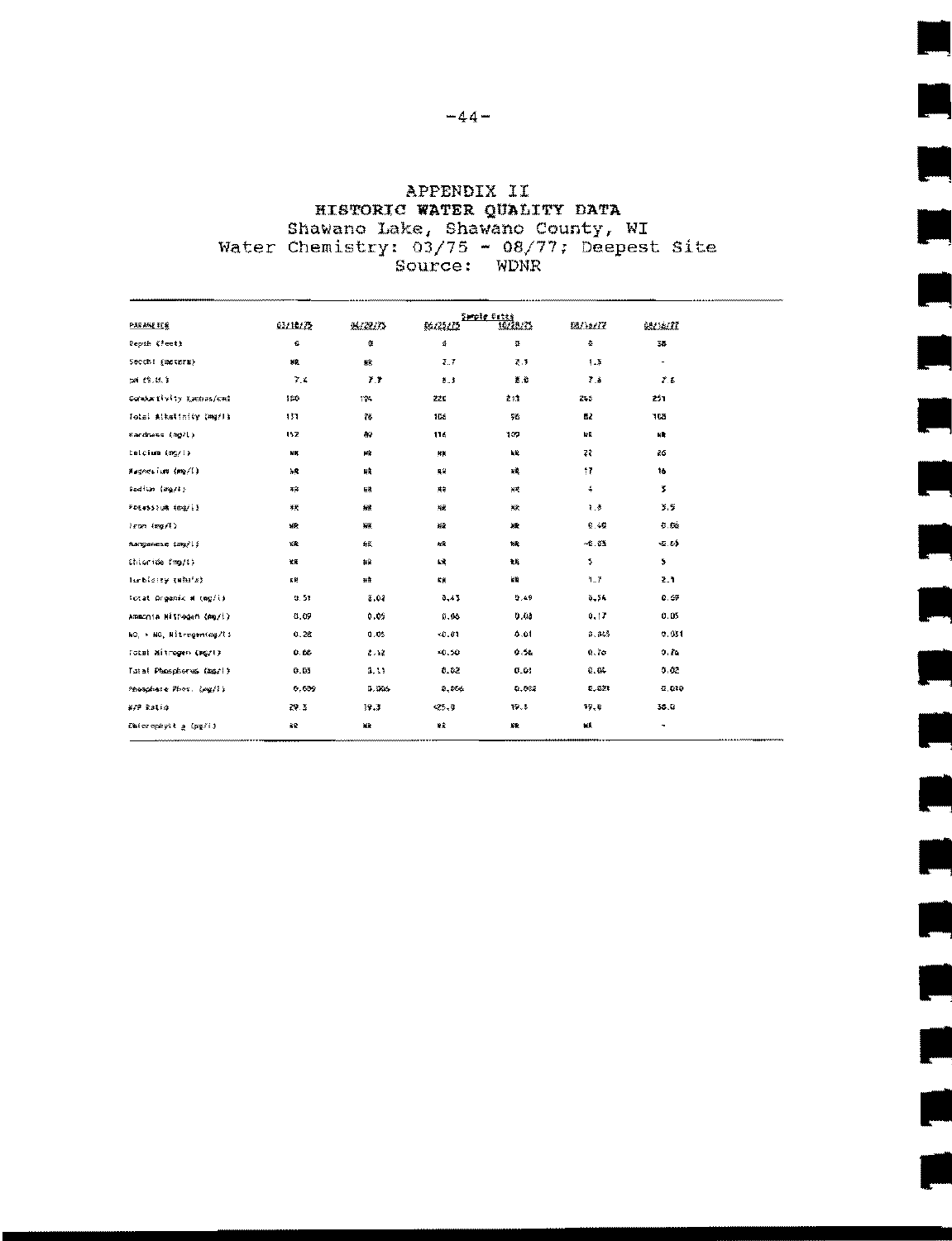# APPENDIX II
## HISTORIC WATER QUALITY DATA
### Shawano Lake, Shawano County, WI
### Water Chemistry: 03/75 - 08/77; Deepest Site
### Source: WDNR

| PARAMETER | Sample Dates | | | | | |
|---|---|---|---|---|---|---|
| | 03/18/75 | 04/29/75 | 06/25/75 | 10/28/75 | 08/16/77 | 08/16/77 |
| Depth (feet) | 6 | 0 | 0 | 0 | 0 | 38 |
| Secchi (meters) | NR | NR | 2.7 | 2.3 | 1.3 | - |
| pH (S.U.) | 7.4 | 7.9 | 8.3 | 8.0 | 7.6 | 7.6 |
| Conductivity (umhos/cm) | 190 | 194 | 226 | 213 | 240 | 251 |
| Total Alkalinity (mg/l) | 131 | 76 | 106 | 96 | 82 | 103 |
| Hardness (mg/l) | 152 | 89 | 116 | 109 | NR | NR |
| Calcium (mg/l) | NR | NR | NR | NR | 22 | 26 |
| Magnesium (mg/l) | NR | NR | NR | NR | 17 | 16 |
| Sodium (mg/l) | NR | NR | NR | NR | 4 | 5 |
| Potassium (mg/l) | NR | NR | NR | NR | 1.8 | 3.5 |
| Iron (mg/l) | NR | NR | NR | NR | 0.40 | 0.06 |
| Manganese (mg/l) | NR | NR | NR | NR | <0.03 | <0.03 |
| Chloride (mg/l) | NR | NR | NR | NR | 5 | 5 |
| Turbidity (NTU's) | NR | NR | NR | NR | 1.7 | 2.1 |
| Total Organic N (mg/l) | 0.51 | 2.02 | 0.43 | 0.49 | 0.54 | 0.69 |
| Ammonia Nitrogen (mg/l) | 0.09 | 0.05 | 0.06 | 0.08 | 0.17 | 0.05 |
| $NO_2$ + $NO_3$ Nitrogen(mg/l) | 0.28 | 0.05 | <0.01 | 0.01 | 0.045 | 0.031 |
| Total Nitrogen (mg/l) | 0.88 | 2.12 | <0.50 | 0.58 | 0.76 | 0.76 |
| Total Phosphorus (mg/l) | 0.03 | 0.11 | 0.02 | 0.03 | 0.04 | 0.02 |
| Phosphate Phos. (mg/l) | 0.009 | 0.006 | 0.006 | 0.002 | 0.031 | 0.010 |
| N/P Ratio | 29.3 | 19.3 | <25.0 | 19.3 | 19.0 | 38.0 |
| Chlorophyll a (ug/l) | NR | NR | NR | NR | NR | - |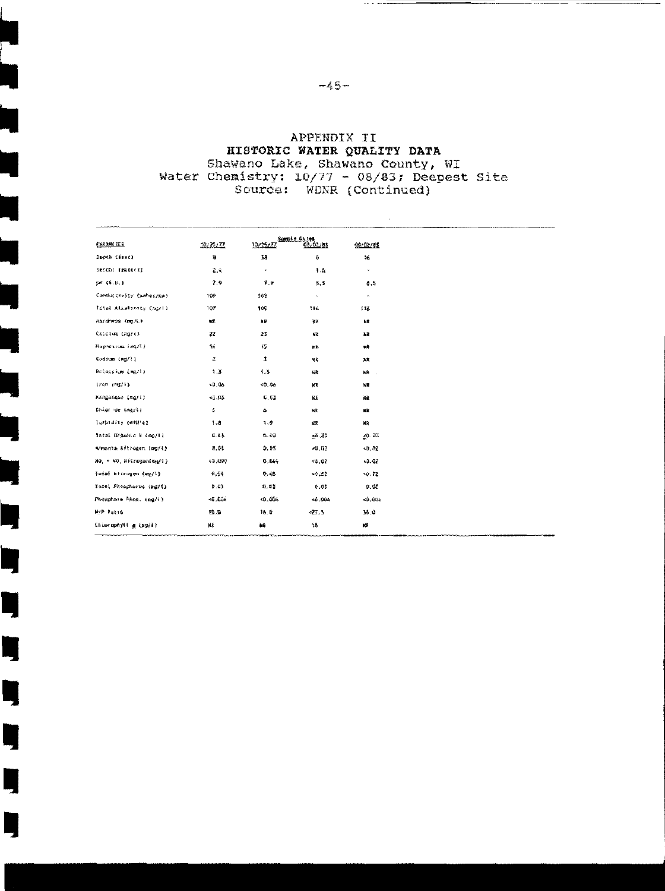# APPENDIX II
## HISTORIC WATER QUALITY DATA
Shawano Lake, Shawano County, WI
Water Chemistry: 10/77 - 08/83; Deepest Site
Source: WDNR (Continued)

| | Sample Dates | | | |
|---|---|---|---|---|
| PARAMETER | 10/25/77 | 10/25/77 | 03/03/83 | 08/02/83 |
| Depth (feet) | 3 | 38 | 8 | 36 |
| Secchi (meters) | 2.4 | - | 1.6 | - |
| pH (S.U.) | 7.9 | 7.9 | 8.5 | 8.5 |
| Conductivity (umhos/cm) | 109 | 109 | - | - |
| Total Alkalinity (mg/l) | 107 | 109 | 116 | 116 |
| Hardness (mg/l) | NR | NR | NR | NR |
| Calcium (mg/l) | 22 | 23 | NR | NR |
| Magnesium (mg/l) | 16 | 15 | NR | NR |
| Sodium (mg/l) | 2 | 3 | NR | NR |
| Potassium (mg/l) | 1.3 | 1.5 | NR | NR |
| Iron (mg/l) | <0.06 | <0.06 | NR | NR |
| Manganese (mg/l) | <0.03 | 0.03 | NR | NR |
| Chloride (mg/l) | 5 | 6 | NR | NR |
| Turbidity (NTU's) | 1.8 | 1.9 | NR | NR |
| Total Organic N (mg/l) | 0.45 | 0.40 | ≤0.80 | ≤0.70 |
| Ammonia Nitrogen (mg/l) | 0.05 | 0.05 | <0.02 | <0.02 |
| $NO_2$ + $NO_3$ Nitrogen (mg/l) | <0.090 | 0.044 | <0.02 | <0.02 |
| Total Nitrogen (mg/l) | 0.54 | 0.48 | <0.82 | <0.72 |
| Total Phosphorus (mg/l) | 0.03 | 0.03 | 0.03 | 0.02 |
| Phosphate Free. (mg/l) | <0.004 | <0.004 | <0.004 | <0.004 |
| N/P Ratio | 18.0 | 16.0 | <27.3 | 36.0 |
| Chlorophyll *a* (ug/l) | NR | NR | 18 | NR |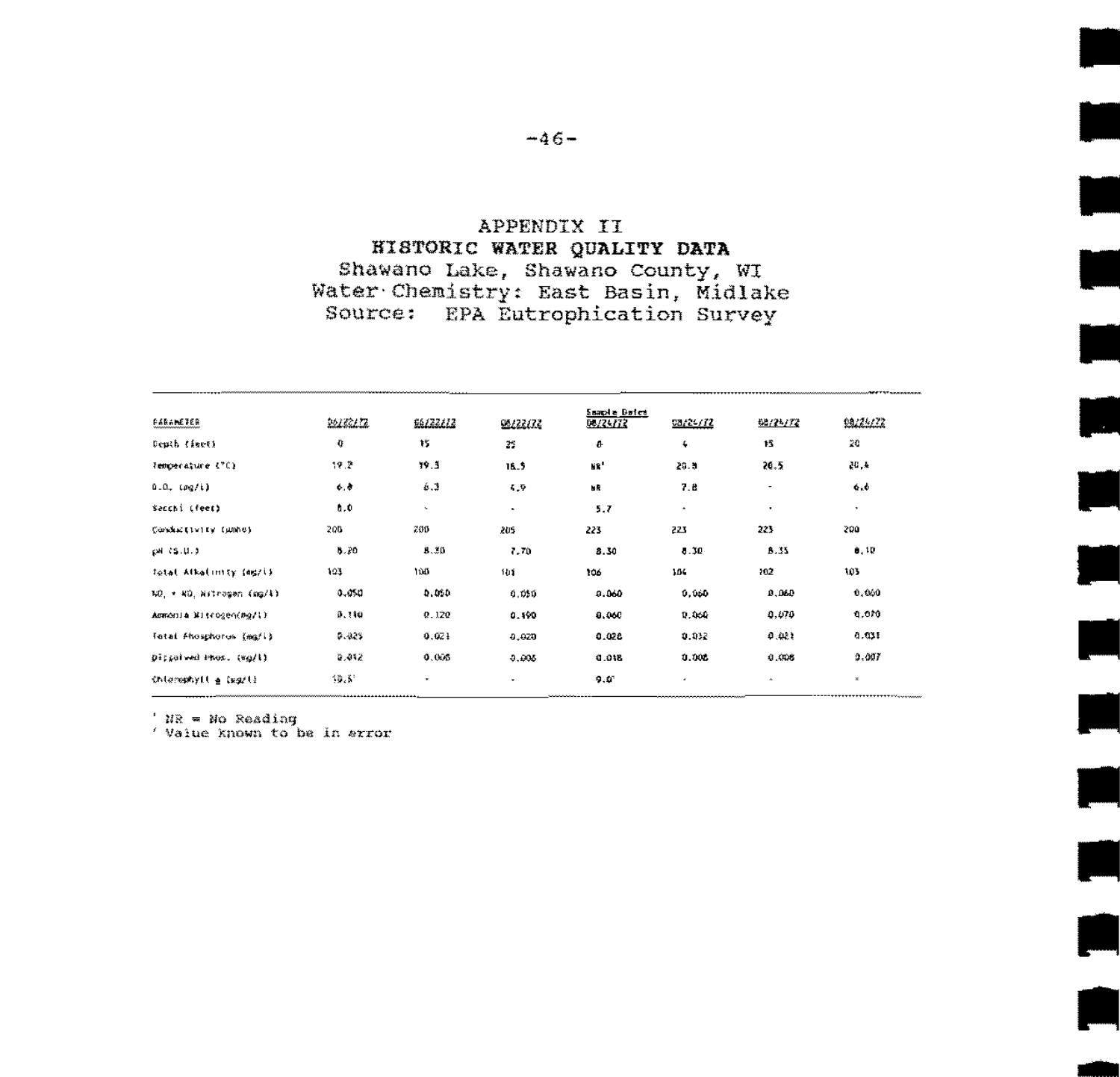# APPENDIX II
## HISTORIC WATER QUALITY DATA
### Shawano Lake, Shawano County, WI
### Water Chemistry: East Basin, Midlake
### Source: EPA Eutrophication Survey

| PARAMETER | | | | Sample Dates | | | |
|---|---|---|---|---|---|---|---|
| | 06/22/72 | 06/22/72 | 06/22/72 | 08/24/72 | 08/24/72 | 08/24/72 | 08/24/72 |
| Depth (feet) | 0 | 15 | 25 | 0 | 4 | 15 | 20 |
| Temperature (°C) | 19.2 | 19.3 | 16.5 | NR[1] | 20.8 | 20.5 | 20.4 |
| D.O. (mg/l) | 6.8 | 6.3 | 4.9 | NR | 7.8 | - | 6.6 |
| Secchi (feet) | 8.0 | - | - | 5.7 | - | - | - |
| Conductivity (umhos) | 200 | 200 | 205 | 223 | 223 | 223 | 200 |
| pH (S.U.) | 8.20 | 8.30 | 7.70 | 8.30 | 8.30 | 8.35 | 8.10 |
| Total Alkalinity (mg/l) | 103 | 100 | 101 | 106 | 104 | 102 | 105 |
| $NO_2 + NO_3$ Nitrogen (mg/l) | 0.050 | 0.050 | 0.050 | 0.060 | 0.060 | 0.060 | 0.060 |
| Ammonia Nitrogen(mg/l) | 0.110 | 0.120 | 0.190 | 0.060 | 0.060 | 0.070 | 0.070 |
| Total Phosphorus (mg/l) | 0.025 | 0.021 | 0.020 | 0.028 | 0.032 | 0.021 | 0.031 |
| Dissolved Phos. (mg/l) | 0.012 | 0.005 | 0.005 | 0.018 | 0.008 | 0.008 | 0.007 |
| Chlorophyll a (ug/l) | 10.5[2] | - | - | 9.0[2] | - | - | - |

[1] NR = No Reading
[2] Value known to be in error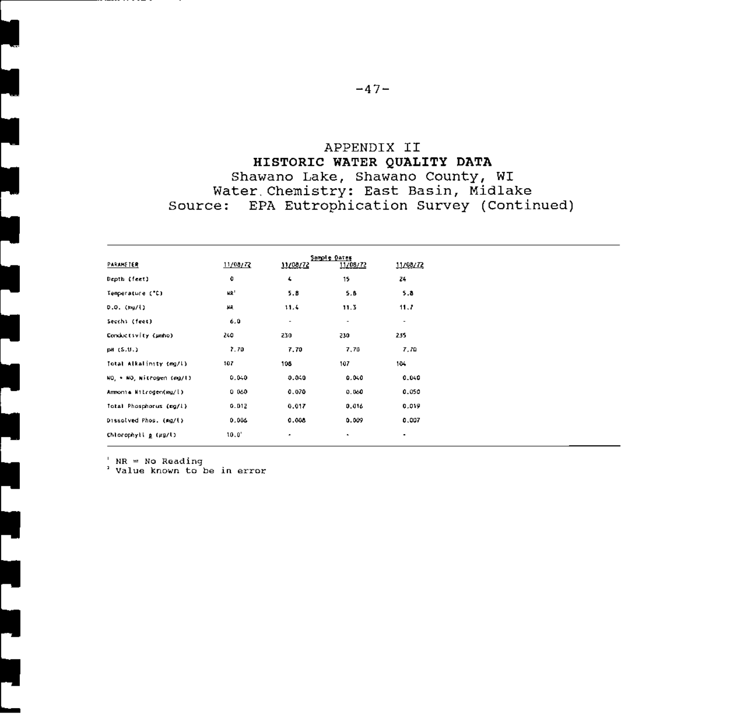# APPENDIX II

## HISTORIC WATER QUALITY DATA

Shawano Lake, Shawano County, WI
Water Chemistry: East Basin, Midlake
Source: EPA Eutrophication Survey (Continued)

| PARAMETER | Sample Dates | | | |
|---|---|---|---|---|
| | 11/08/72 | 11/08/72 | 11/08/72 | 11/08/72 |
| Depth (feet) | 0 | 4 | 15 | 24 |
| Temperature (°C) | NR[1] | 5.8 | 5.8 | 5.8 |
| D.O. (mg/l) | NR | 11.4 | 11.3 | 11.7 |
| Secchi (feet) | 6.0 | - | - | - |
| Conductivity (µmho) | 240 | 230 | 230 | 235 |
| pH (S.U.) | 7.70 | 7.70 | 7.70 | 7.70 |
| Total Alkalinity (mg/l) | 107 | 108 | 107 | 104 |
| $NO_2 + NO_3$ Nitrogen (mg/l) | 0.040 | 0.040 | 0.040 | 0.040 |
| Ammonia Nitrogen(mg/l) | 0.060 | 0.070 | 0.060 | 0.050 |
| Total Phosphorus (mg/l) | 0.012 | 0.017 | 0.016 | 0.019 |
| Dissolved Phos. (mg/l) | 0.006 | 0.008 | 0.009 | 0.007 |
| Chlorophyll *a* (µg/l) | 10.0[2] | - | - | - |

[1] NR = No Reading
[2] Value known to be in error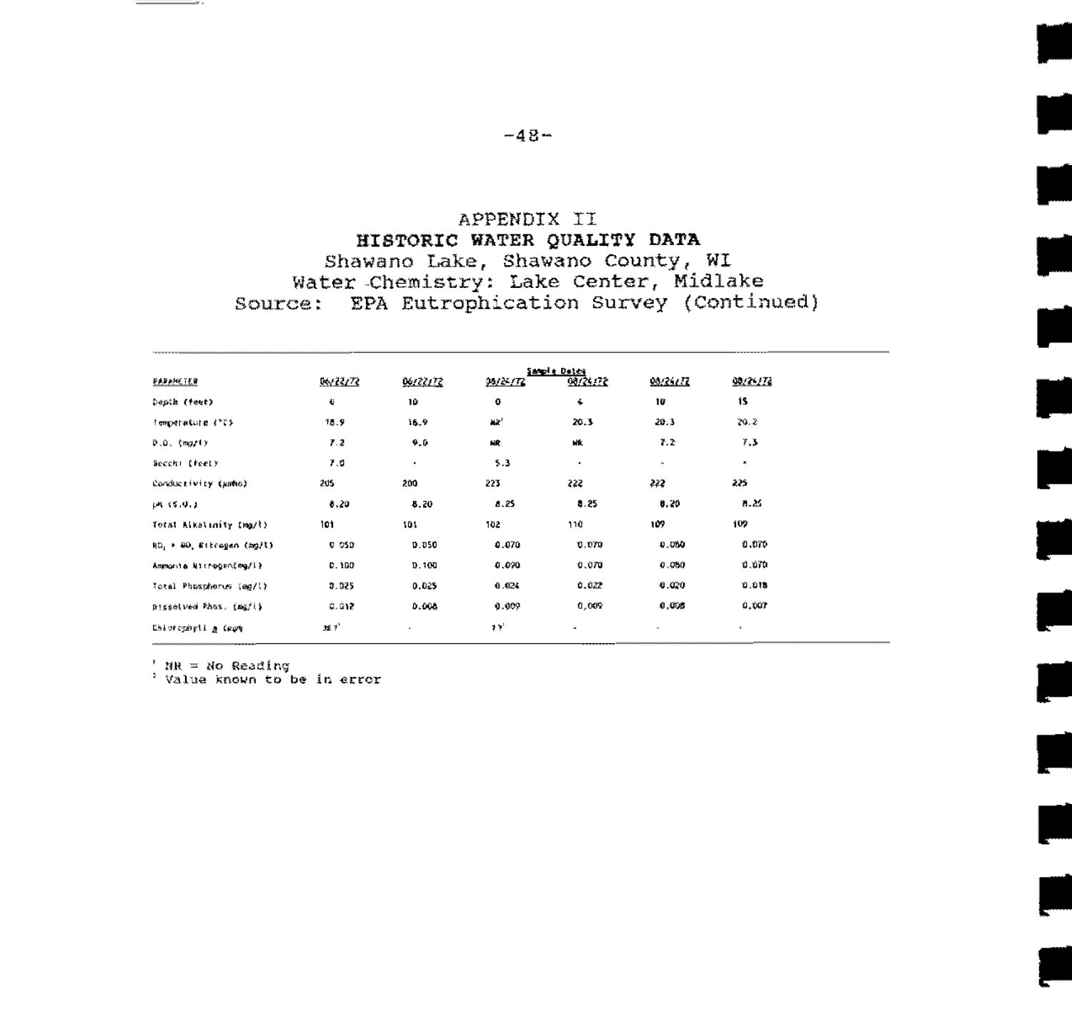# APPENDIX II

## HISTORIC WATER QUALITY DATA

Shawano Lake, Shawano County, WI

Water Chemistry: Lake Center, Midlake

Source: EPA Eutrophication Survey (Continued)

| PARAMETER | Sample Dates | | | | | |
|---|---|---|---|---|---|---|
| | 06/22/72 | 06/22/72 | 08/24/72 | 08/24/72 | 08/24/72 | 08/24/72 |
| Depth (feet) | 6 | 10 | 0 | 4 | 10 | 15 |
| Temperature (°C) | 18.9 | 16.9 | NR[1] | 20.3 | 20.3 | 20.2 |
| D.O. (mg/l) | 7.2 | 9.6 | NR | NR | 7.2 | 7.3 |
| Secchi (feet) | 7.0 | - | 5.3 | - | - | - |
| Conductivity (µmho) | 205 | 200 | 223 | 222 | 222 | 225 |
| pH (S.U.) | 8.20 | 8.20 | 8.25 | 8.25 | 8.20 | 8.25 |
| Total Alkalinity (mg/l) | 101 | 101 | 102 | 110 | 109 | 109 |
| $NO_2$ + $NO_3$ Nitrogen (mg/l) | 0.050 | 0.050 | 0.070 | 0.070 | 0.080 | 0.070 |
| Ammonia Nitrogen(mg/l) | 0.100 | 0.100 | 0.090 | 0.070 | 0.080 | 0.070 |
| Total Phosphorus (mg/l) | 0.025 | 0.025 | 0.024 | 0.022 | 0.020 | 0.018 |
| Dissolved Phos. (mg/l) | 0.012 | 0.008 | 0.009 | 0.009 | 0.008 | 0.007 |
| Chlorophyll a (ug/l) | 38.7[2] | - | 11[2] | - | - | - |

[1] NR = No Reading

[2] Value known to be in error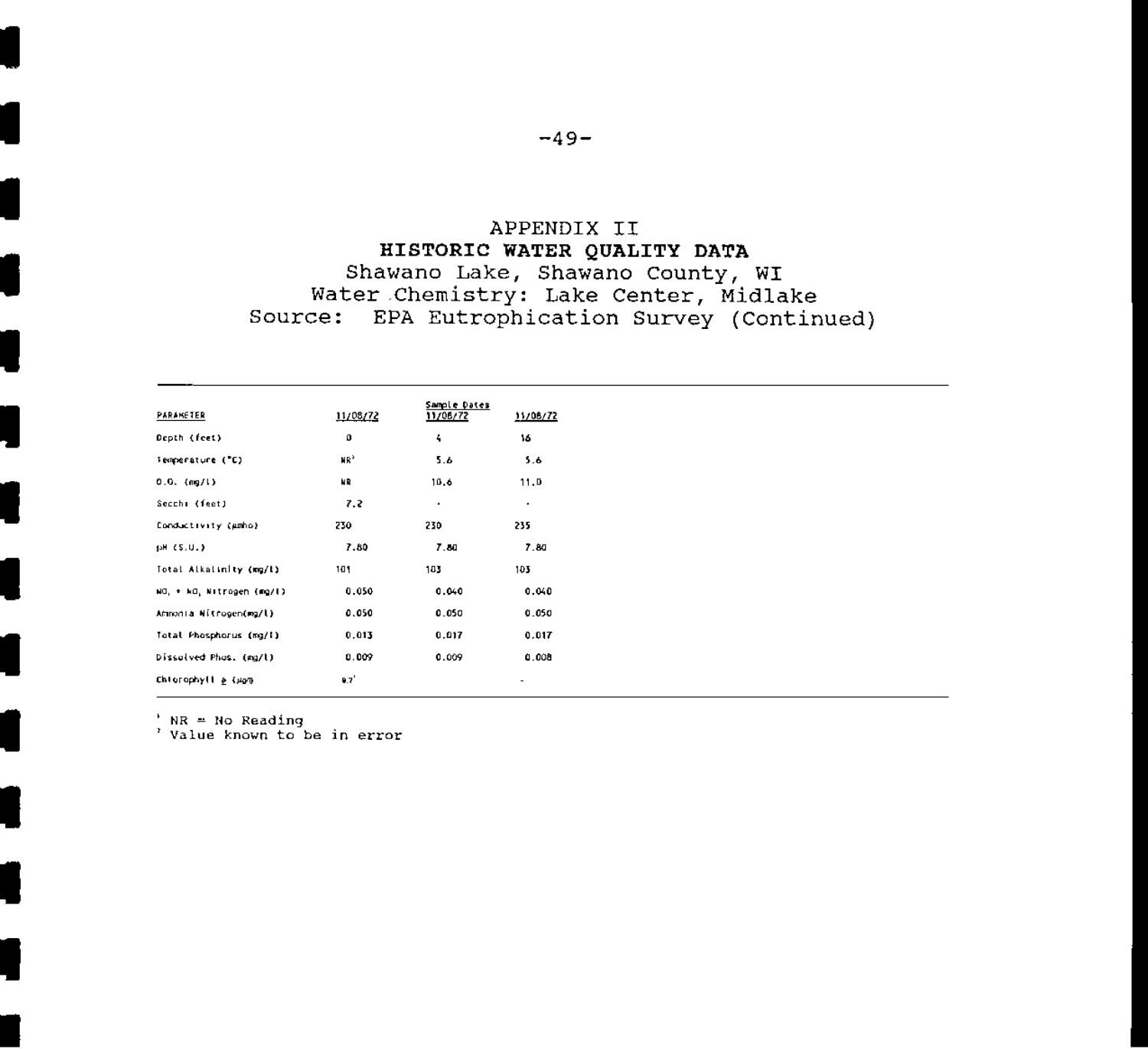# APPENDIX II

## HISTORIC WATER QUALITY DATA

Shawano Lake, Shawano County, WI
Water Chemistry: Lake Center, Midlake
Source: EPA Eutrophication Survey (Continued)

| PARAMETER | Sample Dates | | |
|---|---|---|---|
| | 11/08/72 | 11/08/72 | 11/08/72 |
| Depth (feet) | 0 | 4 | 16 |
| Temperature (°C) | NR[1] | 5.6 | 5.6 |
| D.O. (mg/l) | NR | 10.6 | 11.0 |
| Secchi (feet) | 7.2 | · | · |
| Conductivity (µmho) | 230 | 230 | 235 |
| pH (S.U.) | 7.80 | 7.80 | 7.80 |
| Total Alkalinity (mg/l) | 101 | 103 | 103 |
| $NO_2$ + $NO_3$ Nitrogen (mg/l) | 0.050 | 0.040 | 0.040 |
| Ammonia Nitrogen(mg/l) | 0.050 | 0.050 | 0.050 |
| Total Phosphorus (mg/l) | 0.013 | 0.017 | 0.017 |
| Dissolved Phos. (mg/l) | 0.009 | 0.009 | 0.008 |
| Chlorophyll *a* (µg/l) | 9.7[2] | | - |

[1] NR = No Reading
[2] Value known to be in error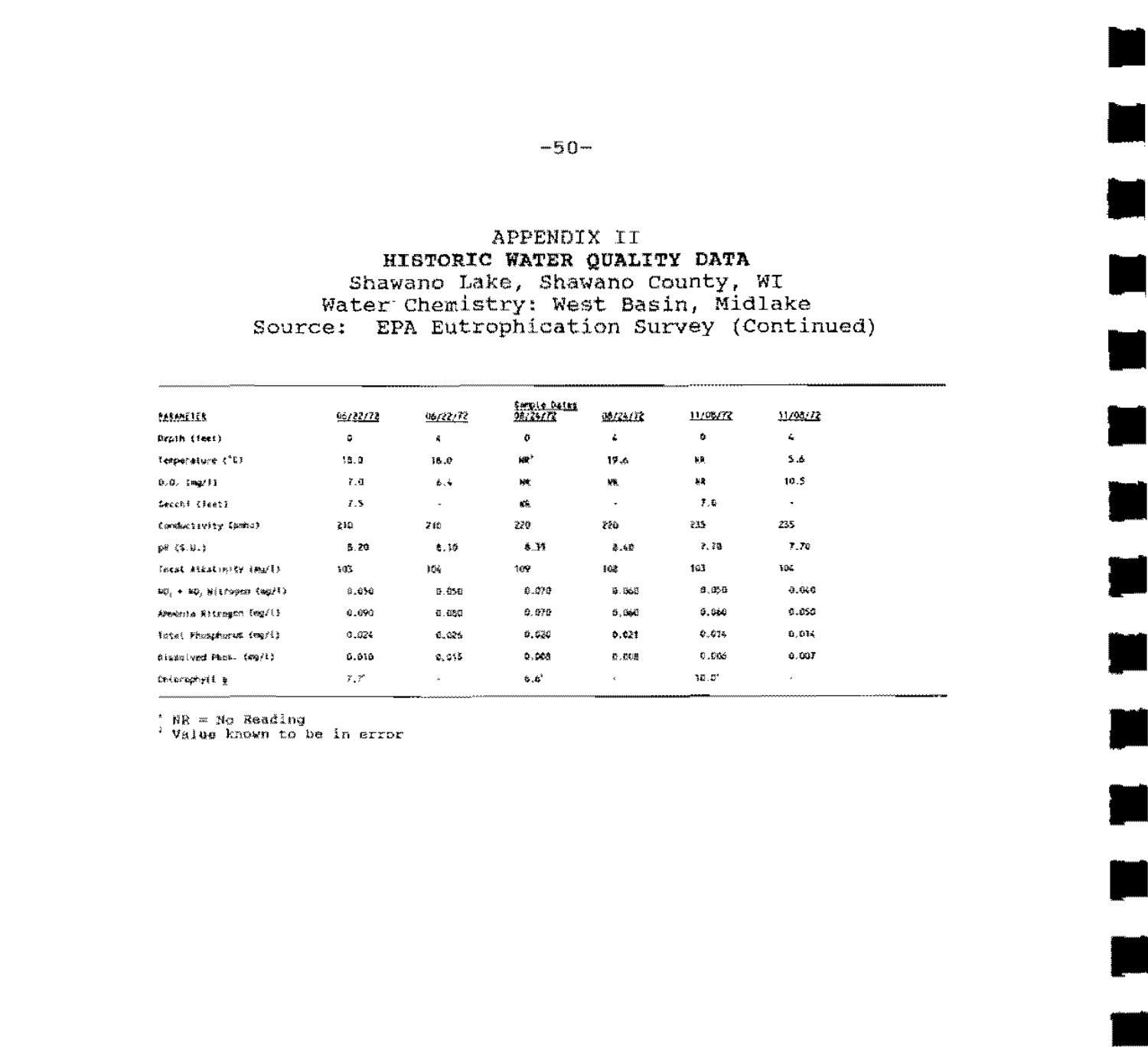# APPENDIX II

## HISTORIC WATER QUALITY DATA

Shawano Lake, Shawano County, WI
Water Chemistry: West Basin, Midlake
Source: EPA Eutrophication Survey (Continued)

| | Sample Dates | | | | | |
|---|---|---|---|---|---|---|
| PARAMETER | 06/22/72 | 06/22/72 | 08/24/72 | 08/24/72 | 11/08/72 | 11/08/72 |
| Depth (feet) | 0 | 4 | 0 | 4 | 0 | 4 |
| Temperature (°C) | 18.0 | 18.0 | NR[1] | 19.6 | NR | 5.6 |
| D.O. (mg/l) | 7.0 | 6.4 | NR | NR | NR | 10.5 |
| Secchi (feet) | 7.5 | - | NR | - | 7.0 | - |
| Conductivity (µmho) | 210 | 210 | 220 | 220 | 235 | 235 |
| pH (S.U.) | 8.20 | 8.10 | 8.31 | 8.40 | 7.70 | 7.70 |
| Total Alkalinity (mg/l) | 103 | 104 | 109 | 108 | 103 | 106 |
| $NO_2$ + $NO_3$ Nitrogen (mg/l) | 0.050 | 0.050 | 0.070 | 0.060 | 0.050 | 0.040 |
| Ammonia Nitrogen (mg/l) | 0.090 | 0.080 | 0.070 | 0.060 | 0.060 | 0.050 |
| Total Phosphorus (mg/l) | 0.024 | 0.026 | 0.020 | 0.021 | 0.014 | 0.014 |
| Dissolved Phos. (mg/l) | 0.010 | 0.015 | 0.008 | 0.008 | 0.006 | 0.007 |
| Chlorophyll a | 7.7[2] | - | 6.6[2] | - | 10.0[2] | - |

[1] NR = No Reading
[2] Value known to be in error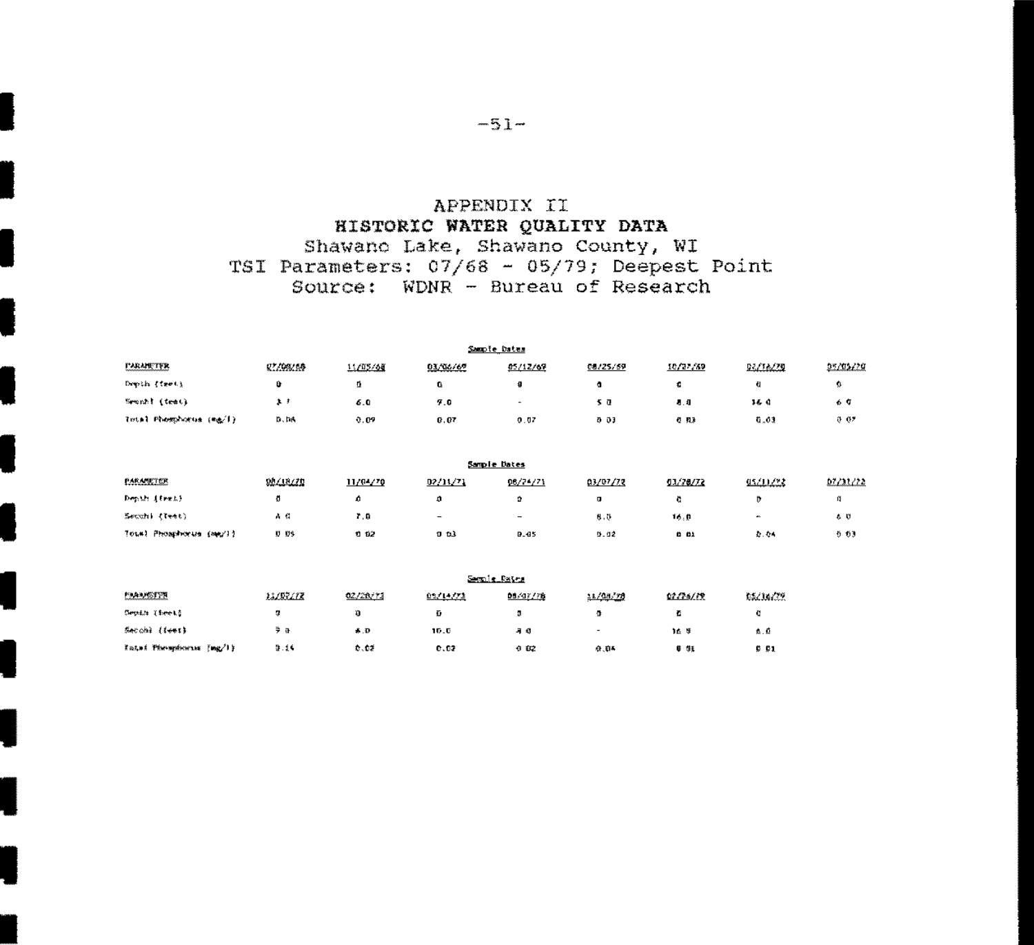# APPENDIX II

## HISTORIC WATER QUALITY DATA

Shawano Lake, Shawano County, WI
TSI Parameters: 07/68 - 05/79; Deepest Point
Source: WDNR - Bureau of Research

| | Sample Dates | | | | | | | |
|---|---|---|---|---|---|---|---|---|
| PARAMETER | 07/08/68 | 11/05/68 | 03/04/69 | 05/12/69 | 08/25/69 | 10/27/69 | 02/16/70 | 05/05/70 |
| Depth (feet) | 0 | 0 | 0 | 0 | 0 | 0 | 0 | 0 |
| Secchi (feet) | 3.7 | 6.0 | 9.0 | - | 5.0 | 8.0 | 14.0 | 6.0 |
| Total Phosphorus (mg/l) | 0.06 | 0.09 | 0.07 | 0.07 | 0.03 | 0.03 | 0.03 | 0.07 |

| | Sample Dates | | | | | | | |
|---|---|---|---|---|---|---|---|---|
| PARAMETER | 08/18/70 | 11/04/70 | 02/11/71 | 08/24/71 | 03/07/72 | 03/28/72 | 05/11/72 | 07/31/72 |
| Depth (feet) | 0 | 0 | 0 | 0 | 0 | 0 | 0 | 0 |
| Secchi (feet) | 4.0 | 7.0 | - | - | 8.0 | 16.0 | - | 6.0 |
| Total Phosphorus (mg/l) | 0.05 | 0.02 | 0.03 | 0.05 | 0.02 | 0.01 | 0.04 | 0.03 |

| | Sample Dates | | | | | | |
|---|---|---|---|---|---|---|---|
| PARAMETER | 11/07/72 | 02/20/73 | 05/14/73 | 08/07/78 | 11/04/78 | 02/26/79 | 05/16/79 |
| Depth (feet) | 0 | 0 | 0 | 0 | 0 | 0 | 0 |
| Secchi (feet) | 9.0 | 6.0 | 10.0 | 4.0 | - | 16.5 | 6.0 |
| Total Phosphorus (mg/l) | 0.14 | 0.02 | 0.02 | 0.02 | 0.04 | 0.01 | 0.01 |